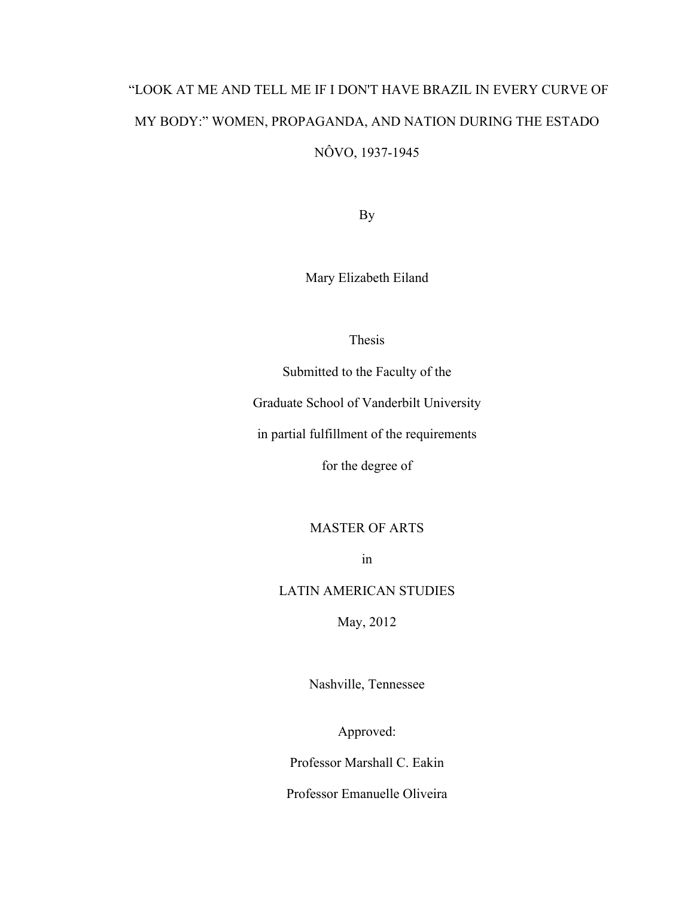# "LOOK AT ME AND TELL ME IF I DON'T HAVE BRAZIL IN EVERY CURVE OF MY BODY:" WOMEN, PROPAGANDA, AND NATION DURING THE ESTADO NÔVO, 1937-1945

By

Mary Elizabeth Eiland

Thesis

Submitted to the Faculty of the

Graduate School of Vanderbilt University

in partial fulfillment of the requirements

for the degree of

MASTER OF ARTS

in

LATIN AMERICAN STUDIES

May, 2012

Nashville, Tennessee

Approved:

Professor Marshall C. Eakin

Professor Emanuelle Oliveira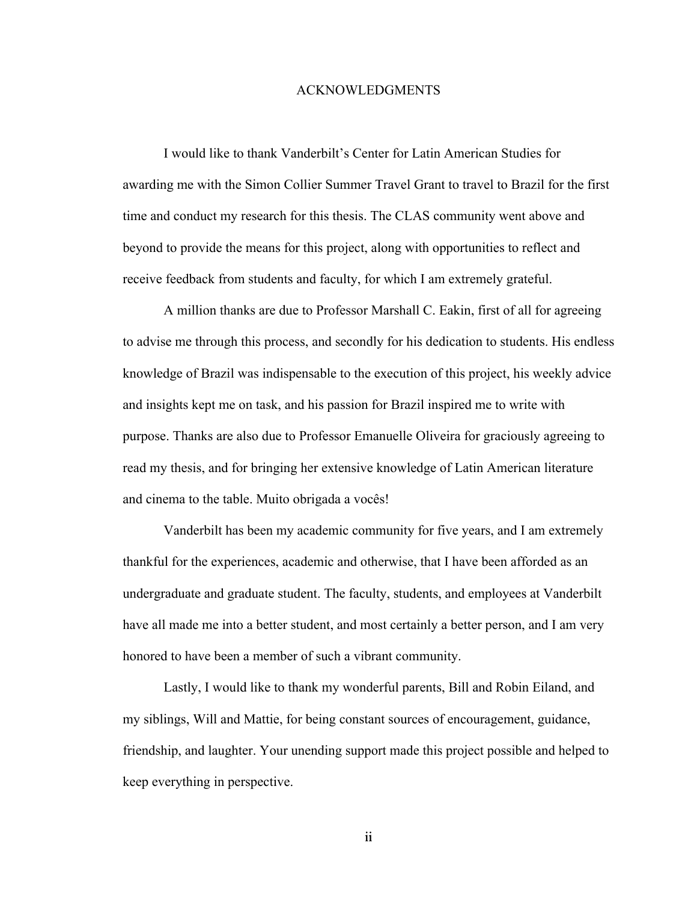# ACKNOWLEDGMENTS

I would like to thank Vanderbilt's Center for Latin American Studies for awarding me with the Simon Collier Summer Travel Grant to travel to Brazil for the first time and conduct my research for this thesis. The CLAS community went above and beyond to provide the means for this project, along with opportunities to reflect and receive feedback from students and faculty, for which I am extremely grateful.

A million thanks are due to Professor Marshall C. Eakin, first of all for agreeing to advise me through this process, and secondly for his dedication to students. His endless knowledge of Brazil was indispensable to the execution of this project, his weekly advice and insights kept me on task, and his passion for Brazil inspired me to write with purpose. Thanks are also due to Professor Emanuelle Oliveira for graciously agreeing to read my thesis, and for bringing her extensive knowledge of Latin American literature and cinema to the table. Muito obrigada a vocês!

Vanderbilt has been my academic community for five years, and I am extremely thankful for the experiences, academic and otherwise, that I have been afforded as an undergraduate and graduate student. The faculty, students, and employees at Vanderbilt have all made me into a better student, and most certainly a better person, and I am very honored to have been a member of such a vibrant community.

Lastly, I would like to thank my wonderful parents, Bill and Robin Eiland, and my siblings, Will and Mattie, for being constant sources of encouragement, guidance, friendship, and laughter. Your unending support made this project possible and helped to keep everything in perspective.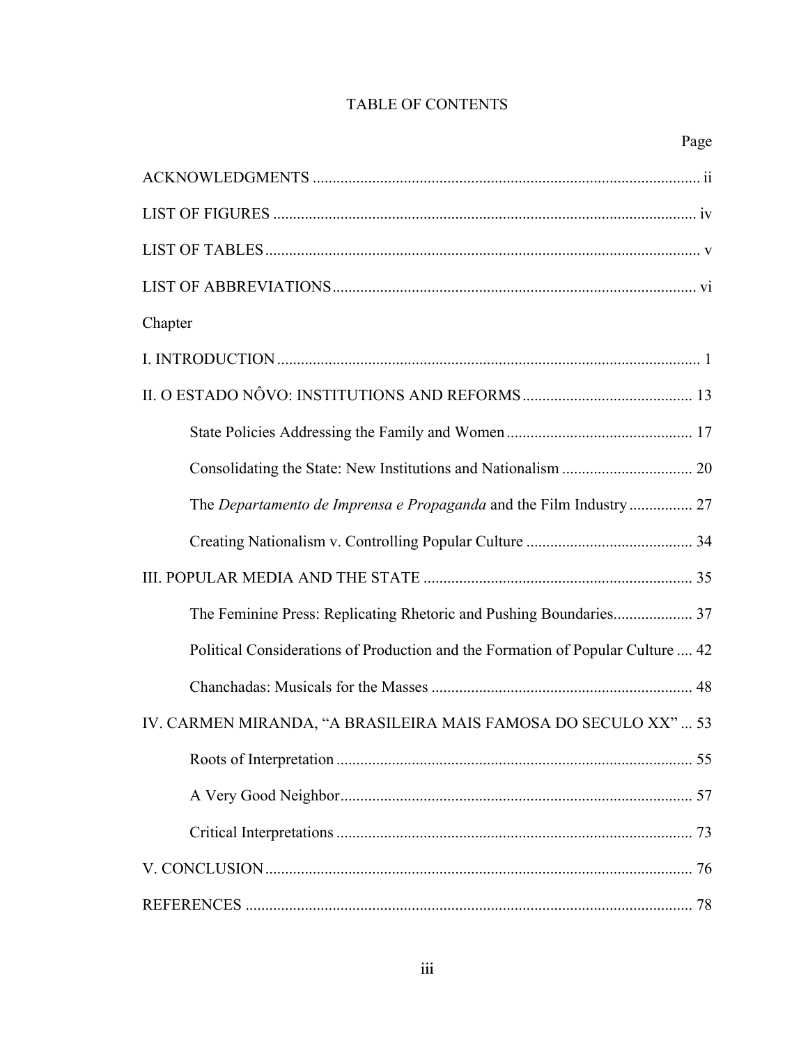# TABLE OF CONTENTS

| | Page |
|---|---|
| ACKNOWLEDGMENTS | ii |
| LIST OF FIGURES | iv |
| LIST OF TABLES | v |
| LIST OF ABBREVIATIONS | vi |
| Chapter | |
| I. INTRODUCTION | 1 |
| II. O ESTADO NÔVO: INSTITUTIONS AND REFORMS | 13 |
| State Policies Addressing the Family and Women | 17 |
| Consolidating the State: New Institutions and Nationalism | 20 |
| The *Departamento de Imprensa e Propaganda* and the Film Industry | 27 |
| Creating Nationalism v. Controlling Popular Culture | 34 |
| III. POPULAR MEDIA AND THE STATE | 35 |
| The Feminine Press: Replicating Rhetoric and Pushing Boundaries | 37 |
| Political Considerations of Production and the Formation of Popular Culture | 42 |
| Chanchadas: Musicals for the Masses | 48 |
| IV. CARMEN MIRANDA, "A BRASILEIRA MAIS FAMOSA DO SECULO XX" | 53 |
| Roots of Interpretation | 55 |
| A Very Good Neighbor | 57 |
| Critical Interpretations | 73 |
| V. CONCLUSION | 76 |
| REFERENCES | 78 |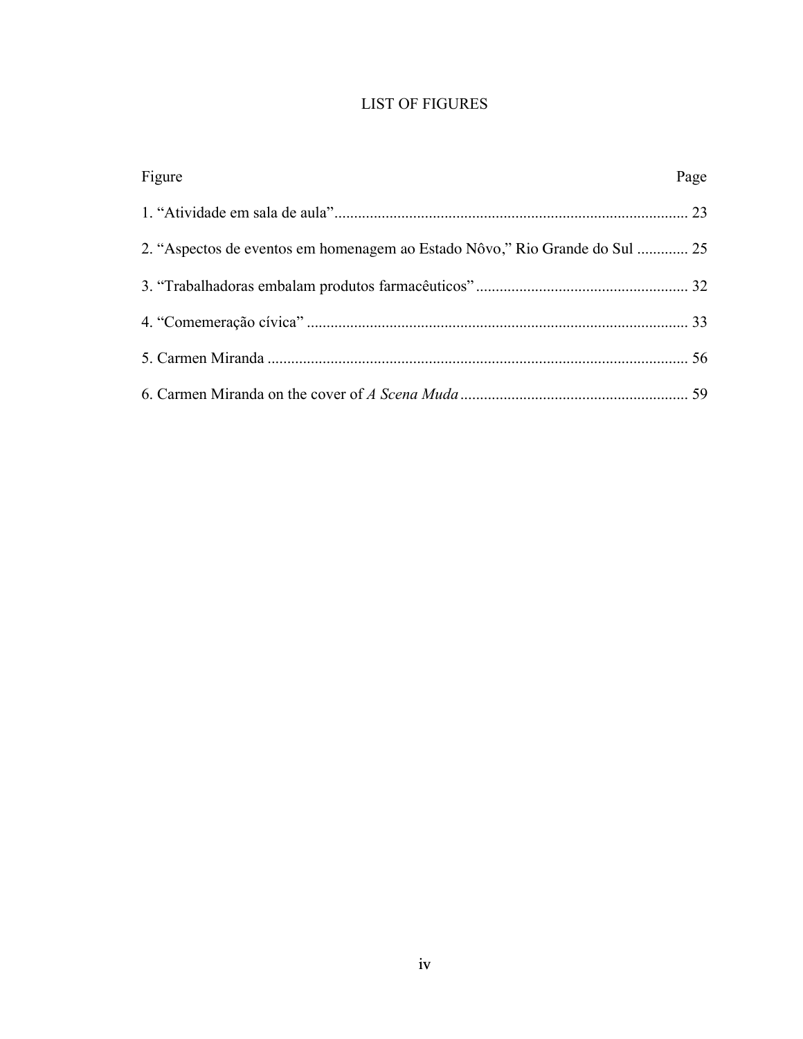# LIST OF FIGURES

| Figure | Page |
|---|---|
| 1. “Atividade em sala de aula” | 23 |
| 2. “Aspectos de eventos em homenagem ao Estado Nôvo,” Rio Grande do Sul | 25 |
| 3. “Trabalhadoras embalam produtos farmacêuticos” | 32 |
| 4. “Comemeração cívica” | 33 |
| 5. Carmen Miranda | 56 |
| 6. Carmen Miranda on the cover of *A Scena Muda* | 59 |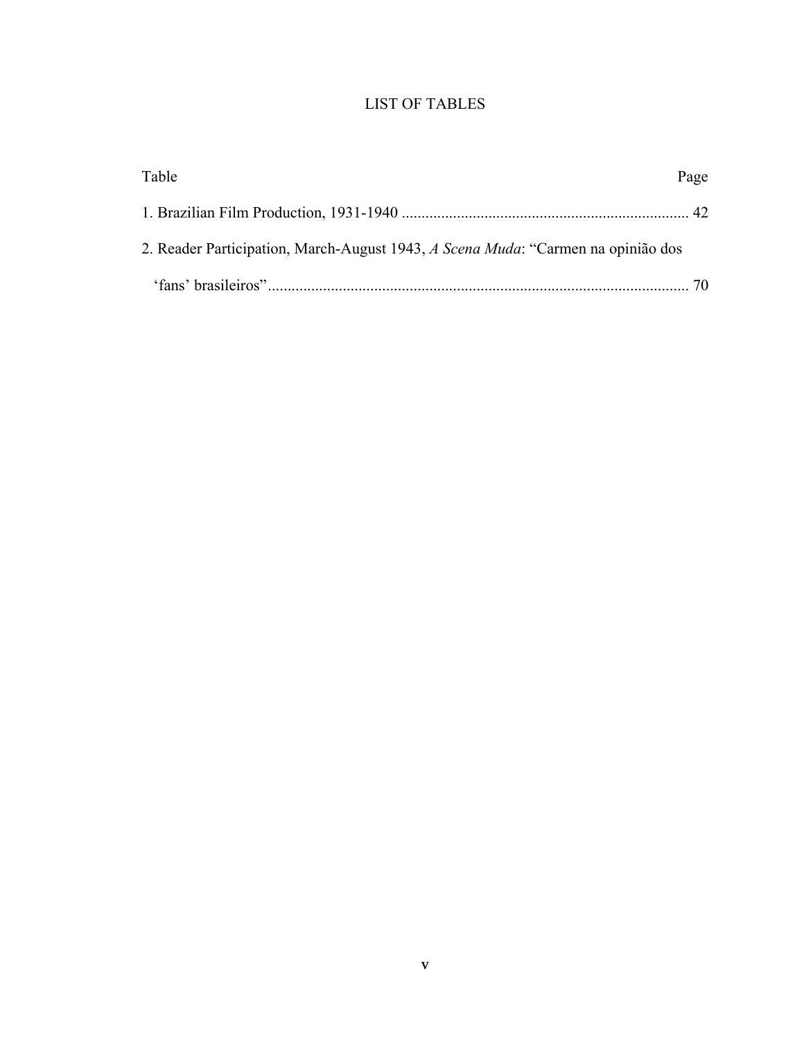# LIST OF TABLES

Table Page

1. Brazilian Film Production, 1931-1940 ........................................................................ 42

2. Reader Participation, March-August 1943, *A Scena Muda*: "Carmen na opinião dos 'fans' brasileiros"......................................................................................................... 70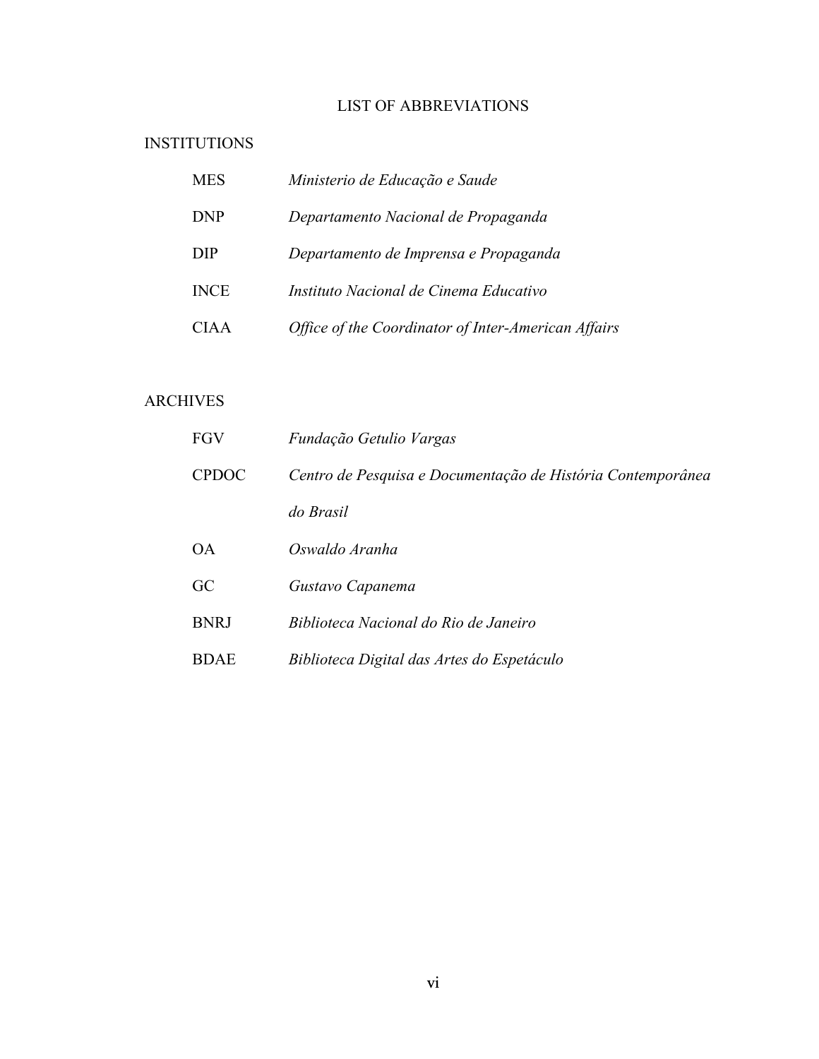# LIST OF ABBREVIATIONS

## INSTITUTIONS

| | |
|---|---|
| MES | *Ministerio de Educação e Saude* |
| DNP | *Departamento Nacional de Propaganda* |
| DIP | *Departamento de Imprensa e Propaganda* |
| INCE | *Instituto Nacional de Cinema Educativo* |
| CIAA | *Office of the Coordinator of Inter-American Affairs* |

## ARCHIVES

| | |
|---|---|
| FGV | *Fundação Getulio Vargas* |
| CPDOC | *Centro de Pesquisa e Documentação de História Contemporânea do Brasil* |
| OA | *Oswaldo Aranha* |
| GC | *Gustavo Capanema* |
| BNRJ | *Biblioteca Nacional do Rio de Janeiro* |
| BDAE | *Biblioteca Digital das Artes do Espetáculo* |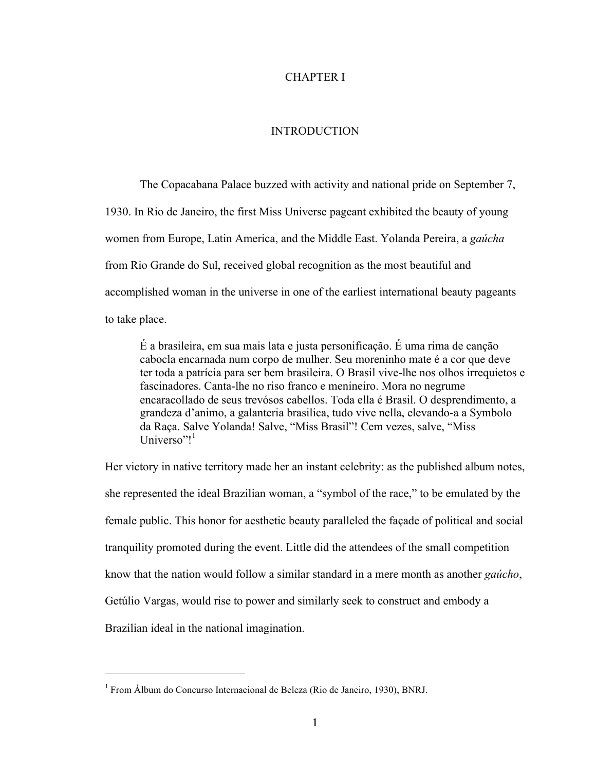# CHAPTER I

## INTRODUCTION

The Copacabana Palace buzzed with activity and national pride on September 7, 1930. In Rio de Janeiro, the first Miss Universe pageant exhibited the beauty of young women from Europe, Latin America, and the Middle East. Yolanda Pereira, a *gaúcha* from Rio Grande do Sul, received global recognition as the most beautiful and accomplished woman in the universe in one of the earliest international beauty pageants to take place.

> É a brasileira, em sua mais lata e justa personificação. É uma rima de canção cabocla encarnada num corpo de mulher. Seu moreninho mate é a cor que deve ter toda a patrícia para ser bem brasileira. O Brasil vive-lhe nos olhos irrequietos e fascinadores. Canta-lhe no riso franco e menineiro. Mora no negrume encaracollado de seus trevósos cabellos. Toda ella é Brasil. O desprendimento, a grandeza d'animo, a galanteria brasilica, tudo vive nella, elevando-a a Symbolo da Raça. Salve Yolanda! Salve, "Miss Brasil"! Cem vezes, salve, "Miss Universo"![1]

Her victory in native territory made her an instant celebrity: as the published album notes, she represented the ideal Brazilian woman, a "symbol of the race," to be emulated by the female public. This honor for aesthetic beauty paralleled the façade of political and social tranquility promoted during the event. Little did the attendees of the small competition know that the nation would follow a similar standard in a mere month as another *gaúcho*, Getúlio Vargas, would rise to power and similarly seek to construct and embody a Brazilian ideal in the national imagination.

---

[1] From Álbum do Concurso Internacional de Beleza (Rio de Janeiro, 1930), BNRJ.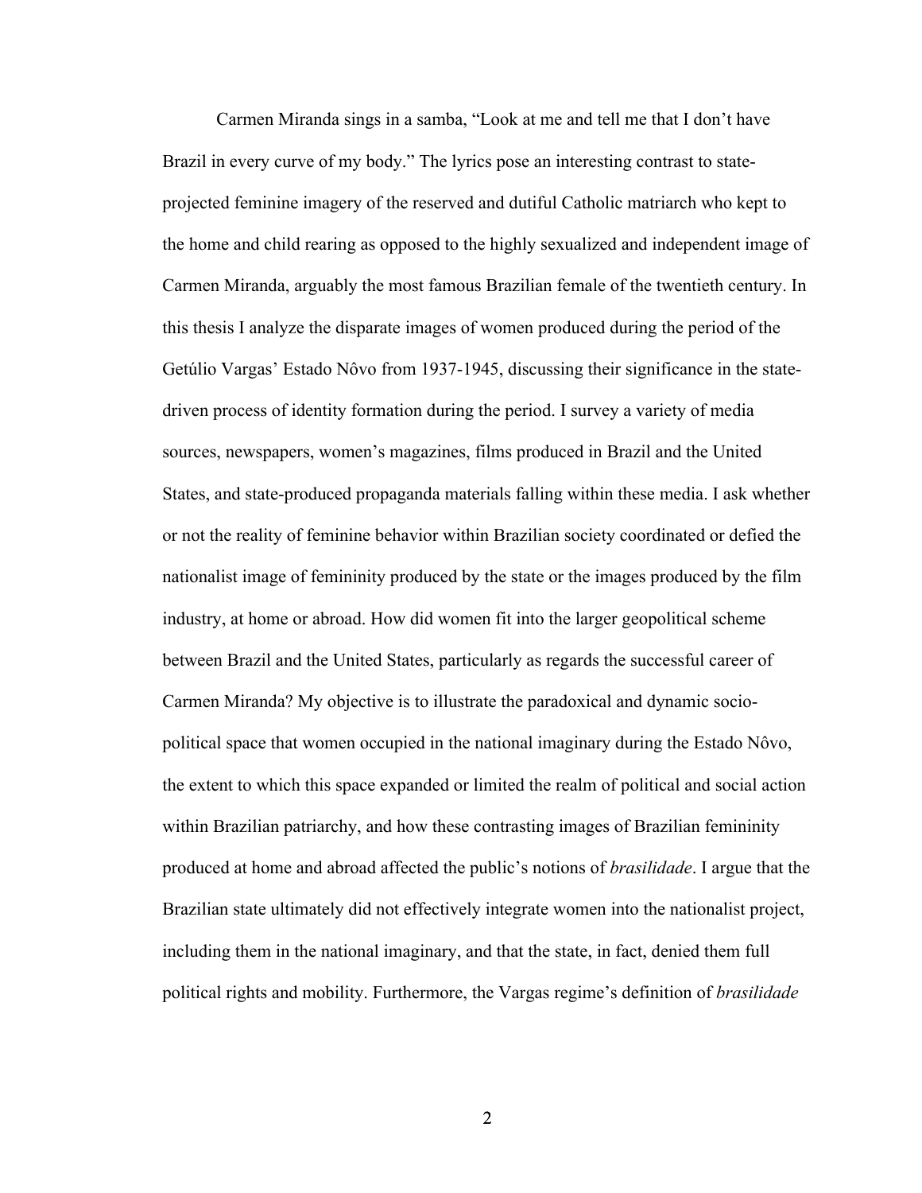Carmen Miranda sings in a samba, "Look at me and tell me that I don't have Brazil in every curve of my body." The lyrics pose an interesting contrast to state-projected feminine imagery of the reserved and dutiful Catholic matriarch who kept to the home and child rearing as opposed to the highly sexualized and independent image of Carmen Miranda, arguably the most famous Brazilian female of the twentieth century. In this thesis I analyze the disparate images of women produced during the period of the Getúlio Vargas' Estado Nôvo from 1937-1945, discussing their significance in the state-driven process of identity formation during the period. I survey a variety of media sources, newspapers, women's magazines, films produced in Brazil and the United States, and state-produced propaganda materials falling within these media. I ask whether or not the reality of feminine behavior within Brazilian society coordinated or defied the nationalist image of femininity produced by the state or the images produced by the film industry, at home or abroad. How did women fit into the larger geopolitical scheme between Brazil and the United States, particularly as regards the successful career of Carmen Miranda? My objective is to illustrate the paradoxical and dynamic socio-political space that women occupied in the national imaginary during the Estado Nôvo, the extent to which this space expanded or limited the realm of political and social action within Brazilian patriarchy, and how these contrasting images of Brazilian femininity produced at home and abroad affected the public's notions of *brasilidade*. I argue that the Brazilian state ultimately did not effectively integrate women into the nationalist project, including them in the national imaginary, and that the state, in fact, denied them full political rights and mobility. Furthermore, the Vargas regime's definition of *brasilidade*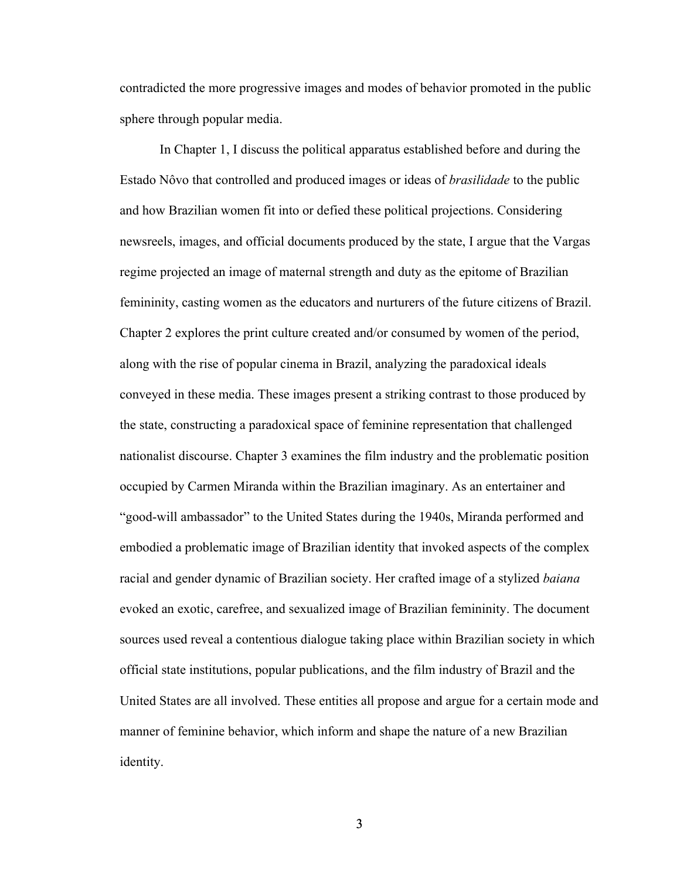contradicted the more progressive images and modes of behavior promoted in the public sphere through popular media.

In Chapter 1, I discuss the political apparatus established before and during the Estado Nôvo that controlled and produced images or ideas of *brasilidade* to the public and how Brazilian women fit into or defied these political projections. Considering newsreels, images, and official documents produced by the state, I argue that the Vargas regime projected an image of maternal strength and duty as the epitome of Brazilian femininity, casting women as the educators and nurturers of the future citizens of Brazil. Chapter 2 explores the print culture created and/or consumed by women of the period, along with the rise of popular cinema in Brazil, analyzing the paradoxical ideals conveyed in these media. These images present a striking contrast to those produced by the state, constructing a paradoxical space of feminine representation that challenged nationalist discourse. Chapter 3 examines the film industry and the problematic position occupied by Carmen Miranda within the Brazilian imaginary. As an entertainer and "good-will ambassador" to the United States during the 1940s, Miranda performed and embodied a problematic image of Brazilian identity that invoked aspects of the complex racial and gender dynamic of Brazilian society. Her crafted image of a stylized *baiana* evoked an exotic, carefree, and sexualized image of Brazilian femininity. The document sources used reveal a contentious dialogue taking place within Brazilian society in which official state institutions, popular publications, and the film industry of Brazil and the United States are all involved. These entities all propose and argue for a certain mode and manner of feminine behavior, which inform and shape the nature of a new Brazilian identity.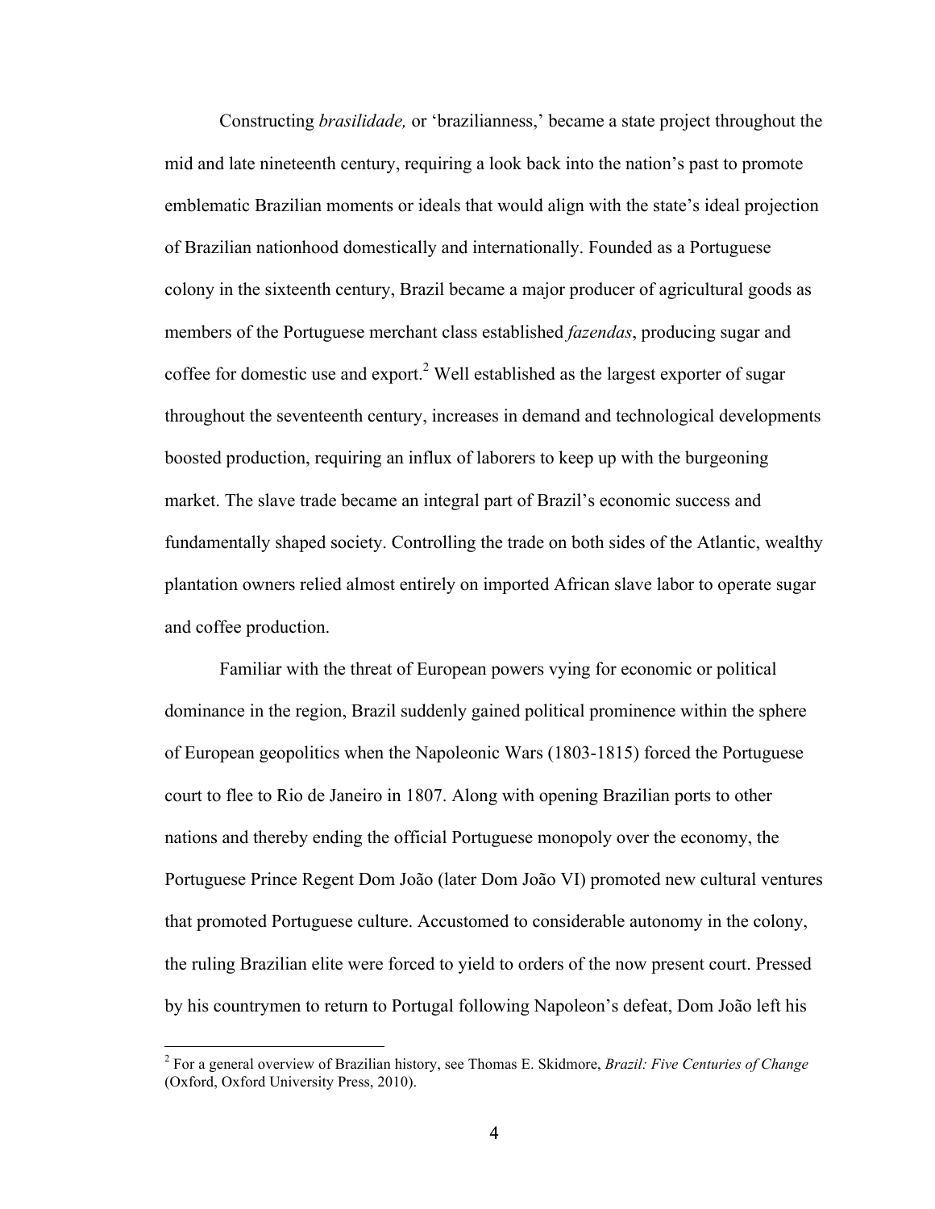Constructing *brasilidade,* or 'brazilianness,' became a state project throughout the mid and late nineteenth century, requiring a look back into the nation's past to promote emblematic Brazilian moments or ideals that would align with the state's ideal projection of Brazilian nationhood domestically and internationally. Founded as a Portuguese colony in the sixteenth century, Brazil became a major producer of agricultural goods as members of the Portuguese merchant class established *fazendas*, producing sugar and coffee for domestic use and export.[2] Well established as the largest exporter of sugar throughout the seventeenth century, increases in demand and technological developments boosted production, requiring an influx of laborers to keep up with the burgeoning market. The slave trade became an integral part of Brazil's economic success and fundamentally shaped society. Controlling the trade on both sides of the Atlantic, wealthy plantation owners relied almost entirely on imported African slave labor to operate sugar and coffee production.

Familiar with the threat of European powers vying for economic or political dominance in the region, Brazil suddenly gained political prominence within the sphere of European geopolitics when the Napoleonic Wars (1803-1815) forced the Portuguese court to flee to Rio de Janeiro in 1807. Along with opening Brazilian ports to other nations and thereby ending the official Portuguese monopoly over the economy, the Portuguese Prince Regent Dom João (later Dom João VI) promoted new cultural ventures that promoted Portuguese culture. Accustomed to considerable autonomy in the colony, the ruling Brazilian elite were forced to yield to orders of the now present court. Pressed by his countrymen to return to Portugal following Napoleon's defeat, Dom João left his

[2] For a general overview of Brazilian history, see Thomas E. Skidmore, *Brazil: Five Centuries of Change* (Oxford, Oxford University Press, 2010).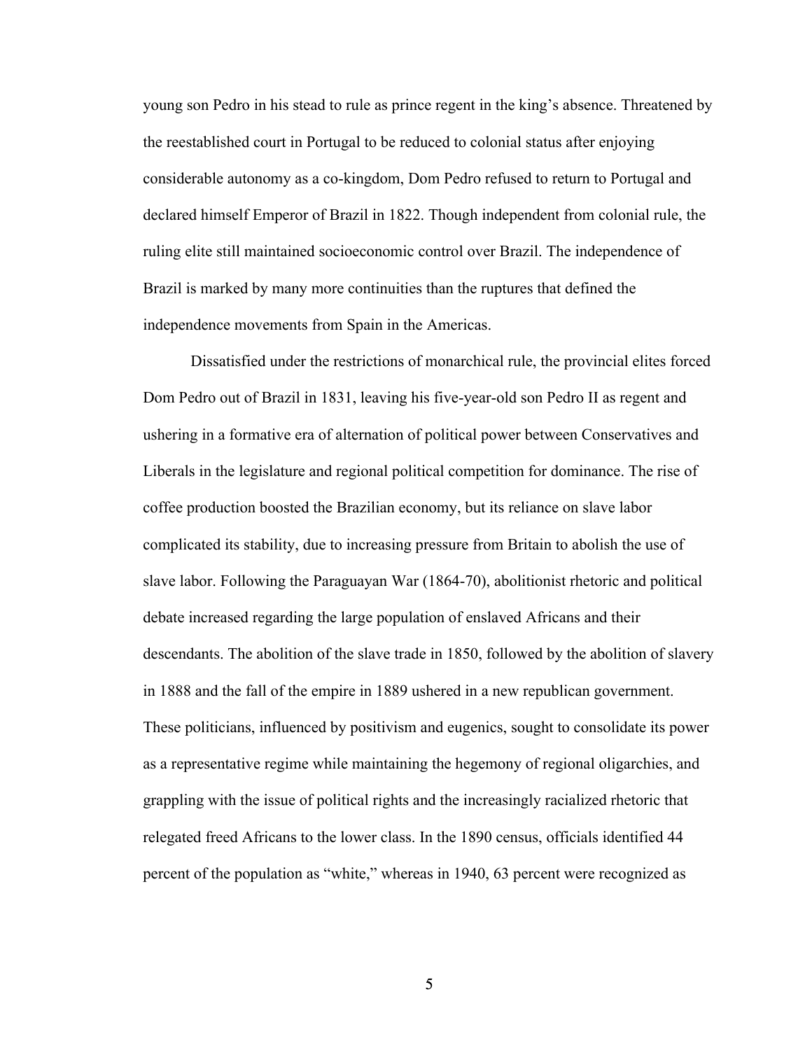young son Pedro in his stead to rule as prince regent in the king's absence. Threatened by the reestablished court in Portugal to be reduced to colonial status after enjoying considerable autonomy as a co-kingdom, Dom Pedro refused to return to Portugal and declared himself Emperor of Brazil in 1822. Though independent from colonial rule, the ruling elite still maintained socioeconomic control over Brazil. The independence of Brazil is marked by many more continuities than the ruptures that defined the independence movements from Spain in the Americas.

Dissatisfied under the restrictions of monarchical rule, the provincial elites forced Dom Pedro out of Brazil in 1831, leaving his five-year-old son Pedro II as regent and ushering in a formative era of alternation of political power between Conservatives and Liberals in the legislature and regional political competition for dominance. The rise of coffee production boosted the Brazilian economy, but its reliance on slave labor complicated its stability, due to increasing pressure from Britain to abolish the use of slave labor. Following the Paraguayan War (1864-70), abolitionist rhetoric and political debate increased regarding the large population of enslaved Africans and their descendants. The abolition of the slave trade in 1850, followed by the abolition of slavery in 1888 and the fall of the empire in 1889 ushered in a new republican government. These politicians, influenced by positivism and eugenics, sought to consolidate its power as a representative regime while maintaining the hegemony of regional oligarchies, and grappling with the issue of political rights and the increasingly racialized rhetoric that relegated freed Africans to the lower class. In the 1890 census, officials identified 44 percent of the population as "white," whereas in 1940, 63 percent were recognized as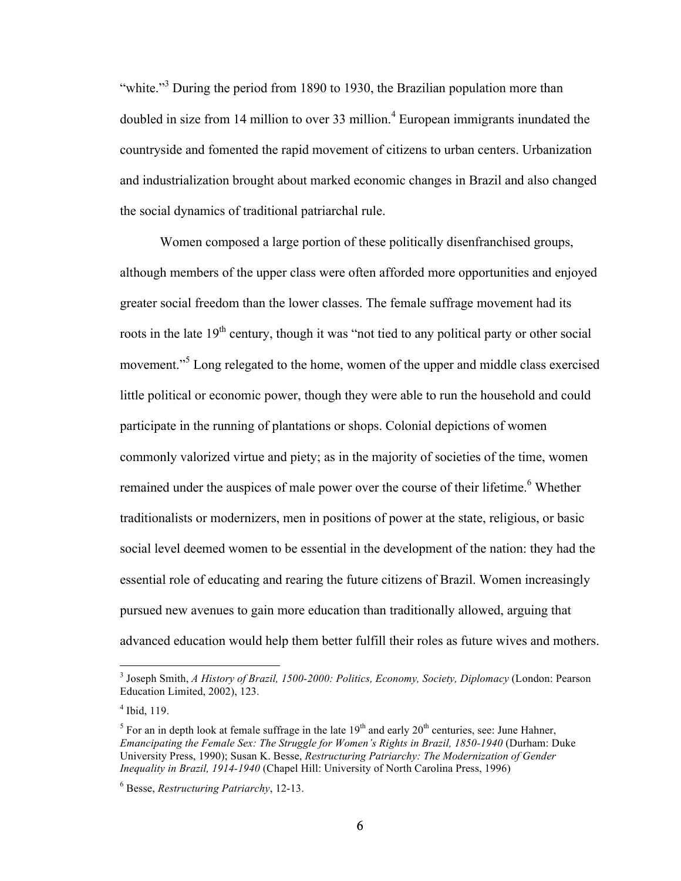"white."[3] During the period from 1890 to 1930, the Brazilian population more than doubled in size from 14 million to over 33 million.[4] European immigrants inundated the countryside and fomented the rapid movement of citizens to urban centers. Urbanization and industrialization brought about marked economic changes in Brazil and also changed the social dynamics of traditional patriarchal rule.

Women composed a large portion of these politically disenfranchised groups, although members of the upper class were often afforded more opportunities and enjoyed greater social freedom than the lower classes. The female suffrage movement had its roots in the late 19th century, though it was "not tied to any political party or other social movement."[5] Long relegated to the home, women of the upper and middle class exercised little political or economic power, though they were able to run the household and could participate in the running of plantations or shops. Colonial depictions of women commonly valorized virtue and piety; as in the majority of societies of the time, women remained under the auspices of male power over the course of their lifetime.[6] Whether traditionalists or modernizers, men in positions of power at the state, religious, or basic social level deemed women to be essential in the development of the nation: they had the essential role of educating and rearing the future citizens of Brazil. Women increasingly pursued new avenues to gain more education than traditionally allowed, arguing that advanced education would help them better fulfill their roles as future wives and mothers.

---

[3] Joseph Smith, *A History of Brazil, 1500-2000: Politics, Economy, Society, Diplomacy* (London: Pearson Education Limited, 2002), 123.

[4] Ibid, 119.

[5] For an in depth look at female suffrage in the late 19th and early 20th centuries, see: June Hahner, *Emancipating the Female Sex: The Struggle for Women's Rights in Brazil, 1850-1940* (Durham: Duke University Press, 1990); Susan K. Besse, *Restructuring Patriarchy: The Modernization of Gender Inequality in Brazil, 1914-1940* (Chapel Hill: University of North Carolina Press, 1996)

[6] Besse, *Restructuring Patriarchy*, 12-13.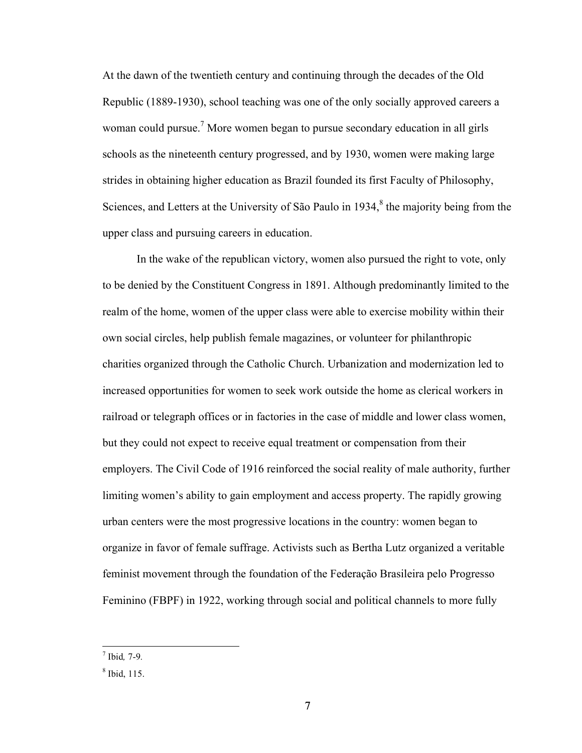At the dawn of the twentieth century and continuing through the decades of the Old Republic (1889-1930), school teaching was one of the only socially approved careers a woman could pursue.[7] More women began to pursue secondary education in all girls schools as the nineteenth century progressed, and by 1930, women were making large strides in obtaining higher education as Brazil founded its first Faculty of Philosophy, Sciences, and Letters at the University of São Paulo in 1934,[8] the majority being from the upper class and pursuing careers in education.

In the wake of the republican victory, women also pursued the right to vote, only to be denied by the Constituent Congress in 1891. Although predominantly limited to the realm of the home, women of the upper class were able to exercise mobility within their own social circles, help publish female magazines, or volunteer for philanthropic charities organized through the Catholic Church. Urbanization and modernization led to increased opportunities for women to seek work outside the home as clerical workers in railroad or telegraph offices or in factories in the case of middle and lower class women, but they could not expect to receive equal treatment or compensation from their employers. The Civil Code of 1916 reinforced the social reality of male authority, further limiting women's ability to gain employment and access property. The rapidly growing urban centers were the most progressive locations in the country: women began to organize in favor of female suffrage. Activists such as Bertha Lutz organized a veritable feminist movement through the foundation of the Federação Brasileira pelo Progresso Feminino (FBPF) in 1922, working through social and political channels to more fully

---

[7] Ibid*,* 7-9.

[8] Ibid, 115.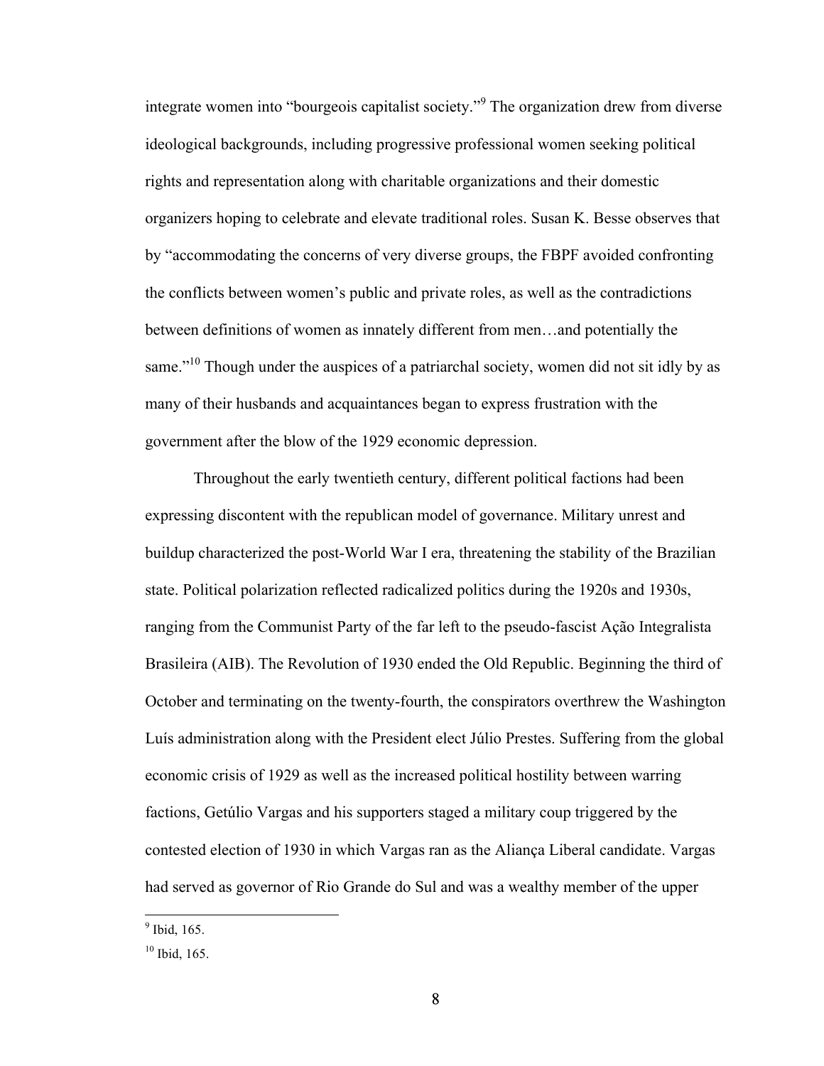integrate women into "bourgeois capitalist society."[9] The organization drew from diverse ideological backgrounds, including progressive professional women seeking political rights and representation along with charitable organizations and their domestic organizers hoping to celebrate and elevate traditional roles. Susan K. Besse observes that by "accommodating the concerns of very diverse groups, the FBPF avoided confronting the conflicts between women's public and private roles, as well as the contradictions between definitions of women as innately different from men…and potentially the same."[10] Though under the auspices of a patriarchal society, women did not sit idly by as many of their husbands and acquaintances began to express frustration with the government after the blow of the 1929 economic depression.

Throughout the early twentieth century, different political factions had been expressing discontent with the republican model of governance. Military unrest and buildup characterized the post-World War I era, threatening the stability of the Brazilian state. Political polarization reflected radicalized politics during the 1920s and 1930s, ranging from the Communist Party of the far left to the pseudo-fascist Ação Integralista Brasileira (AIB). The Revolution of 1930 ended the Old Republic. Beginning the third of October and terminating on the twenty-fourth, the conspirators overthrew the Washington Luís administration along with the President elect Júlio Prestes. Suffering from the global economic crisis of 1929 as well as the increased political hostility between warring factions, Getúlio Vargas and his supporters staged a military coup triggered by the contested election of 1930 in which Vargas ran as the Aliança Liberal candidate. Vargas had served as governor of Rio Grande do Sul and was a wealthy member of the upper

---

[9] Ibid, 165.

[10] Ibid, 165.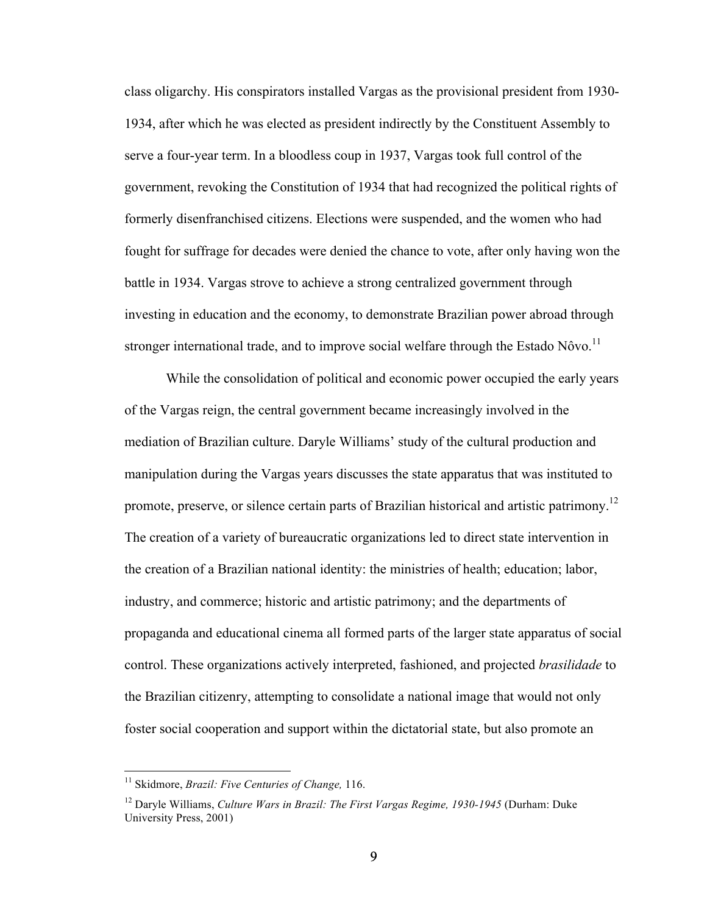class oligarchy. His conspirators installed Vargas as the provisional president from 1930-1934, after which he was elected as president indirectly by the Constituent Assembly to serve a four-year term. In a bloodless coup in 1937, Vargas took full control of the government, revoking the Constitution of 1934 that had recognized the political rights of formerly disenfranchised citizens. Elections were suspended, and the women who had fought for suffrage for decades were denied the chance to vote, after only having won the battle in 1934. Vargas strove to achieve a strong centralized government through investing in education and the economy, to demonstrate Brazilian power abroad through stronger international trade, and to improve social welfare through the Estado Nôvo.[11]

While the consolidation of political and economic power occupied the early years of the Vargas reign, the central government became increasingly involved in the mediation of Brazilian culture. Daryle Williams' study of the cultural production and manipulation during the Vargas years discusses the state apparatus that was instituted to promote, preserve, or silence certain parts of Brazilian historical and artistic patrimony.[12] The creation of a variety of bureaucratic organizations led to direct state intervention in the creation of a Brazilian national identity: the ministries of health; education; labor, industry, and commerce; historic and artistic patrimony; and the departments of propaganda and educational cinema all formed parts of the larger state apparatus of social control. These organizations actively interpreted, fashioned, and projected *brasilidade* to the Brazilian citizenry, attempting to consolidate a national image that would not only foster social cooperation and support within the dictatorial state, but also promote an

---

[11] Skidmore, *Brazil: Five Centuries of Change,* 116.

[12] Daryle Williams, *Culture Wars in Brazil: The First Vargas Regime, 1930-1945* (Durham: Duke University Press, 2001)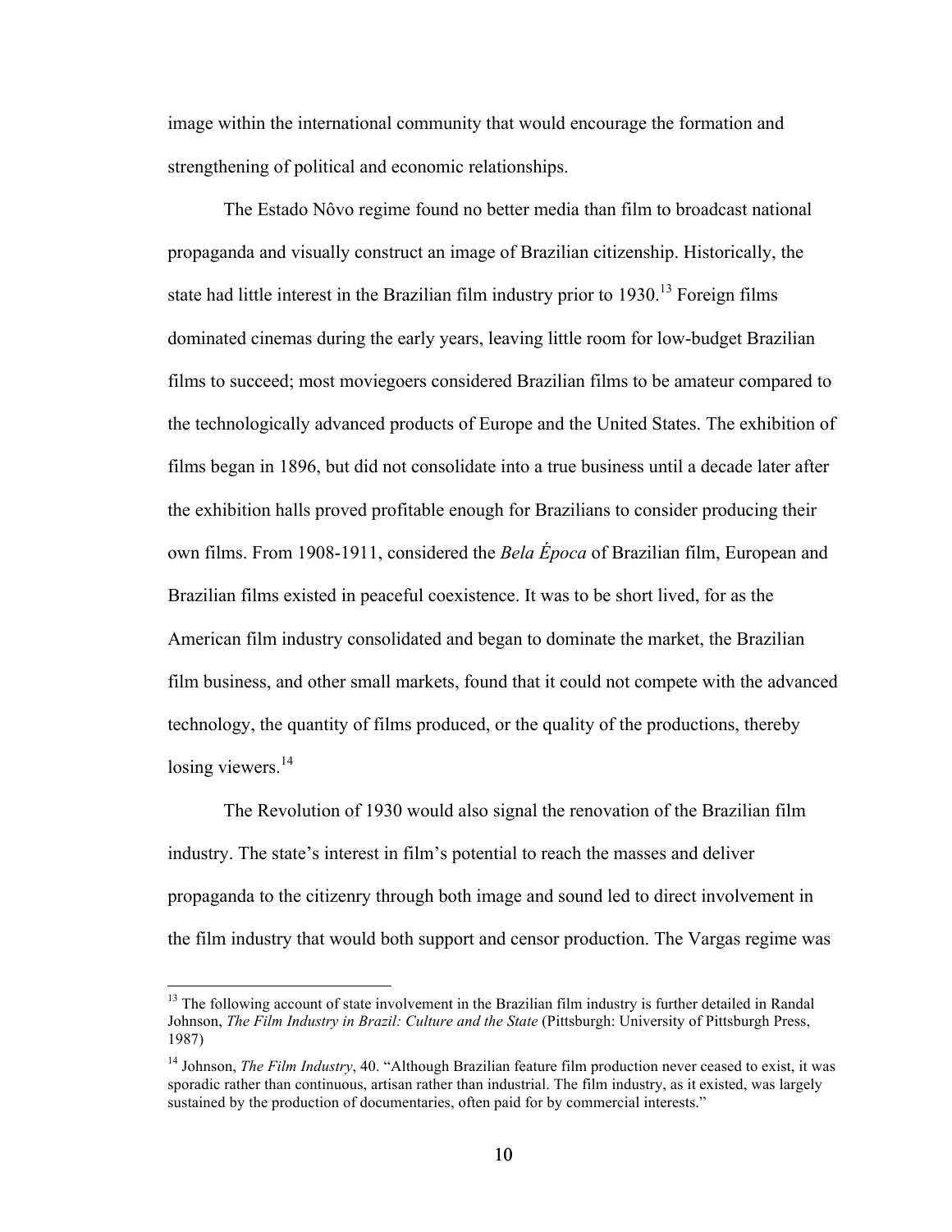image within the international community that would encourage the formation and strengthening of political and economic relationships.

The Estado Nôvo regime found no better media than film to broadcast national propaganda and visually construct an image of Brazilian citizenship. Historically, the state had little interest in the Brazilian film industry prior to 1930.[13] Foreign films dominated cinemas during the early years, leaving little room for low-budget Brazilian films to succeed; most moviegoers considered Brazilian films to be amateur compared to the technologically advanced products of Europe and the United States. The exhibition of films began in 1896, but did not consolidate into a true business until a decade later after the exhibition halls proved profitable enough for Brazilians to consider producing their own films. From 1908-1911, considered the *Bela Época* of Brazilian film, European and Brazilian films existed in peaceful coexistence. It was to be short lived, for as the American film industry consolidated and began to dominate the market, the Brazilian film business, and other small markets, found that it could not compete with the advanced technology, the quantity of films produced, or the quality of the productions, thereby losing viewers.[14]

The Revolution of 1930 would also signal the renovation of the Brazilian film industry. The state's interest in film's potential to reach the masses and deliver propaganda to the citizenry through both image and sound led to direct involvement in the film industry that would both support and censor production. The Vargas regime was

---

[13] The following account of state involvement in the Brazilian film industry is further detailed in Randal Johnson, *The Film Industry in Brazil: Culture and the State* (Pittsburgh: University of Pittsburgh Press, 1987)

[14] Johnson, *The Film Industry*, 40. "Although Brazilian feature film production never ceased to exist, it was sporadic rather than continuous, artisan rather than industrial. The film industry, as it existed, was largely sustained by the production of documentaries, often paid for by commercial interests."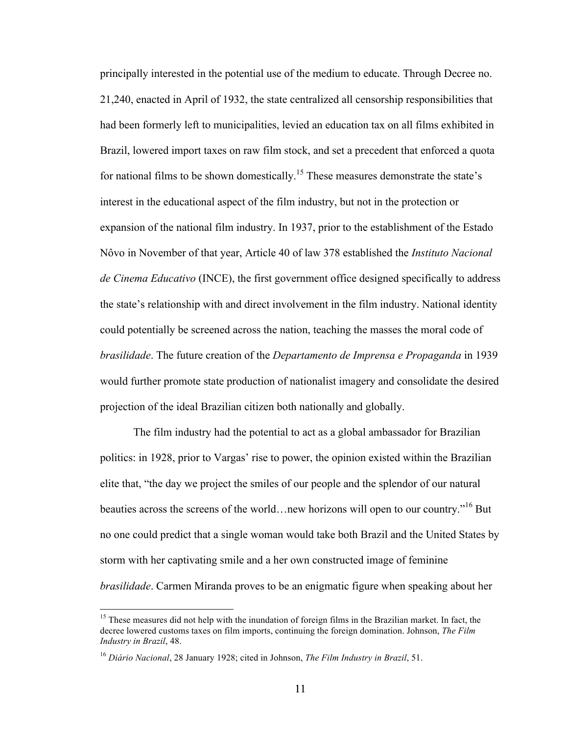principally interested in the potential use of the medium to educate. Through Decree no. 21,240, enacted in April of 1932, the state centralized all censorship responsibilities that had been formerly left to municipalities, levied an education tax on all films exhibited in Brazil, lowered import taxes on raw film stock, and set a precedent that enforced a quota for national films to be shown domestically.[15] These measures demonstrate the state's interest in the educational aspect of the film industry, but not in the protection or expansion of the national film industry. In 1937, prior to the establishment of the Estado Nôvo in November of that year, Article 40 of law 378 established the *Instituto Nacional de Cinema Educativo* (INCE), the first government office designed specifically to address the state's relationship with and direct involvement in the film industry. National identity could potentially be screened across the nation, teaching the masses the moral code of *brasilidade*. The future creation of the *Departamento de Imprensa e Propaganda* in 1939 would further promote state production of nationalist imagery and consolidate the desired projection of the ideal Brazilian citizen both nationally and globally.

The film industry had the potential to act as a global ambassador for Brazilian politics: in 1928, prior to Vargas' rise to power, the opinion existed within the Brazilian elite that, "the day we project the smiles of our people and the splendor of our natural beauties across the screens of the world…new horizons will open to our country."[16] But no one could predict that a single woman would take both Brazil and the United States by storm with her captivating smile and a her own constructed image of feminine *brasilidade*. Carmen Miranda proves to be an enigmatic figure when speaking about her

---

[15] These measures did not help with the inundation of foreign films in the Brazilian market. In fact, the decree lowered customs taxes on film imports, continuing the foreign domination. Johnson, *The Film Industry in Brazil*, 48.

[16] *Diário Nacional*, 28 January 1928; cited in Johnson, *The Film Industry in Brazil*, 51.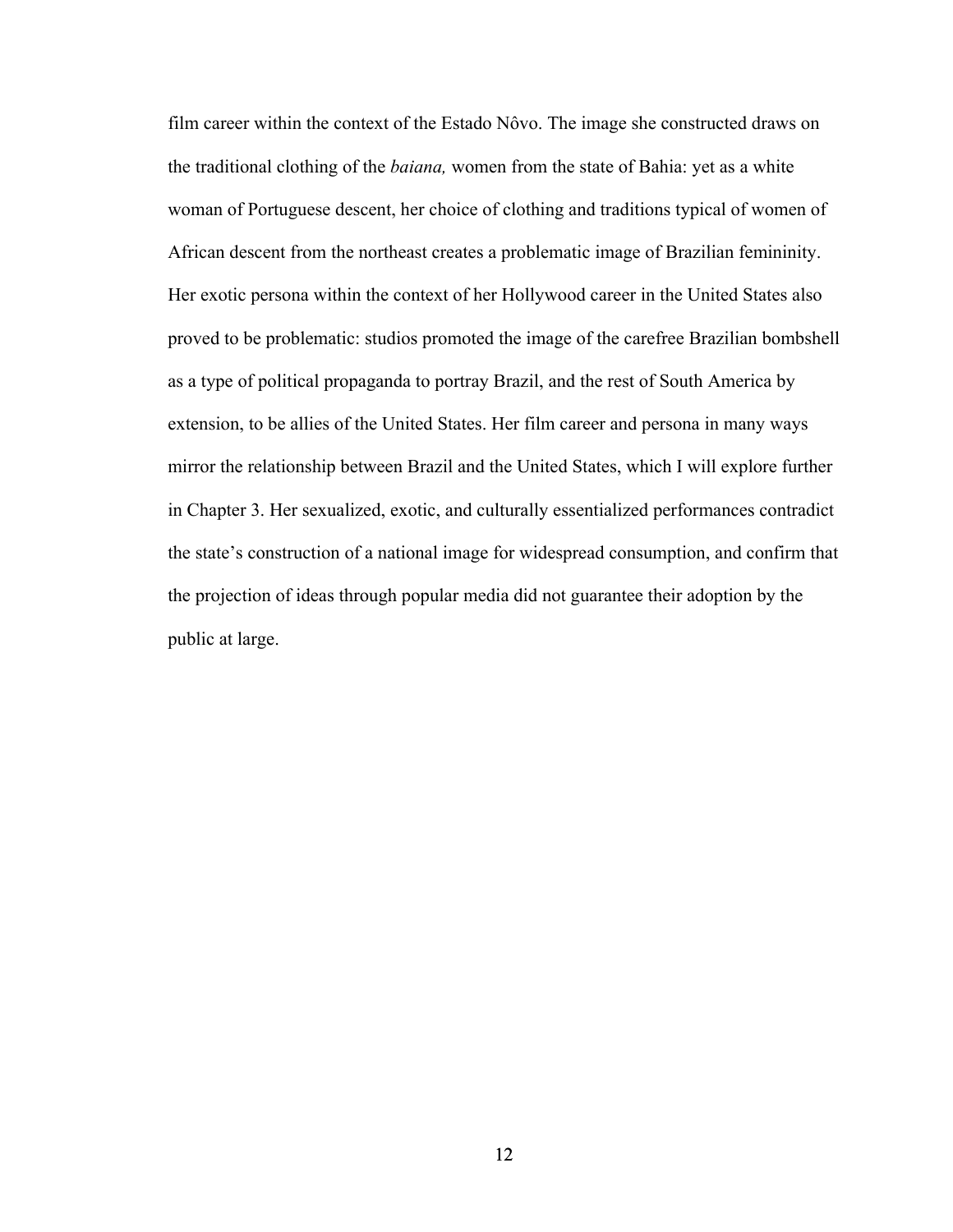film career within the context of the Estado Nôvo. The image she constructed draws on the traditional clothing of the *baiana,* women from the state of Bahia: yet as a white woman of Portuguese descent, her choice of clothing and traditions typical of women of African descent from the northeast creates a problematic image of Brazilian femininity. Her exotic persona within the context of her Hollywood career in the United States also proved to be problematic: studios promoted the image of the carefree Brazilian bombshell as a type of political propaganda to portray Brazil, and the rest of South America by extension, to be allies of the United States. Her film career and persona in many ways mirror the relationship between Brazil and the United States, which I will explore further in Chapter 3. Her sexualized, exotic, and culturally essentialized performances contradict the state's construction of a national image for widespread consumption, and confirm that the projection of ideas through popular media did not guarantee their adoption by the public at large.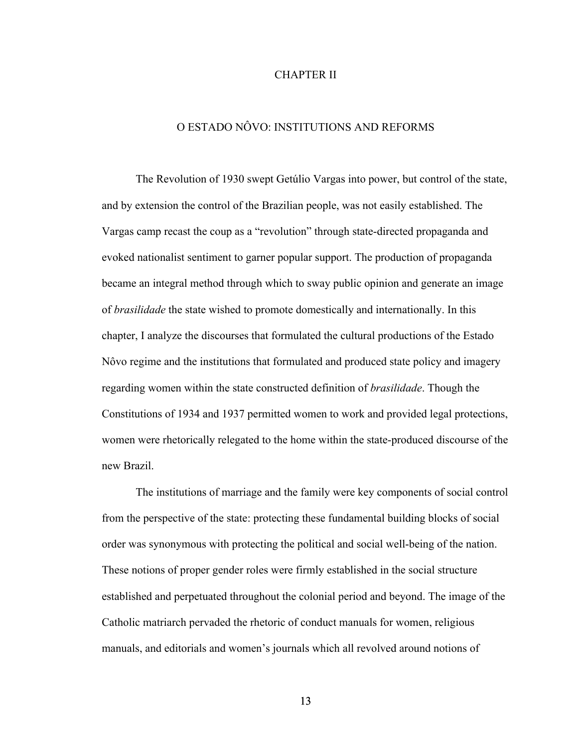# CHAPTER II

## O ESTADO NÔVO: INSTITUTIONS AND REFORMS

The Revolution of 1930 swept Getúlio Vargas into power, but control of the state, and by extension the control of the Brazilian people, was not easily established. The Vargas camp recast the coup as a "revolution" through state-directed propaganda and evoked nationalist sentiment to garner popular support. The production of propaganda became an integral method through which to sway public opinion and generate an image of *brasilidade* the state wished to promote domestically and internationally. In this chapter, I analyze the discourses that formulated the cultural productions of the Estado Nôvo regime and the institutions that formulated and produced state policy and imagery regarding women within the state constructed definition of *brasilidade*. Though the Constitutions of 1934 and 1937 permitted women to work and provided legal protections, women were rhetorically relegated to the home within the state-produced discourse of the new Brazil.

The institutions of marriage and the family were key components of social control from the perspective of the state: protecting these fundamental building blocks of social order was synonymous with protecting the political and social well-being of the nation. These notions of proper gender roles were firmly established in the social structure established and perpetuated throughout the colonial period and beyond. The image of the Catholic matriarch pervaded the rhetoric of conduct manuals for women, religious manuals, and editorials and women's journals which all revolved around notions of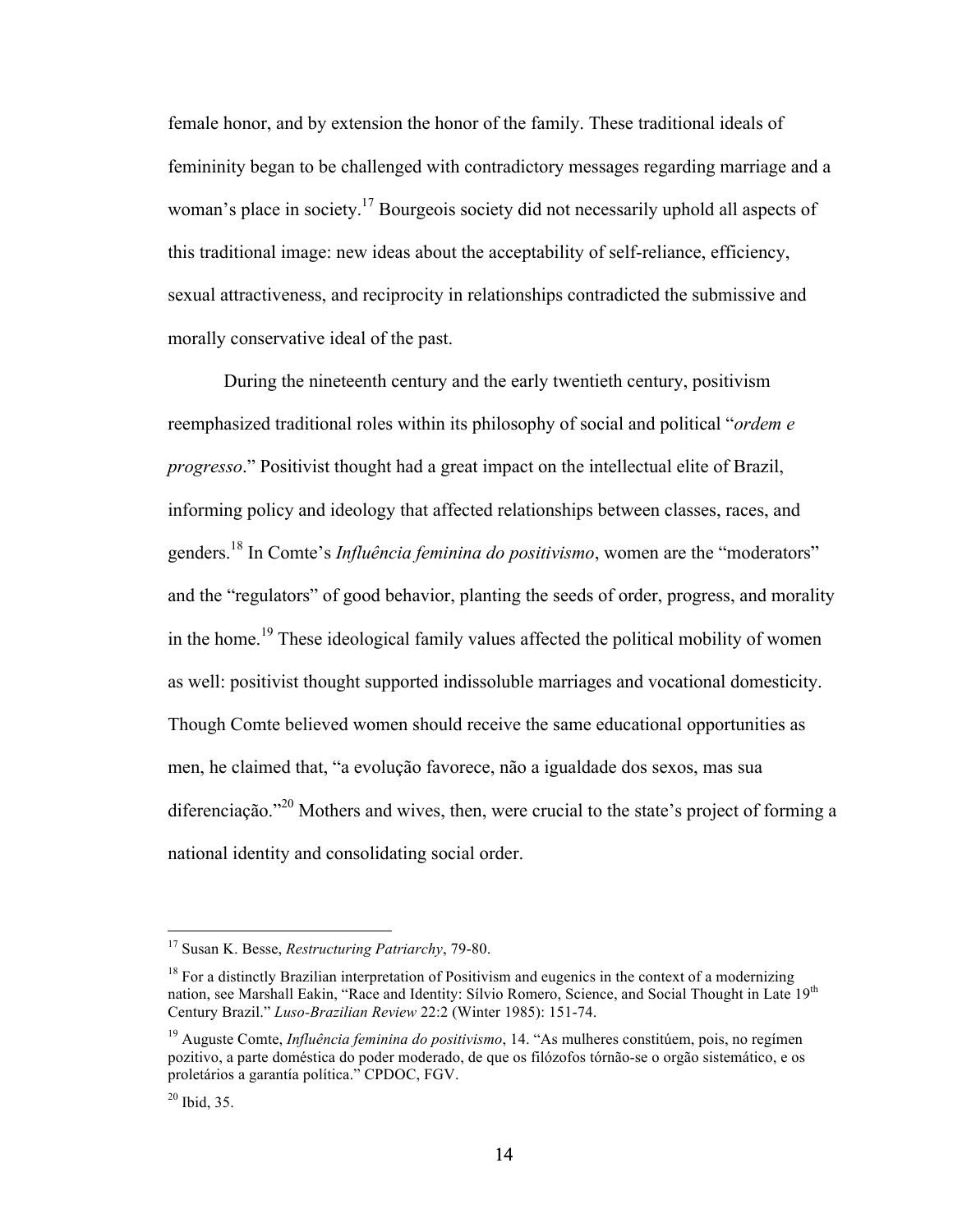female honor, and by extension the honor of the family. These traditional ideals of femininity began to be challenged with contradictory messages regarding marriage and a woman's place in society.[17] Bourgeois society did not necessarily uphold all aspects of this traditional image: new ideas about the acceptability of self-reliance, efficiency, sexual attractiveness, and reciprocity in relationships contradicted the submissive and morally conservative ideal of the past.

During the nineteenth century and the early twentieth century, positivism reemphasized traditional roles within its philosophy of social and political "*ordem e progresso*." Positivist thought had a great impact on the intellectual elite of Brazil, informing policy and ideology that affected relationships between classes, races, and genders.[18] In Comte's *Influência feminina do positivismo*, women are the "moderators" and the "regulators" of good behavior, planting the seeds of order, progress, and morality in the home.[19] These ideological family values affected the political mobility of women as well: positivist thought supported indissoluble marriages and vocational domesticity. Though Comte believed women should receive the same educational opportunities as men, he claimed that, "a evolução favorece, não a igualdade dos sexos, mas sua diferenciação."[20] Mothers and wives, then, were crucial to the state's project of forming a national identity and consolidating social order.

---

[17] Susan K. Besse, *Restructuring Patriarchy*, 79-80.

[18] For a distinctly Brazilian interpretation of Positivism and eugenics in the context of a modernizing nation, see Marshall Eakin, "Race and Identity: Sílvio Romero, Science, and Social Thought in Late 19th Century Brazil." *Luso-Brazilian Review* 22:2 (Winter 1985): 151-74.

[19] Auguste Comte, *Influência feminina do positivismo*, 14. "As mulheres constitúem, pois, no regímen pozitivo, a parte doméstica do poder moderado, de que os filózofos tórnão-se o orgão sistemático, e os proletários a garantía política." CPDOC, FGV.

[20] Ibid, 35.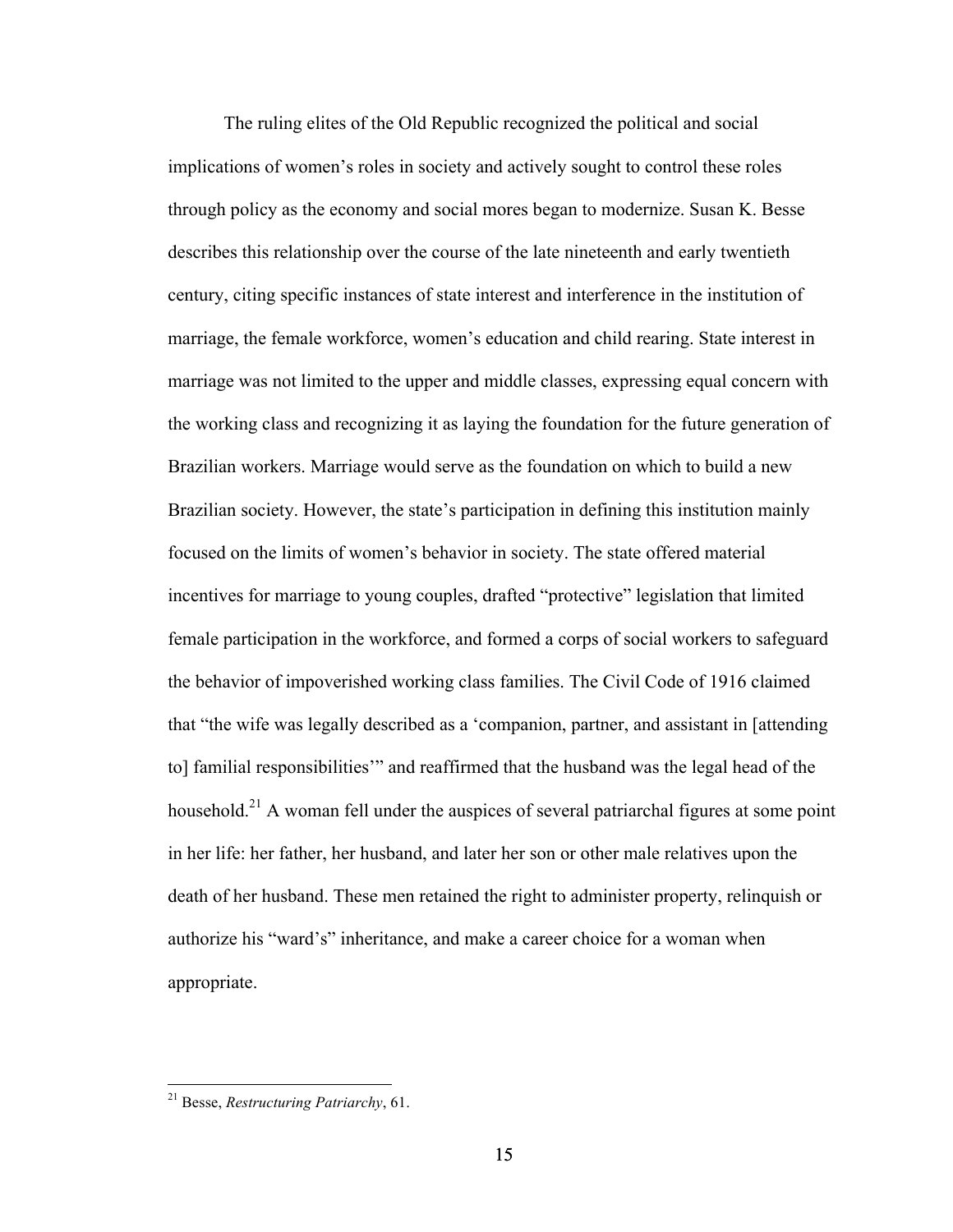The ruling elites of the Old Republic recognized the political and social implications of women's roles in society and actively sought to control these roles through policy as the economy and social mores began to modernize. Susan K. Besse describes this relationship over the course of the late nineteenth and early twentieth century, citing specific instances of state interest and interference in the institution of marriage, the female workforce, women's education and child rearing. State interest in marriage was not limited to the upper and middle classes, expressing equal concern with the working class and recognizing it as laying the foundation for the future generation of Brazilian workers. Marriage would serve as the foundation on which to build a new Brazilian society. However, the state's participation in defining this institution mainly focused on the limits of women's behavior in society. The state offered material incentives for marriage to young couples, drafted "protective" legislation that limited female participation in the workforce, and formed a corps of social workers to safeguard the behavior of impoverished working class families. The Civil Code of 1916 claimed that "the wife was legally described as a 'companion, partner, and assistant in [attending to] familial responsibilities'" and reaffirmed that the husband was the legal head of the household.[21] A woman fell under the auspices of several patriarchal figures at some point in her life: her father, her husband, and later her son or other male relatives upon the death of her husband. These men retained the right to administer property, relinquish or authorize his "ward's" inheritance, and make a career choice for a woman when appropriate.

---

[21] Besse, *Restructuring Patriarchy*, 61.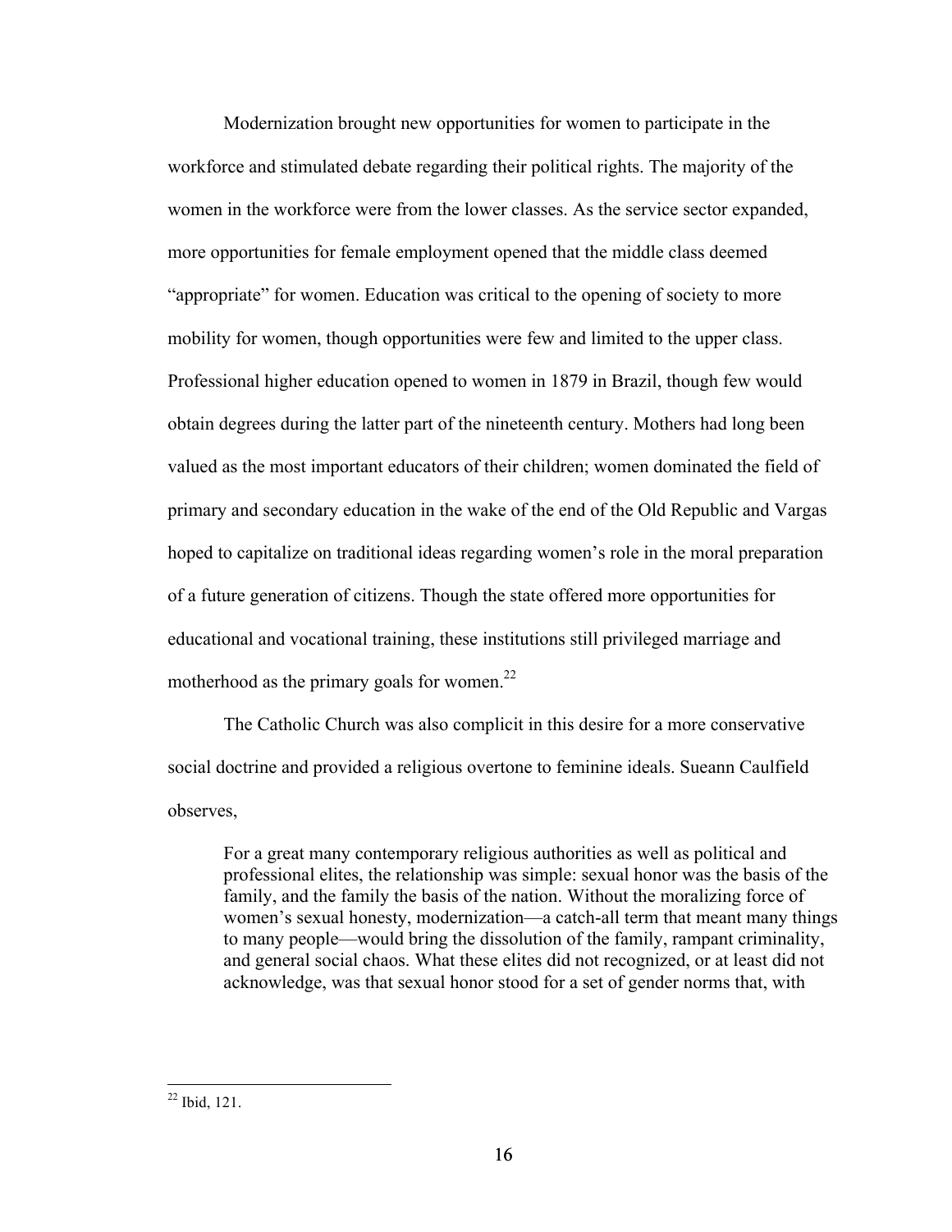Modernization brought new opportunities for women to participate in the workforce and stimulated debate regarding their political rights. The majority of the women in the workforce were from the lower classes. As the service sector expanded, more opportunities for female employment opened that the middle class deemed "appropriate" for women. Education was critical to the opening of society to more mobility for women, though opportunities were few and limited to the upper class. Professional higher education opened to women in 1879 in Brazil, though few would obtain degrees during the latter part of the nineteenth century. Mothers had long been valued as the most important educators of their children; women dominated the field of primary and secondary education in the wake of the end of the Old Republic and Vargas hoped to capitalize on traditional ideas regarding women's role in the moral preparation of a future generation of citizens. Though the state offered more opportunities for educational and vocational training, these institutions still privileged marriage and motherhood as the primary goals for women.[22]

The Catholic Church was also complicit in this desire for a more conservative social doctrine and provided a religious overtone to feminine ideals. Sueann Caulfield observes,

> For a great many contemporary religious authorities as well as political and professional elites, the relationship was simple: sexual honor was the basis of the family, and the family the basis of the nation. Without the moralizing force of women's sexual honesty, modernization—a catch-all term that meant many things to many people—would bring the dissolution of the family, rampant criminality, and general social chaos. What these elites did not recognized, or at least did not acknowledge, was that sexual honor stood for a set of gender norms that, with

[22] Ibid, 121.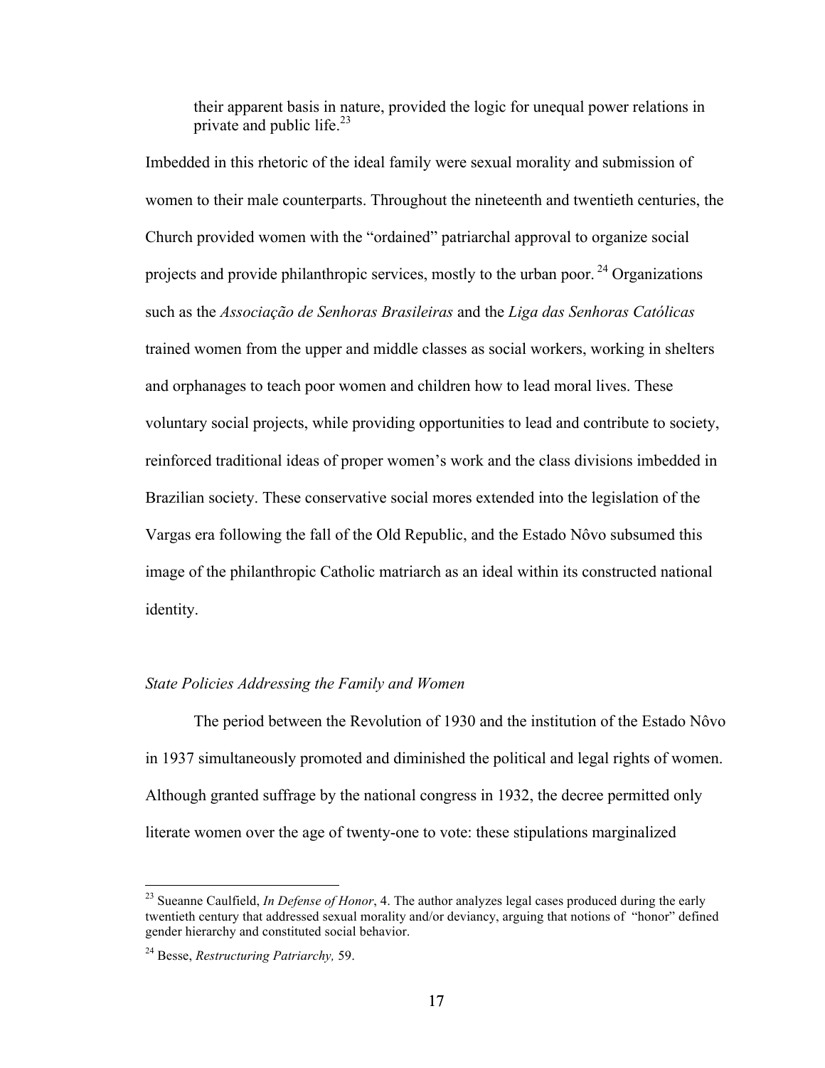> their apparent basis in nature, provided the logic for unequal power relations in private and public life.[23]

Imbedded in this rhetoric of the ideal family were sexual morality and submission of women to their male counterparts. Throughout the nineteenth and twentieth centuries, the Church provided women with the "ordained" patriarchal approval to organize social projects and provide philanthropic services, mostly to the urban poor. [24] Organizations such as the *Associação de Senhoras Brasileiras* and the *Liga das Senhoras Católicas* trained women from the upper and middle classes as social workers, working in shelters and orphanages to teach poor women and children how to lead moral lives. These voluntary social projects, while providing opportunities to lead and contribute to society, reinforced traditional ideas of proper women's work and the class divisions imbedded in Brazilian society. These conservative social mores extended into the legislation of the Vargas era following the fall of the Old Republic, and the Estado Nôvo subsumed this image of the philanthropic Catholic matriarch as an ideal within its constructed national identity.

*State Policies Addressing the Family and Women*

The period between the Revolution of 1930 and the institution of the Estado Nôvo in 1937 simultaneously promoted and diminished the political and legal rights of women. Although granted suffrage by the national congress in 1932, the decree permitted only literate women over the age of twenty-one to vote: these stipulations marginalized

---

[23] Sueanne Caulfield, *In Defense of Honor*, 4. The author analyzes legal cases produced during the early twentieth century that addressed sexual morality and/or deviancy, arguing that notions of "honor" defined gender hierarchy and constituted social behavior.

[24] Besse, *Restructuring Patriarchy,* 59.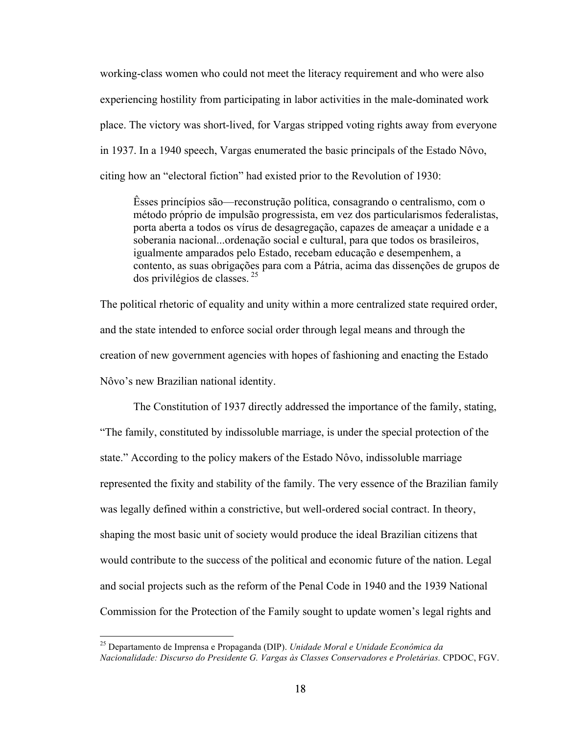working-class women who could not meet the literacy requirement and who were also experiencing hostility from participating in labor activities in the male-dominated work place. The victory was short-lived, for Vargas stripped voting rights away from everyone in 1937. In a 1940 speech, Vargas enumerated the basic principals of the Estado Nôvo, citing how an "electoral fiction" had existed prior to the Revolution of 1930:

> Êsses princípios são—reconstrução política, consagrando o centralismo, com o método próprio de impulsão progressista, em vez dos particularismos federalistas, porta aberta a todos os vírus de desagregação, capazes de ameaçar a unidade e a soberania nacional...ordenação social e cultural, para que todos os brasileiros, igualmente amparados pelo Estado, recebam educação e desempenhem, a contento, as suas obrigações para com a Pátria, acima das dissenções de grupos de dos privilégios de classes. [25]

The political rhetoric of equality and unity within a more centralized state required order, and the state intended to enforce social order through legal means and through the creation of new government agencies with hopes of fashioning and enacting the Estado Nôvo's new Brazilian national identity.

The Constitution of 1937 directly addressed the importance of the family, stating, "The family, constituted by indissoluble marriage, is under the special protection of the state." According to the policy makers of the Estado Nôvo, indissoluble marriage represented the fixity and stability of the family. The very essence of the Brazilian family was legally defined within a constrictive, but well-ordered social contract. In theory, shaping the most basic unit of society would produce the ideal Brazilian citizens that would contribute to the success of the political and economic future of the nation. Legal and social projects such as the reform of the Penal Code in 1940 and the 1939 National Commission for the Protection of the Family sought to update women's legal rights and

---

[25] Departamento de Imprensa e Propaganda (DIP). *Unidade Moral e Unidade Econômica da Nacionalidade: Discurso do Presidente G. Vargas às Classes Conservadores e Proletárias.* CPDOC, FGV.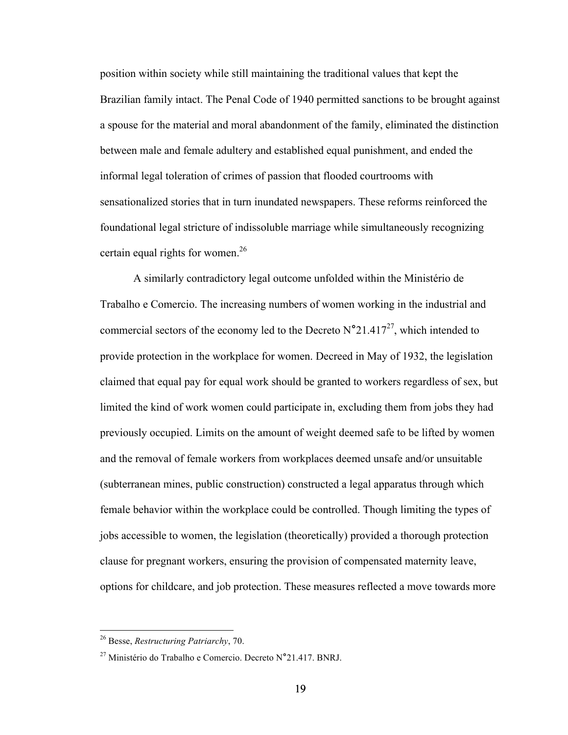position within society while still maintaining the traditional values that kept the Brazilian family intact. The Penal Code of 1940 permitted sanctions to be brought against a spouse for the material and moral abandonment of the family, eliminated the distinction between male and female adultery and established equal punishment, and ended the informal legal toleration of crimes of passion that flooded courtrooms with sensationalized stories that in turn inundated newspapers. These reforms reinforced the foundational legal stricture of indissoluble marriage while simultaneously recognizing certain equal rights for women.[26]

A similarly contradictory legal outcome unfolded within the Ministério de Trabalho e Comercio. The increasing numbers of women working in the industrial and commercial sectors of the economy led to the Decreto N°21.417[27], which intended to provide protection in the workplace for women. Decreed in May of 1932, the legislation claimed that equal pay for equal work should be granted to workers regardless of sex, but limited the kind of work women could participate in, excluding them from jobs they had previously occupied. Limits on the amount of weight deemed safe to be lifted by women and the removal of female workers from workplaces deemed unsafe and/or unsuitable (subterranean mines, public construction) constructed a legal apparatus through which female behavior within the workplace could be controlled. Though limiting the types of jobs accessible to women, the legislation (theoretically) provided a thorough protection clause for pregnant workers, ensuring the provision of compensated maternity leave, options for childcare, and job protection. These measures reflected a move towards more

---

[26] Besse, *Restructuring Patriarchy*, 70.

[27] Ministério do Trabalho e Comercio. Decreto N°21.417. BNRJ.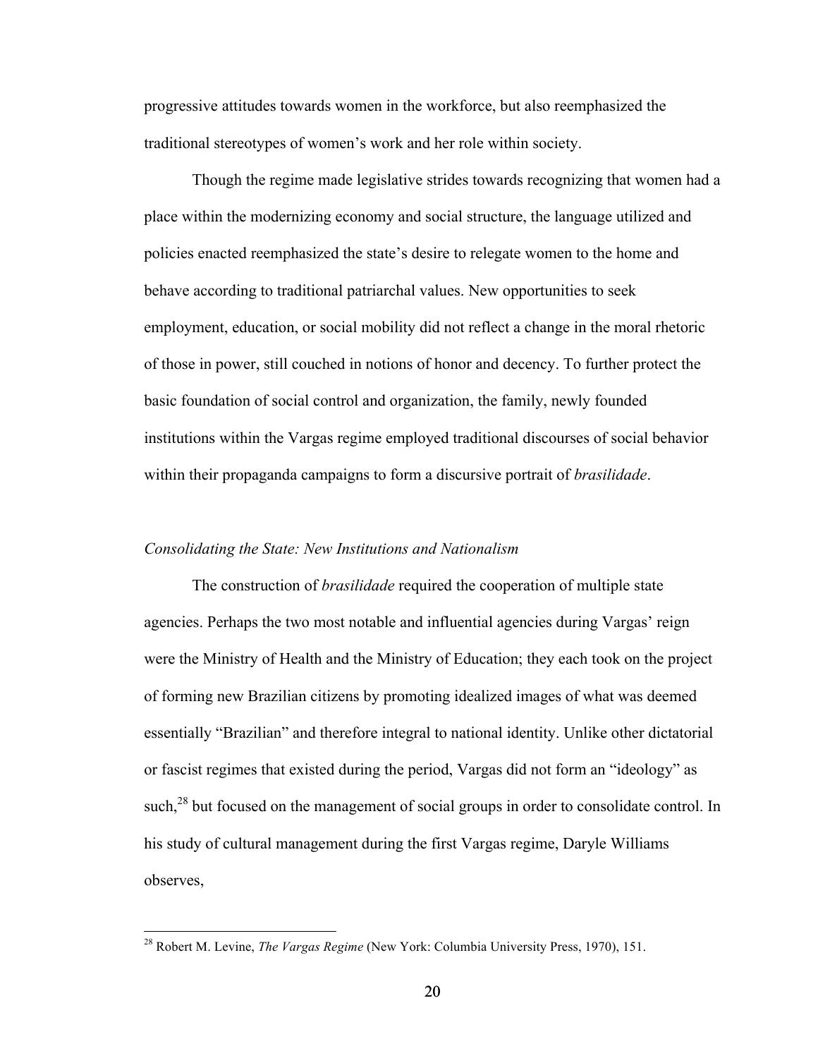progressive attitudes towards women in the workforce, but also reemphasized the traditional stereotypes of women's work and her role within society.

Though the regime made legislative strides towards recognizing that women had a place within the modernizing economy and social structure, the language utilized and policies enacted reemphasized the state's desire to relegate women to the home and behave according to traditional patriarchal values. New opportunities to seek employment, education, or social mobility did not reflect a change in the moral rhetoric of those in power, still couched in notions of honor and decency. To further protect the basic foundation of social control and organization, the family, newly founded institutions within the Vargas regime employed traditional discourses of social behavior within their propaganda campaigns to form a discursive portrait of *brasilidade*.

### *Consolidating the State: New Institutions and Nationalism*

The construction of *brasilidade* required the cooperation of multiple state agencies. Perhaps the two most notable and influential agencies during Vargas' reign were the Ministry of Health and the Ministry of Education; they each took on the project of forming new Brazilian citizens by promoting idealized images of what was deemed essentially "Brazilian" and therefore integral to national identity. Unlike other dictatorial or fascist regimes that existed during the period, Vargas did not form an "ideology" as such,[28] but focused on the management of social groups in order to consolidate control. In his study of cultural management during the first Vargas regime, Daryle Williams observes,

[28] Robert M. Levine, *The Vargas Regime* (New York: Columbia University Press, 1970), 151.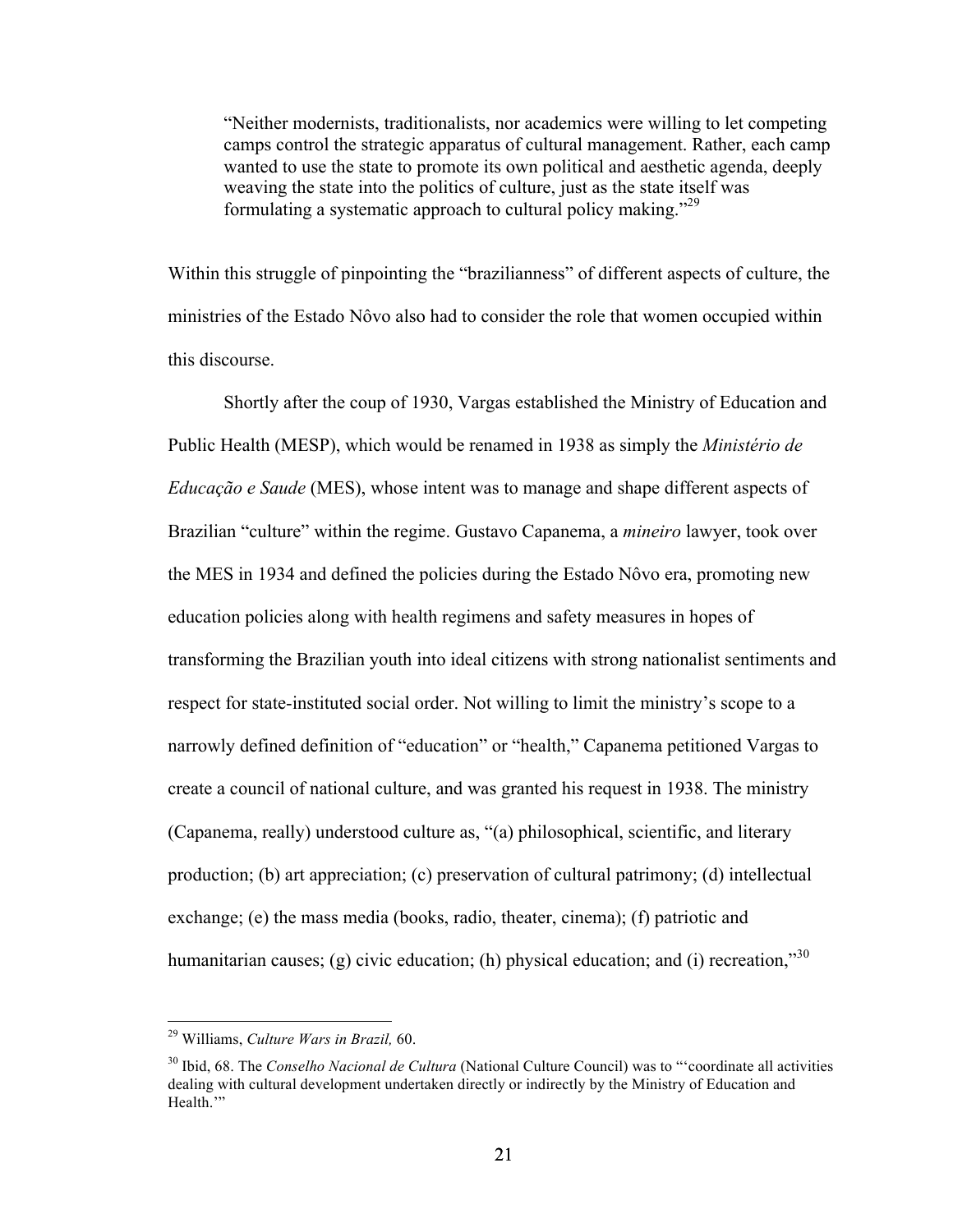> "Neither modernists, traditionalists, nor academics were willing to let competing camps control the strategic apparatus of cultural management. Rather, each camp wanted to use the state to promote its own political and aesthetic agenda, deeply weaving the state into the politics of culture, just as the state itself was formulating a systematic approach to cultural policy making."[29]

Within this struggle of pinpointing the "brazilianness" of different aspects of culture, the ministries of the Estado Nôvo also had to consider the role that women occupied within this discourse.

Shortly after the coup of 1930, Vargas established the Ministry of Education and Public Health (MESP), which would be renamed in 1938 as simply the *Ministério de Educação e Saude* (MES), whose intent was to manage and shape different aspects of Brazilian "culture" within the regime. Gustavo Capanema, a *mineiro* lawyer, took over the MES in 1934 and defined the policies during the Estado Nôvo era, promoting new education policies along with health regimens and safety measures in hopes of transforming the Brazilian youth into ideal citizens with strong nationalist sentiments and respect for state-instituted social order. Not willing to limit the ministry's scope to a narrowly defined definition of "education" or "health," Capanema petitioned Vargas to create a council of national culture, and was granted his request in 1938. The ministry (Capanema, really) understood culture as, "(a) philosophical, scientific, and literary production; (b) art appreciation; (c) preservation of cultural patrimony; (d) intellectual exchange; (e) the mass media (books, radio, theater, cinema); (f) patriotic and humanitarian causes; (g) civic education; (h) physical education; and (i) recreation,"[30]

---

[29] Williams, *Culture Wars in Brazil,* 60.

[30] Ibid, 68. The *Conselho Nacional de Cultura* (National Culture Council) was to "'coordinate all activities dealing with cultural development undertaken directly or indirectly by the Ministry of Education and Health.'"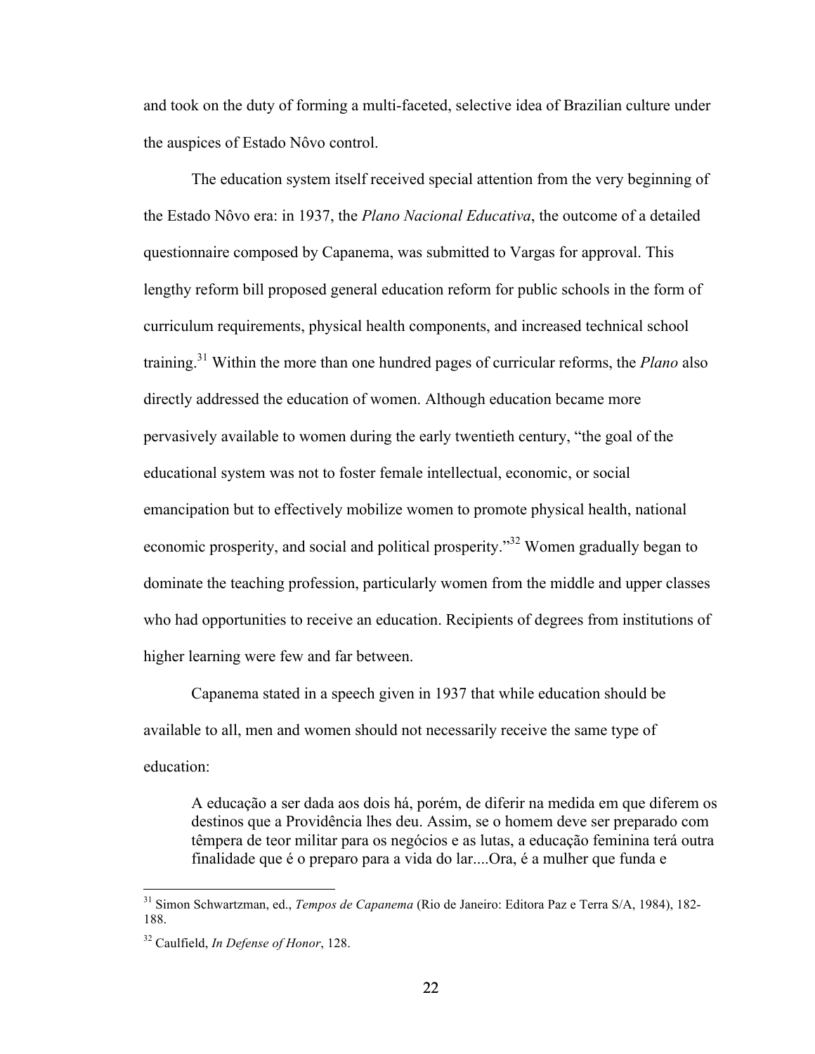and took on the duty of forming a multi-faceted, selective idea of Brazilian culture under the auspices of Estado Nôvo control.

The education system itself received special attention from the very beginning of the Estado Nôvo era: in 1937, the *Plano Nacional Educativa*, the outcome of a detailed questionnaire composed by Capanema, was submitted to Vargas for approval. This lengthy reform bill proposed general education reform for public schools in the form of curriculum requirements, physical health components, and increased technical school training.[31] Within the more than one hundred pages of curricular reforms, the *Plano* also directly addressed the education of women. Although education became more pervasively available to women during the early twentieth century, "the goal of the educational system was not to foster female intellectual, economic, or social emancipation but to effectively mobilize women to promote physical health, national economic prosperity, and social and political prosperity."[32] Women gradually began to dominate the teaching profession, particularly women from the middle and upper classes who had opportunities to receive an education. Recipients of degrees from institutions of higher learning were few and far between.

Capanema stated in a speech given in 1937 that while education should be available to all, men and women should not necessarily receive the same type of education:

> A educação a ser dada aos dois há, porém, de diferir na medida em que diferem os destinos que a Providência lhes deu. Assim, se o homem deve ser preparado com têmpera de teor militar para os negócios e as lutas, a educação feminina terá outra finalidade que é o preparo para a vida do lar....Ora, é a mulher que funda e

---

[31] Simon Schwartzman, ed., *Tempos de Capanema* (Rio de Janeiro: Editora Paz e Terra S/A, 1984), 182-188.

[32] Caulfield, *In Defense of Honor*, 128.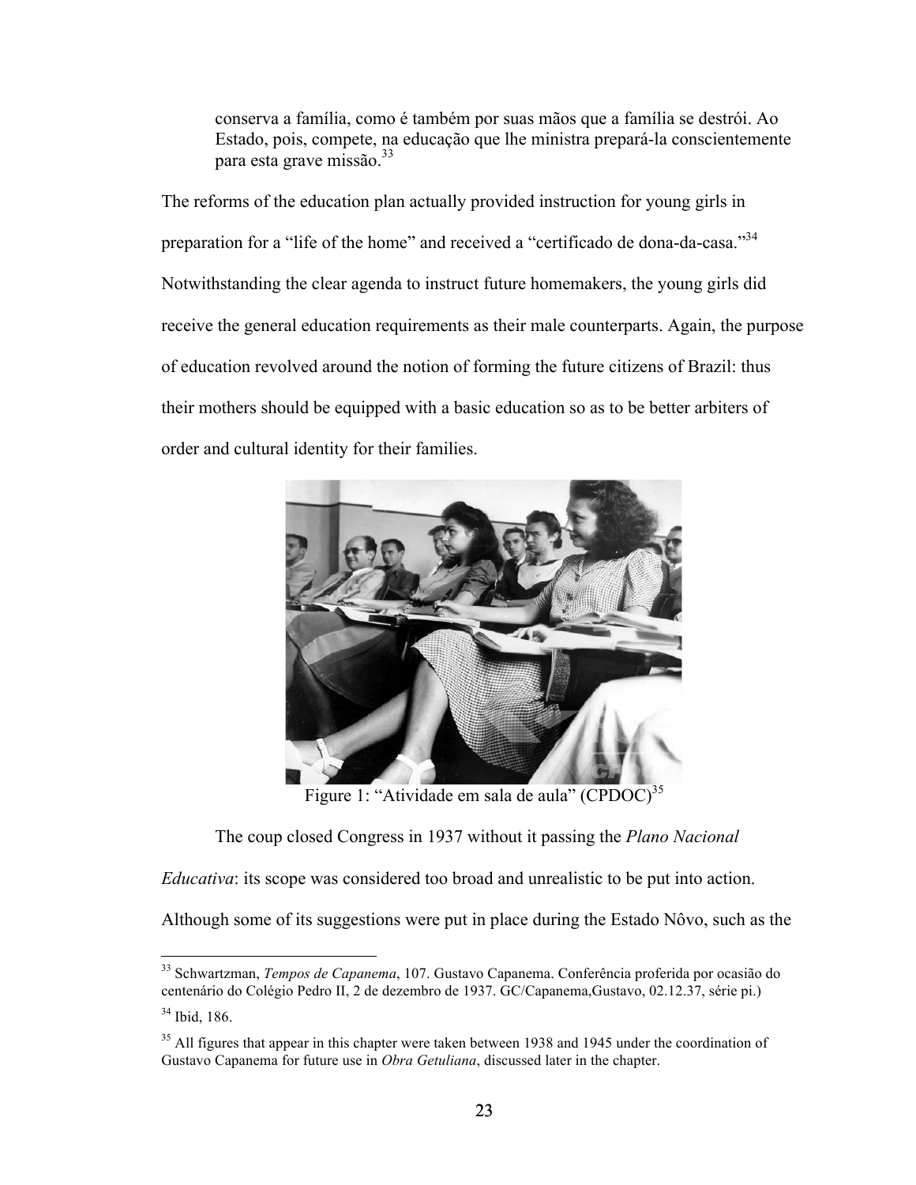> conserva a família, como é também por suas mãos que a família se destrói. Ao Estado, pois, compete, na educação que lhe ministra prepará-la conscientemente para esta grave missão.[33]

The reforms of the education plan actually provided instruction for young girls in preparation for a "life of the home" and received a "certificado de dona-da-casa."[34] Notwithstanding the clear agenda to instruct future homemakers, the young girls did receive the general education requirements as their male counterparts. Again, the purpose of education revolved around the notion of forming the future citizens of Brazil: thus their mothers should be equipped with a basic education so as to be better arbiters of order and cultural identity for their families.

Figure 1: "Atividade em sala de aula" (CPDOC)[35]

The coup closed Congress in 1937 without it passing the *Plano Nacional Educativa*: its scope was considered too broad and unrealistic to be put into action. Although some of its suggestions were put in place during the Estado Nôvo, such as the

---

[33] Schwartzman, *Tempos de Capanema*, 107. Gustavo Capanema. Conferência proferida por ocasião do centenário do Colégio Pedro II, 2 de dezembro de 1937. GC/Capanema,Gustavo, 02.12.37, série pi.)

[34] Ibid, 186.

[35] All figures that appear in this chapter were taken between 1938 and 1945 under the coordination of Gustavo Capanema for future use in *Obra Getuliana*, discussed later in the chapter.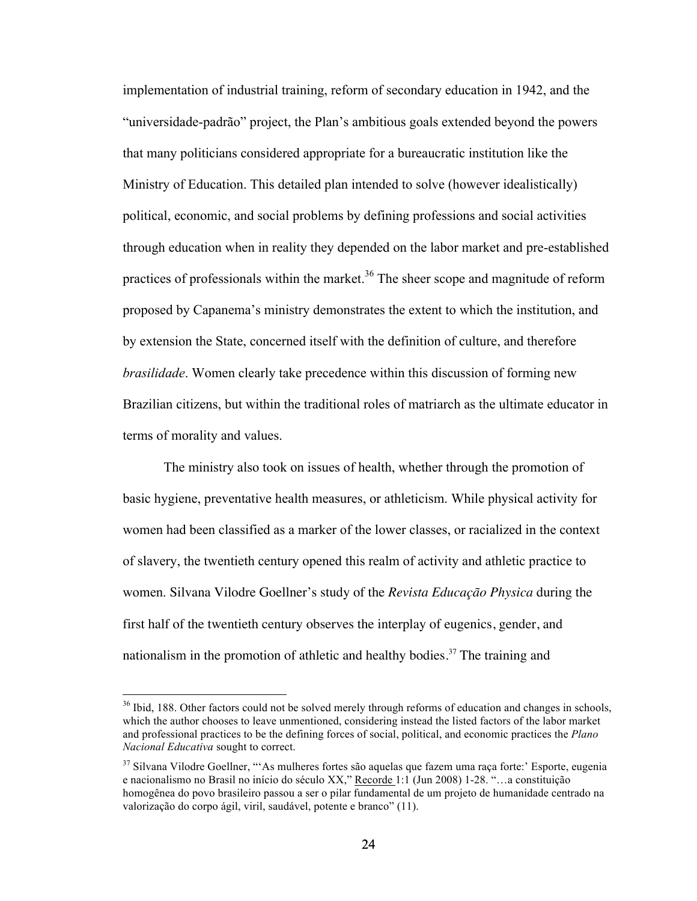implementation of industrial training, reform of secondary education in 1942, and the "universidade-padrão" project, the Plan's ambitious goals extended beyond the powers that many politicians considered appropriate for a bureaucratic institution like the Ministry of Education. This detailed plan intended to solve (however idealistically) political, economic, and social problems by defining professions and social activities through education when in reality they depended on the labor market and pre-established practices of professionals within the market.[36] The sheer scope and magnitude of reform proposed by Capanema's ministry demonstrates the extent to which the institution, and by extension the State, concerned itself with the definition of culture, and therefore *brasilidade*. Women clearly take precedence within this discussion of forming new Brazilian citizens, but within the traditional roles of matriarch as the ultimate educator in terms of morality and values.

The ministry also took on issues of health, whether through the promotion of basic hygiene, preventative health measures, or athleticism. While physical activity for women had been classified as a marker of the lower classes, or racialized in the context of slavery, the twentieth century opened this realm of activity and athletic practice to women. Silvana Vilodre Goellner's study of the *Revista Educação Physica* during the first half of the twentieth century observes the interplay of eugenics, gender, and nationalism in the promotion of athletic and healthy bodies.[37] The training and

---

[36] Ibid, 188. Other factors could not be solved merely through reforms of education and changes in schools, which the author chooses to leave unmentioned, considering instead the listed factors of the labor market and professional practices to be the defining forces of social, political, and economic practices the *Plano Nacional Educativa* sought to correct.

[37] Silvana Vilodre Goellner, "'As mulheres fortes são aquelas que fazem uma raça forte:' Esporte, eugenia e nacionalismo no Brasil no início do século XX," Recorde 1:1 (Jun 2008) 1-28. "…a constituição homogênea do povo brasileiro passou a ser o pilar fundamental de um projeto de humanidade centrado na valorização do corpo ágil, viril, saudável, potente e branco" (11).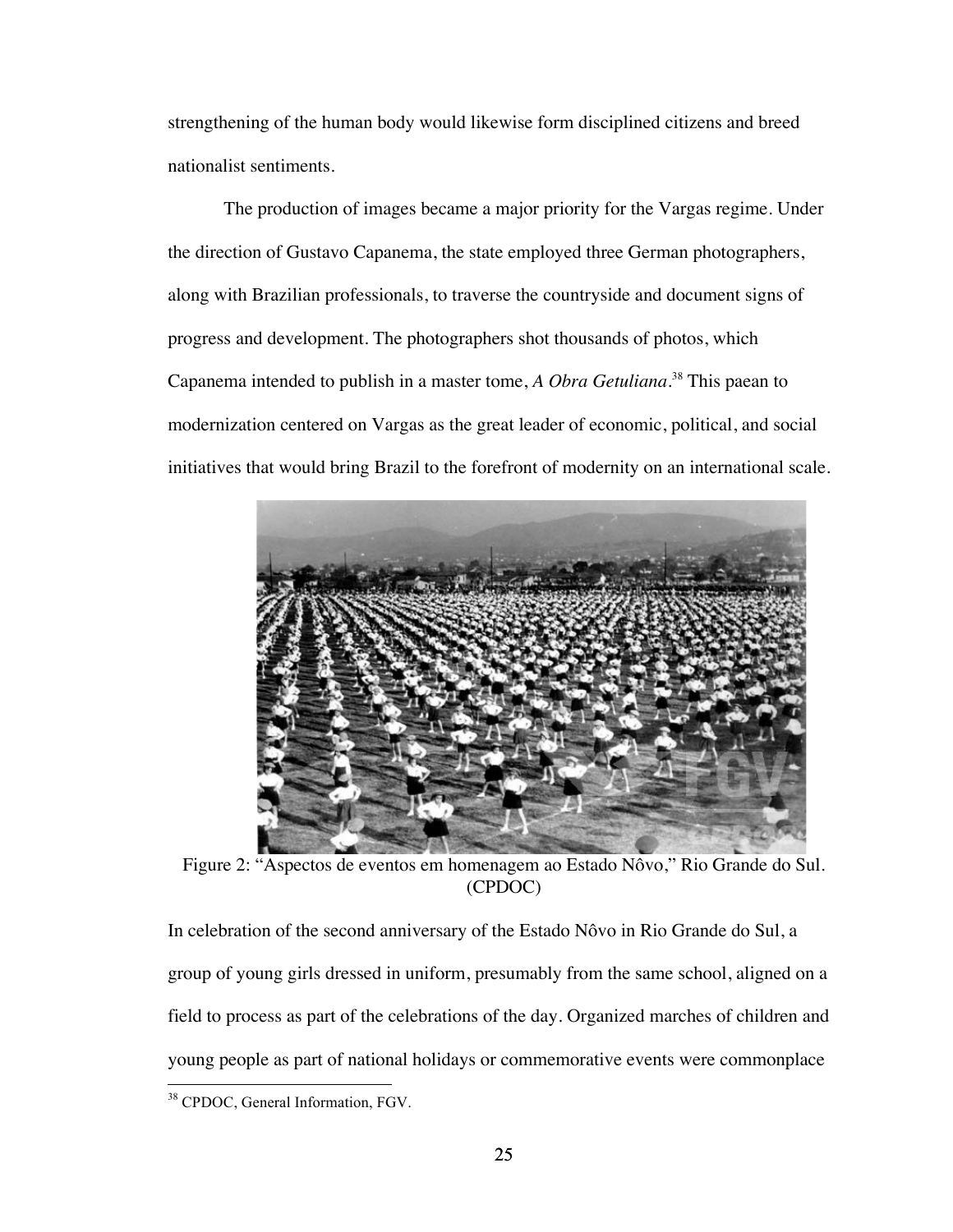strengthening of the human body would likewise form disciplined citizens and breed nationalist sentiments.

The production of images became a major priority for the Vargas regime. Under the direction of Gustavo Capanema, the state employed three German photographers, along with Brazilian professionals, to traverse the countryside and document signs of progress and development. The photographers shot thousands of photos, which Capanema intended to publish in a master tome, *A Obra Getuliana*.[38] This paean to modernization centered on Vargas as the great leader of economic, political, and social initiatives that would bring Brazil to the forefront of modernity on an international scale.

Figure 2: "Aspectos de eventos em homenagem ao Estado Nôvo," Rio Grande do Sul. (CPDOC)

In celebration of the second anniversary of the Estado Nôvo in Rio Grande do Sul, a group of young girls dressed in uniform, presumably from the same school, aligned on a field to process as part of the celebrations of the day. Organized marches of children and young people as part of national holidays or commemorative events were commonplace

[38] CPDOC, General Information, FGV.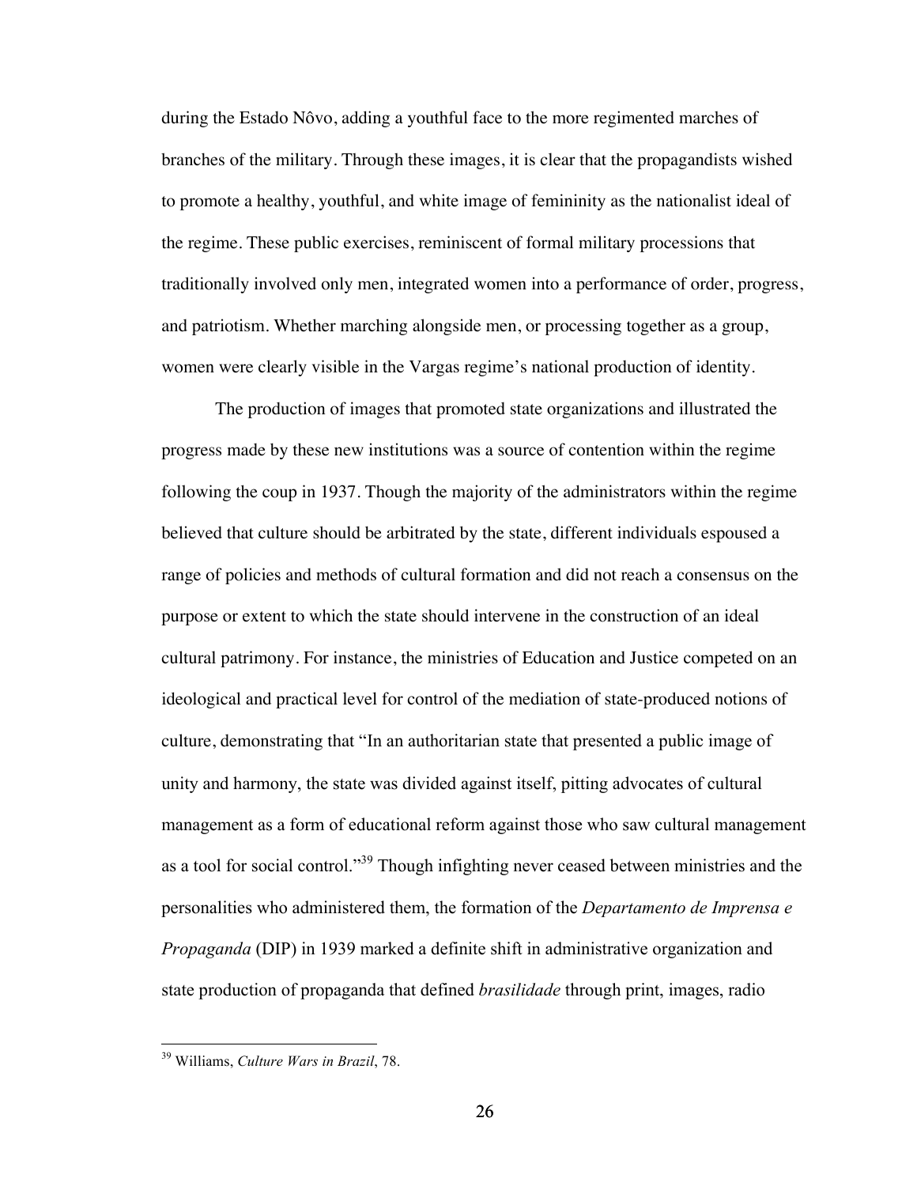during the Estado Nôvo, adding a youthful face to the more regimented marches of branches of the military. Through these images, it is clear that the propagandists wished to promote a healthy, youthful, and white image of femininity as the nationalist ideal of the regime. These public exercises, reminiscent of formal military processions that traditionally involved only men, integrated women into a performance of order, progress, and patriotism. Whether marching alongside men, or processing together as a group, women were clearly visible in the Vargas regime's national production of identity.

The production of images that promoted state organizations and illustrated the progress made by these new institutions was a source of contention within the regime following the coup in 1937. Though the majority of the administrators within the regime believed that culture should be arbitrated by the state, different individuals espoused a range of policies and methods of cultural formation and did not reach a consensus on the purpose or extent to which the state should intervene in the construction of an ideal cultural patrimony. For instance, the ministries of Education and Justice competed on an ideological and practical level for control of the mediation of state-produced notions of culture, demonstrating that "In an authoritarian state that presented a public image of unity and harmony, the state was divided against itself, pitting advocates of cultural management as a form of educational reform against those who saw cultural management as a tool for social control."[39] Though infighting never ceased between ministries and the personalities who administered them, the formation of the *Departamento de Imprensa e Propaganda* (DIP) in 1939 marked a definite shift in administrative organization and state production of propaganda that defined *brasilidade* through print, images, radio

[39] Williams, *Culture Wars in Brazil*, 78.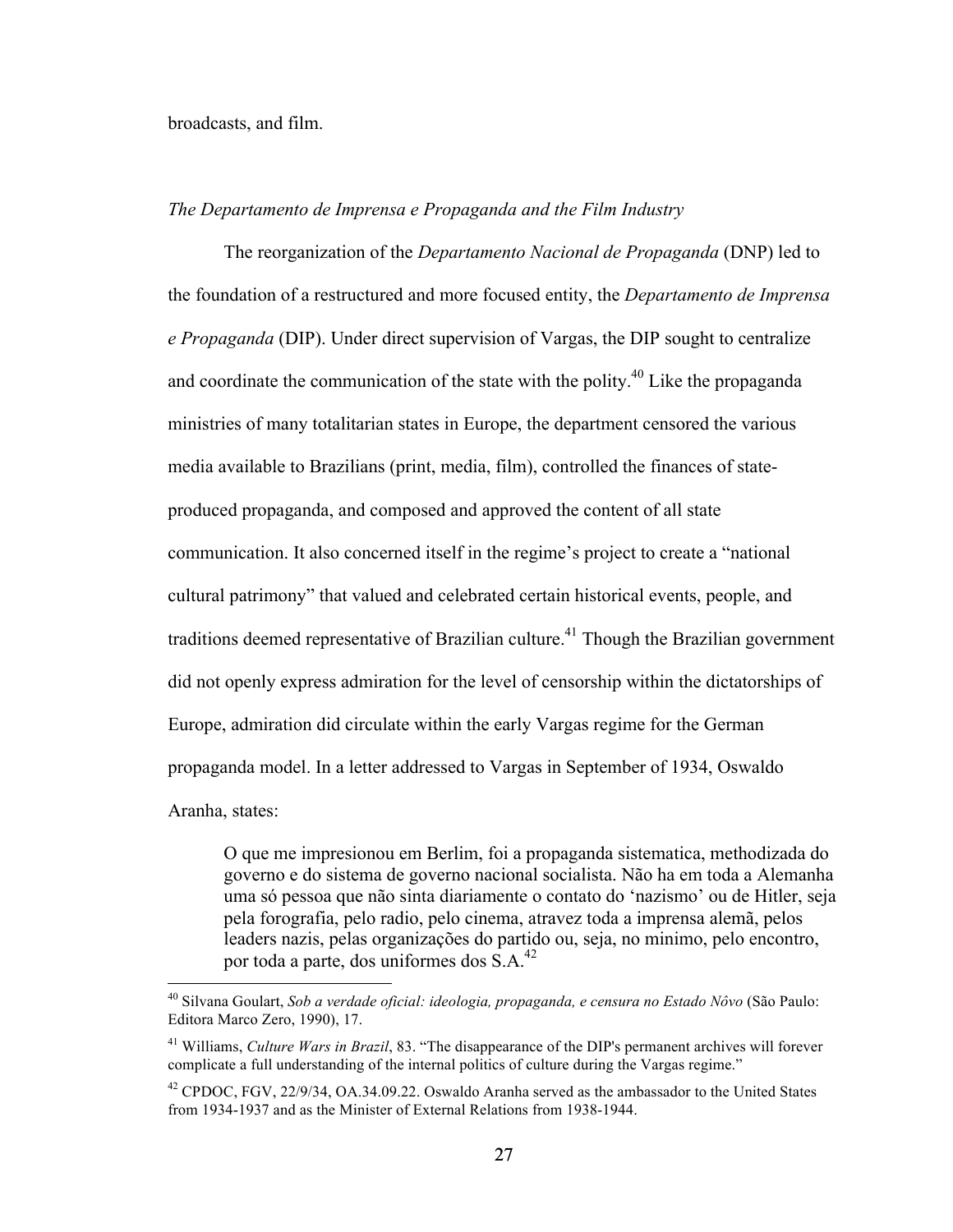broadcasts, and film.

*The Departamento de Imprensa e Propaganda and the Film Industry*

The reorganization of the *Departamento Nacional de Propaganda* (DNP) led to the foundation of a restructured and more focused entity, the *Departamento de Imprensa e Propaganda* (DIP). Under direct supervision of Vargas, the DIP sought to centralize and coordinate the communication of the state with the polity.[40] Like the propaganda ministries of many totalitarian states in Europe, the department censored the various media available to Brazilians (print, media, film), controlled the finances of state-produced propaganda, and composed and approved the content of all state communication. It also concerned itself in the regime's project to create a "national cultural patrimony" that valued and celebrated certain historical events, people, and traditions deemed representative of Brazilian culture.[41] Though the Brazilian government did not openly express admiration for the level of censorship within the dictatorships of Europe, admiration did circulate within the early Vargas regime for the German propaganda model. In a letter addressed to Vargas in September of 1934, Oswaldo Aranha, states:

> O que me impresionou em Berlim, foi a propaganda sistematica, methodizada do governo e do sistema de governo nacional socialista. Não ha em toda a Alemanha uma só pessoa que não sinta diariamente o contato do 'nazismo' ou de Hitler, seja pela forografia, pelo radio, pelo cinema, atravez toda a imprensa alemã, pelos leaders nazis, pelas organizações do partido ou, seja, no minimo, pelo encontro, por toda a parte, dos uniformes dos S.A.[42]

---

[40] Silvana Goulart, *Sob a verdade oficial: ideologia, propaganda, e censura no Estado Nôvo* (São Paulo: Editora Marco Zero, 1990), 17.

[41] Williams, *Culture Wars in Brazil*, 83. "The disappearance of the DIP's permanent archives will forever complicate a full understanding of the internal politics of culture during the Vargas regime."

[42] CPDOC, FGV, 22/9/34, OA.34.09.22. Oswaldo Aranha served as the ambassador to the United States from 1934-1937 and as the Minister of External Relations from 1938-1944.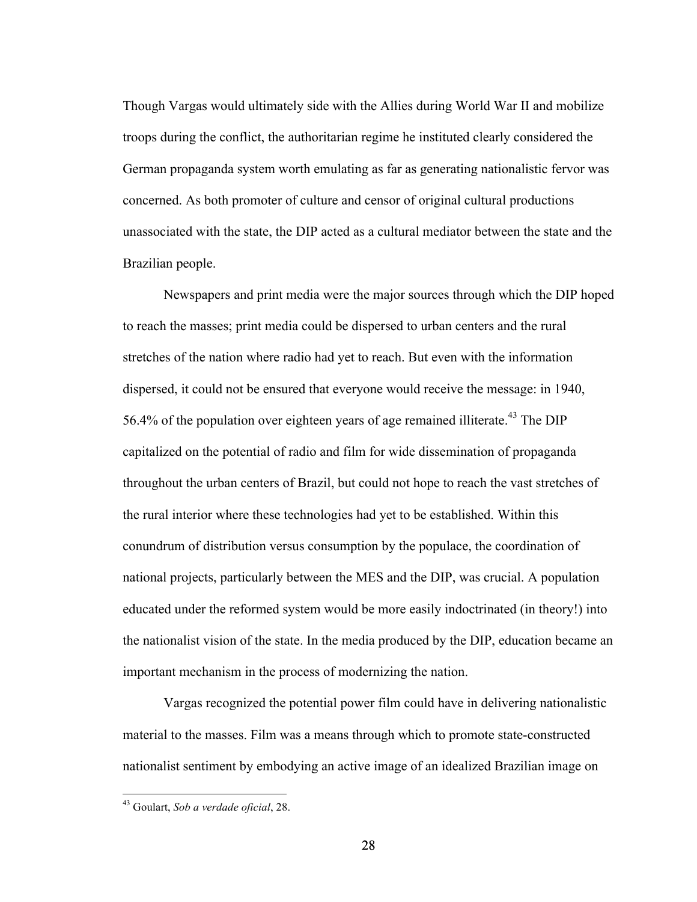Though Vargas would ultimately side with the Allies during World War II and mobilize troops during the conflict, the authoritarian regime he instituted clearly considered the German propaganda system worth emulating as far as generating nationalistic fervor was concerned. As both promoter of culture and censor of original cultural productions unassociated with the state, the DIP acted as a cultural mediator between the state and the Brazilian people.

Newspapers and print media were the major sources through which the DIP hoped to reach the masses; print media could be dispersed to urban centers and the rural stretches of the nation where radio had yet to reach. But even with the information dispersed, it could not be ensured that everyone would receive the message: in 1940, 56.4% of the population over eighteen years of age remained illiterate.[43] The DIP capitalized on the potential of radio and film for wide dissemination of propaganda throughout the urban centers of Brazil, but could not hope to reach the vast stretches of the rural interior where these technologies had yet to be established. Within this conundrum of distribution versus consumption by the populace, the coordination of national projects, particularly between the MES and the DIP, was crucial. A population educated under the reformed system would be more easily indoctrinated (in theory!) into the nationalist vision of the state. In the media produced by the DIP, education became an important mechanism in the process of modernizing the nation.

Vargas recognized the potential power film could have in delivering nationalistic material to the masses. Film was a means through which to promote state-constructed nationalist sentiment by embodying an active image of an idealized Brazilian image on

[43] Goulart, *Sob a verdade oficial*, 28.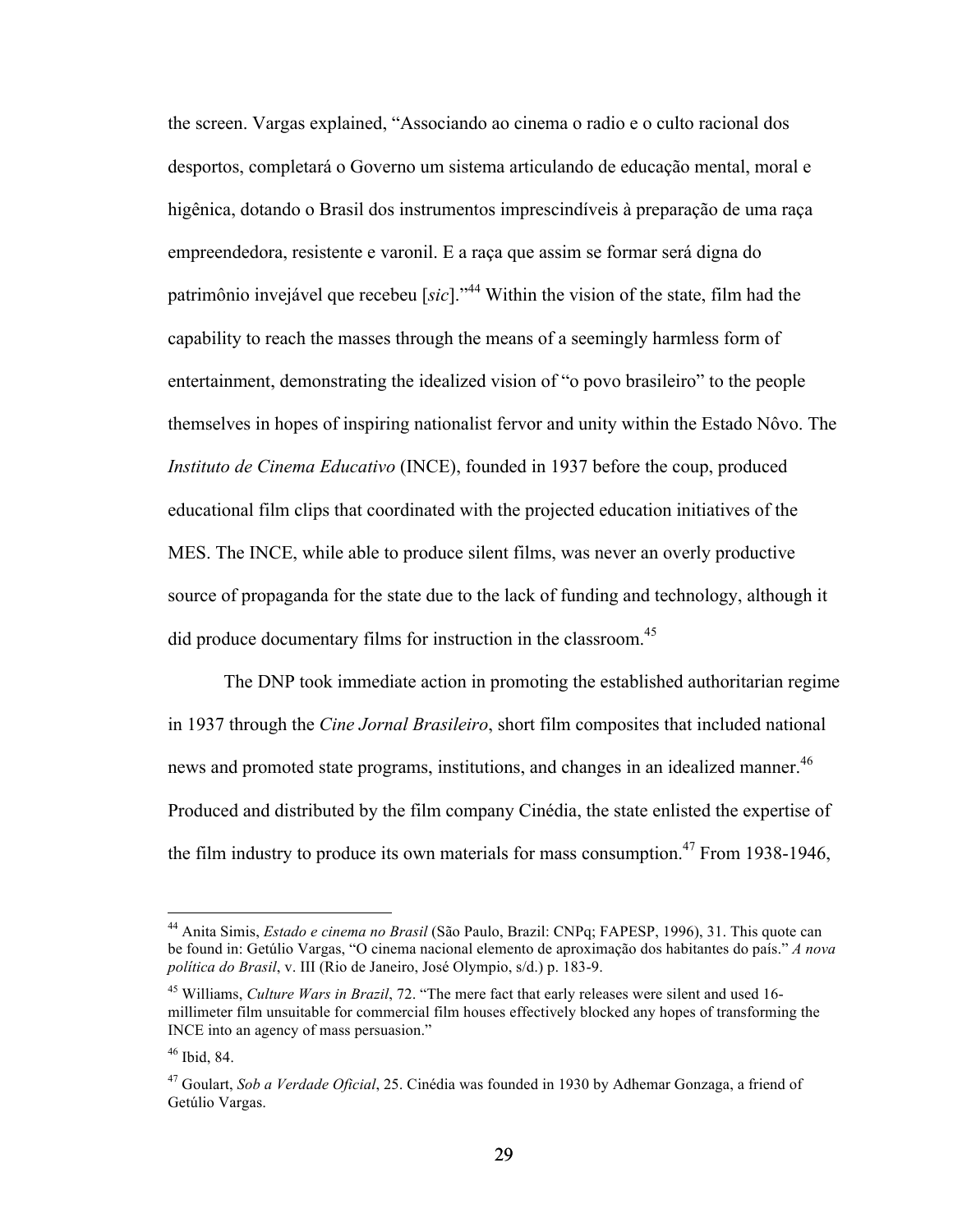the screen. Vargas explained, "Associando ao cinema o radio e o culto racional dos desportos, completará o Governo um sistema articulando de educação mental, moral e higênica, dotando o Brasil dos instrumentos imprescindíveis à preparação de uma raça empreendedora, resistente e varonil. E a raça que assim se formar será digna do patrimônio invejável que recebeu [*sic*]."[44] Within the vision of the state, film had the capability to reach the masses through the means of a seemingly harmless form of entertainment, demonstrating the idealized vision of "o povo brasileiro" to the people themselves in hopes of inspiring nationalist fervor and unity within the Estado Nôvo. The *Instituto de Cinema Educativo* (INCE), founded in 1937 before the coup, produced educational film clips that coordinated with the projected education initiatives of the MES. The INCE, while able to produce silent films, was never an overly productive source of propaganda for the state due to the lack of funding and technology, although it did produce documentary films for instruction in the classroom.[45]

The DNP took immediate action in promoting the established authoritarian regime in 1937 through the *Cine Jornal Brasileiro*, short film composites that included national news and promoted state programs, institutions, and changes in an idealized manner.[46] Produced and distributed by the film company Cinédia, the state enlisted the expertise of the film industry to produce its own materials for mass consumption.[47] From 1938-1946,

---

[44] Anita Simis, *Estado e cinema no Brasil* (São Paulo, Brazil: CNPq; FAPESP, 1996), 31. This quote can be found in: Getúlio Vargas, "O cinema nacional elemento de aproximação dos habitantes do país." *A nova política do Brasil*, v. III (Rio de Janeiro, José Olympio, s/d.) p. 183-9.

[45] Williams, *Culture Wars in Brazil*, 72. "The mere fact that early releases were silent and used 16-millimeter film unsuitable for commercial film houses effectively blocked any hopes of transforming the INCE into an agency of mass persuasion."

[46] Ibid, 84.

[47] Goulart, *Sob a Verdade Oficial*, 25. Cinédia was founded in 1930 by Adhemar Gonzaga, a friend of Getúlio Vargas.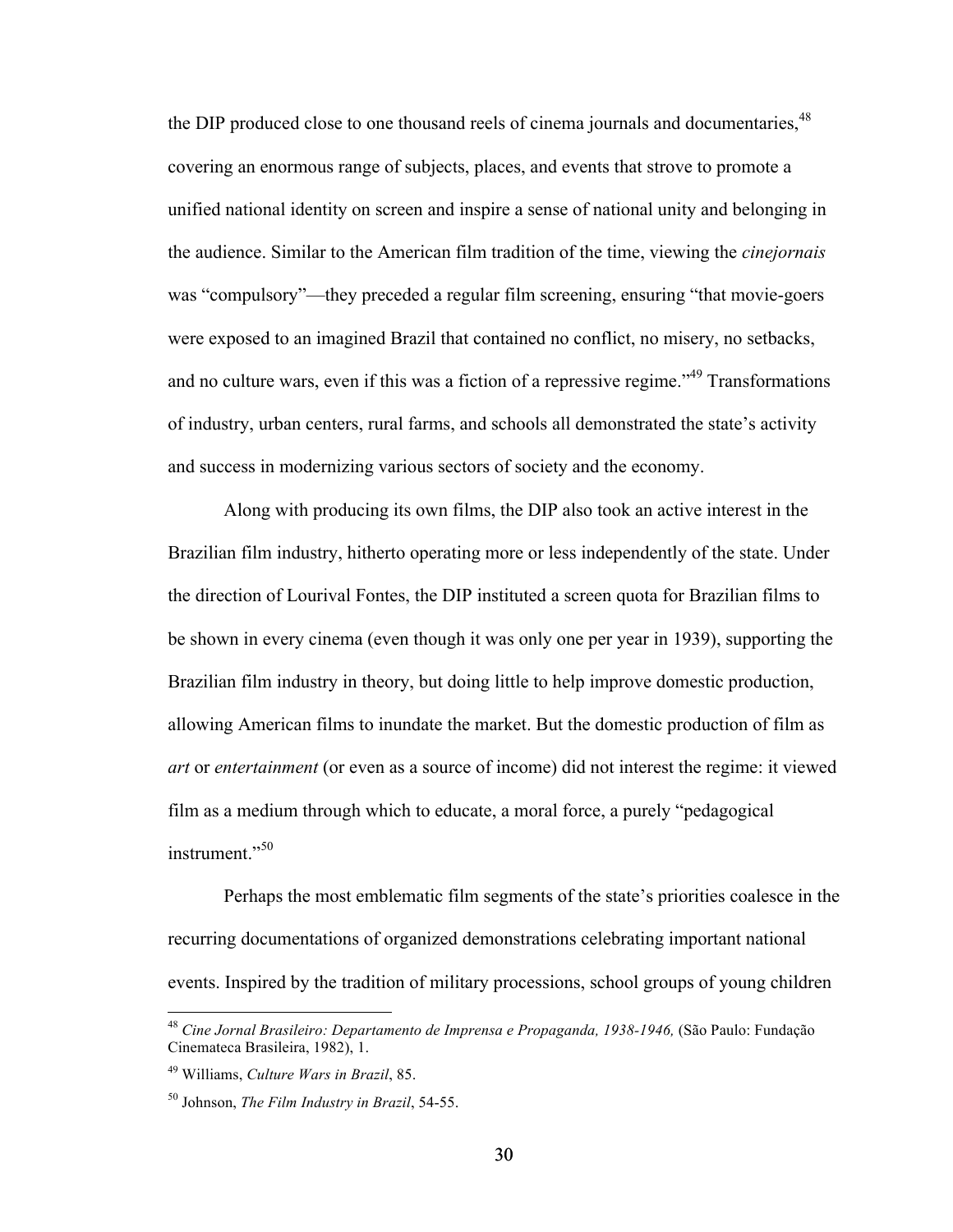the DIP produced close to one thousand reels of cinema journals and documentaries,[48] covering an enormous range of subjects, places, and events that strove to promote a unified national identity on screen and inspire a sense of national unity and belonging in the audience. Similar to the American film tradition of the time, viewing the *cinejornais* was "compulsory"—they preceded a regular film screening, ensuring "that movie-goers were exposed to an imagined Brazil that contained no conflict, no misery, no setbacks, and no culture wars, even if this was a fiction of a repressive regime."[49] Transformations of industry, urban centers, rural farms, and schools all demonstrated the state's activity and success in modernizing various sectors of society and the economy.

Along with producing its own films, the DIP also took an active interest in the Brazilian film industry, hitherto operating more or less independently of the state. Under the direction of Lourival Fontes, the DIP instituted a screen quota for Brazilian films to be shown in every cinema (even though it was only one per year in 1939), supporting the Brazilian film industry in theory, but doing little to help improve domestic production, allowing American films to inundate the market. But the domestic production of film as *art* or *entertainment* (or even as a source of income) did not interest the regime: it viewed film as a medium through which to educate, a moral force, a purely "pedagogical instrument."[50]

Perhaps the most emblematic film segments of the state's priorities coalesce in the recurring documentations of organized demonstrations celebrating important national events. Inspired by the tradition of military processions, school groups of young children

---

[48] *Cine Jornal Brasileiro: Departamento de Imprensa e Propaganda, 1938-1946,* (São Paulo: Fundação Cinemateca Brasileira, 1982), 1.

[49] Williams, *Culture Wars in Brazil*, 85.

[50] Johnson, *The Film Industry in Brazil*, 54-55.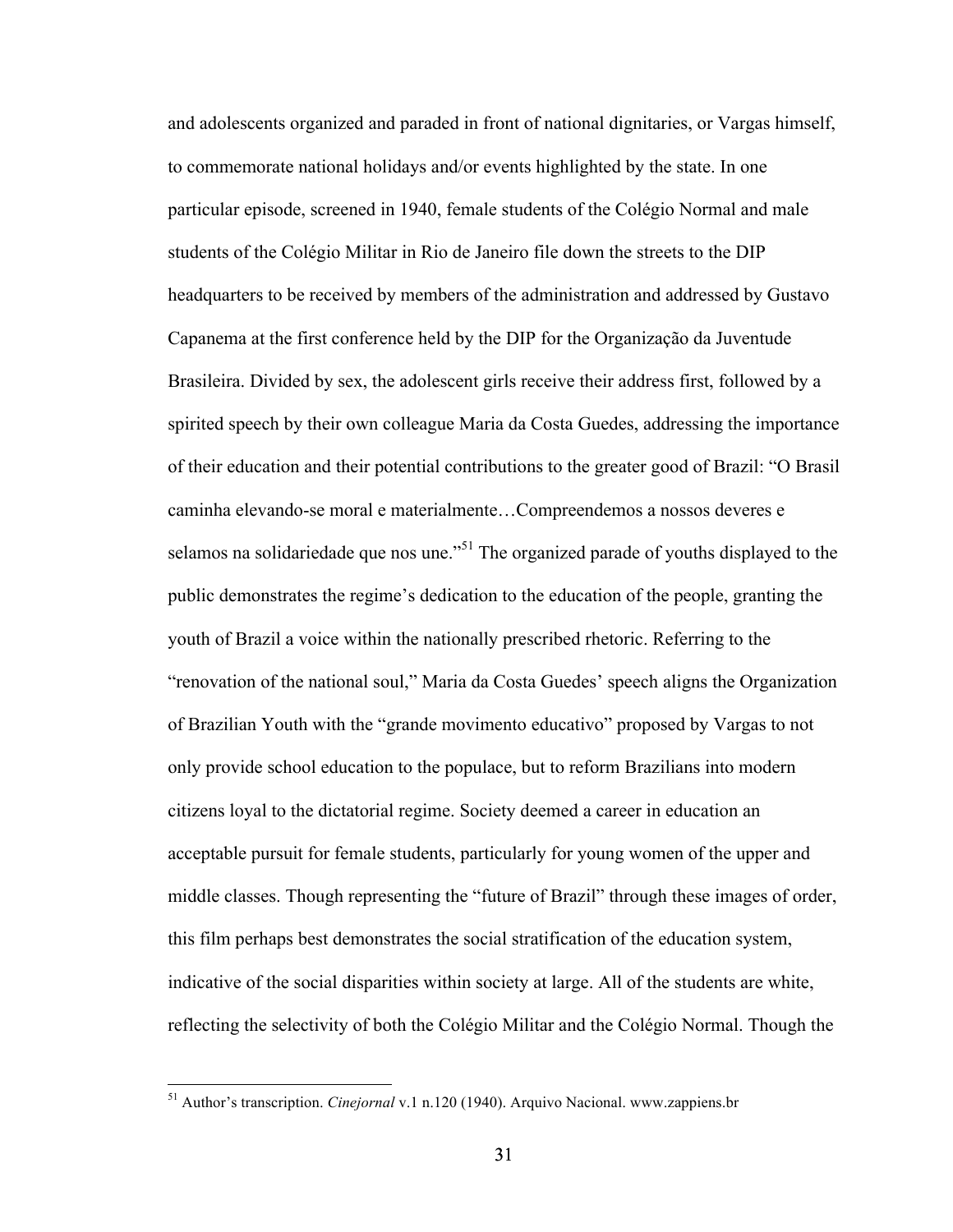and adolescents organized and paraded in front of national dignitaries, or Vargas himself, to commemorate national holidays and/or events highlighted by the state. In one particular episode, screened in 1940, female students of the Colégio Normal and male students of the Colégio Militar in Rio de Janeiro file down the streets to the DIP headquarters to be received by members of the administration and addressed by Gustavo Capanema at the first conference held by the DIP for the Organização da Juventude Brasileira. Divided by sex, the adolescent girls receive their address first, followed by a spirited speech by their own colleague Maria da Costa Guedes, addressing the importance of their education and their potential contributions to the greater good of Brazil: "O Brasil caminha elevando-se moral e materialmente…Compreendemos a nossos deveres e selamos na solidariedade que nos une."[51] The organized parade of youths displayed to the public demonstrates the regime's dedication to the education of the people, granting the youth of Brazil a voice within the nationally prescribed rhetoric. Referring to the "renovation of the national soul," Maria da Costa Guedes' speech aligns the Organization of Brazilian Youth with the "grande movimento educativo" proposed by Vargas to not only provide school education to the populace, but to reform Brazilians into modern citizens loyal to the dictatorial regime. Society deemed a career in education an acceptable pursuit for female students, particularly for young women of the upper and middle classes. Though representing the "future of Brazil" through these images of order, this film perhaps best demonstrates the social stratification of the education system, indicative of the social disparities within society at large. All of the students are white, reflecting the selectivity of both the Colégio Militar and the Colégio Normal. Though the

[51] Author's transcription. *Cinejornal* v.1 n.120 (1940). Arquivo Nacional. www.zappiens.br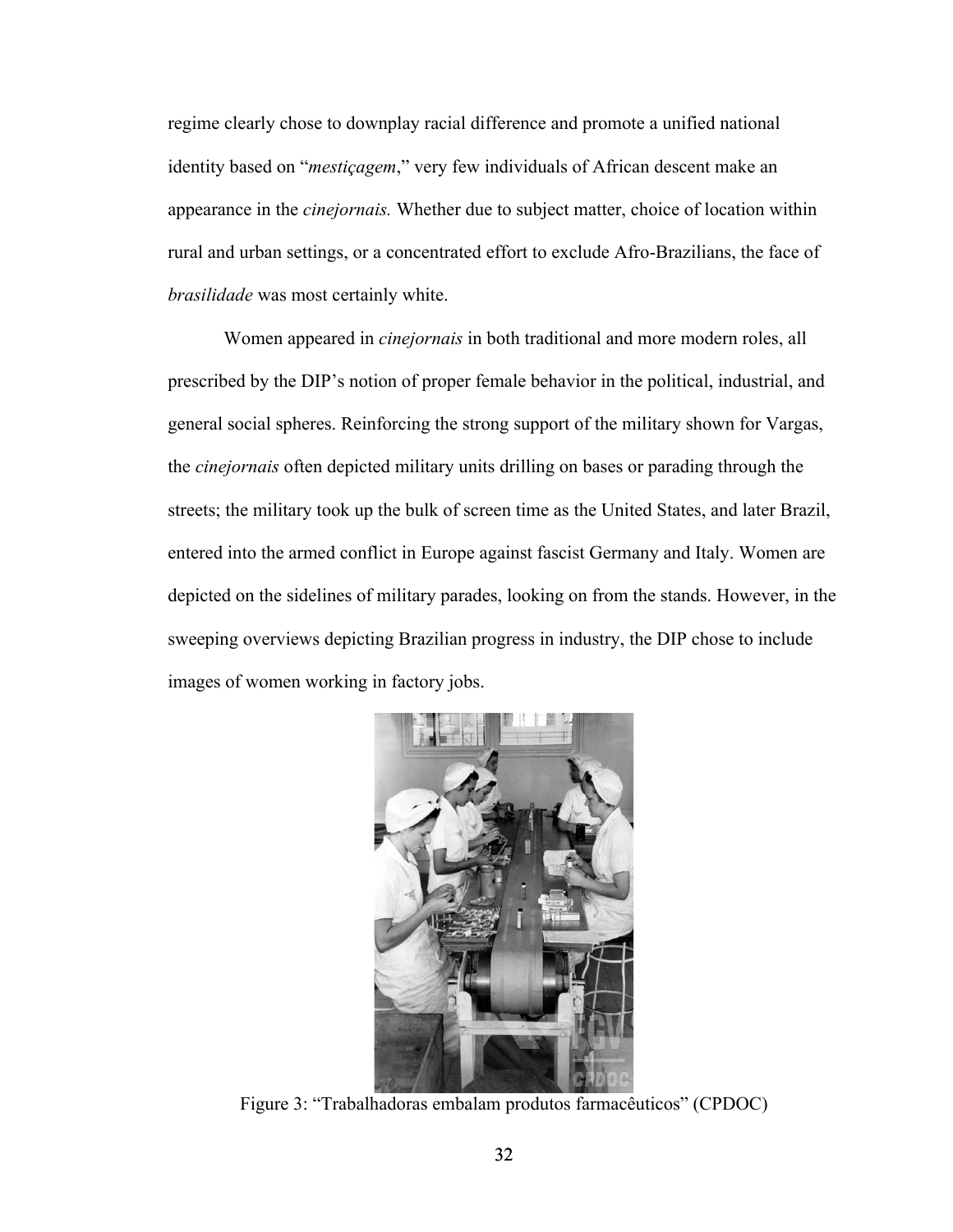regime clearly chose to downplay racial difference and promote a unified national identity based on "*mestiçagem*," very few individuals of African descent make an appearance in the *cinejornais.* Whether due to subject matter, choice of location within rural and urban settings, or a concentrated effort to exclude Afro-Brazilians, the face of *brasilidade* was most certainly white.

Women appeared in *cinejornais* in both traditional and more modern roles, all prescribed by the DIP's notion of proper female behavior in the political, industrial, and general social spheres. Reinforcing the strong support of the military shown for Vargas, the *cinejornais* often depicted military units drilling on bases or parading through the streets; the military took up the bulk of screen time as the United States, and later Brazil, entered into the armed conflict in Europe against fascist Germany and Italy. Women are depicted on the sidelines of military parades, looking on from the stands. However, in the sweeping overviews depicting Brazilian progress in industry, the DIP chose to include images of women working in factory jobs.

Figure 3: "Trabalhadoras embalam produtos farmacêuticos" (CPDOC)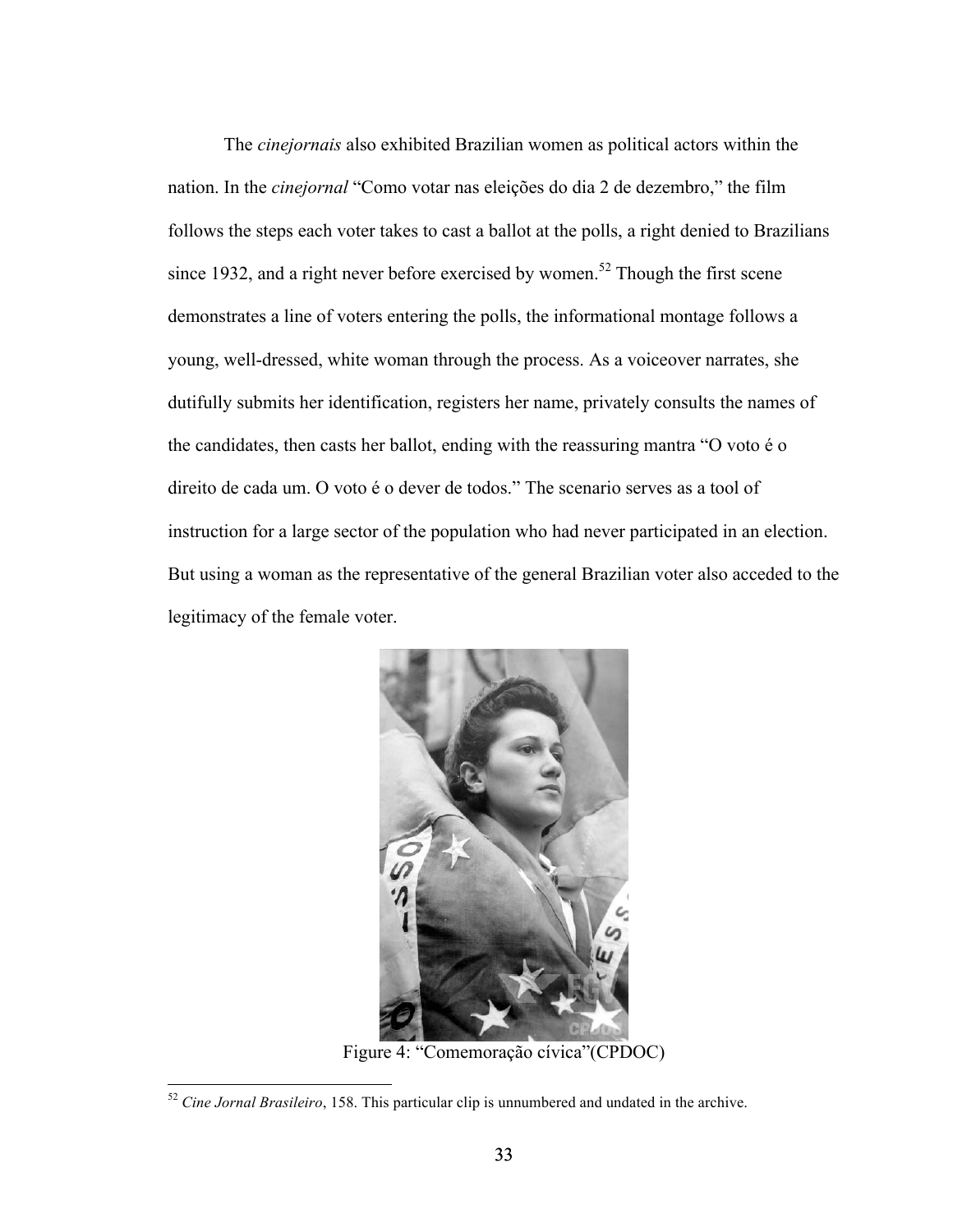The *cinejornais* also exhibited Brazilian women as political actors within the nation. In the *cinejornal* "Como votar nas eleições do dia 2 de dezembro," the film follows the steps each voter takes to cast a ballot at the polls, a right denied to Brazilians since 1932, and a right never before exercised by women.[52] Though the first scene demonstrates a line of voters entering the polls, the informational montage follows a young, well-dressed, white woman through the process. As a voiceover narrates, she dutifully submits her identification, registers her name, privately consults the names of the candidates, then casts her ballot, ending with the reassuring mantra "O voto é o direito de cada um. O voto é o dever de todos." The scenario serves as a tool of instruction for a large sector of the population who had never participated in an election. But using a woman as the representative of the general Brazilian voter also acceded to the legitimacy of the female voter.

Figure 4: "Comemoração cívica"(CPDOC)

[52] *Cine Jornal Brasileiro*, 158. This particular clip is unnumbered and undated in the archive.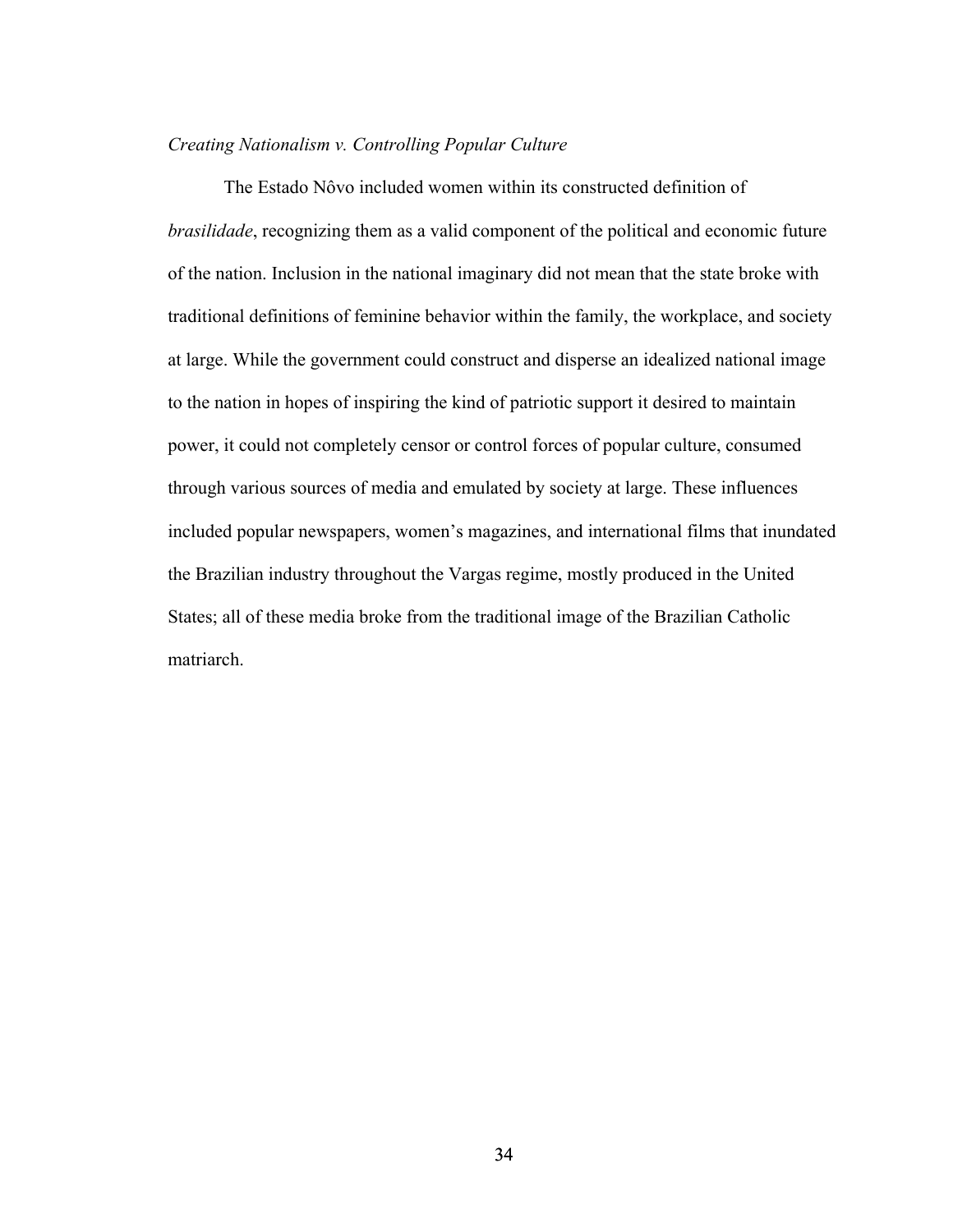### *Creating Nationalism v. Controlling Popular Culture*

The Estado Nôvo included women within its constructed definition of *brasilidade*, recognizing them as a valid component of the political and economic future of the nation. Inclusion in the national imaginary did not mean that the state broke with traditional definitions of feminine behavior within the family, the workplace, and society at large. While the government could construct and disperse an idealized national image to the nation in hopes of inspiring the kind of patriotic support it desired to maintain power, it could not completely censor or control forces of popular culture, consumed through various sources of media and emulated by society at large. These influences included popular newspapers, women's magazines, and international films that inundated the Brazilian industry throughout the Vargas regime, mostly produced in the United States; all of these media broke from the traditional image of the Brazilian Catholic matriarch.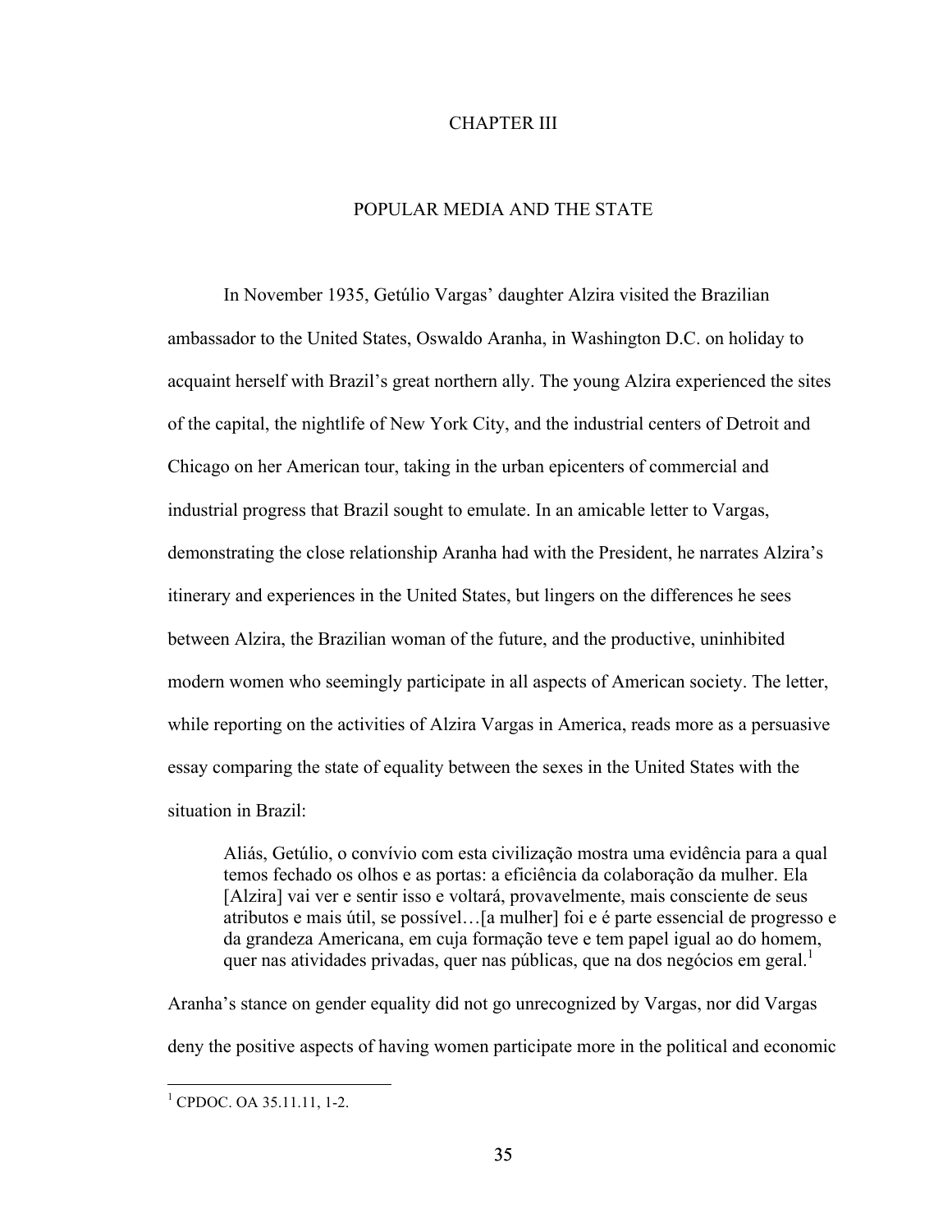# CHAPTER III

## POPULAR MEDIA AND THE STATE

In November 1935, Getúlio Vargas' daughter Alzira visited the Brazilian ambassador to the United States, Oswaldo Aranha, in Washington D.C. on holiday to acquaint herself with Brazil's great northern ally. The young Alzira experienced the sites of the capital, the nightlife of New York City, and the industrial centers of Detroit and Chicago on her American tour, taking in the urban epicenters of commercial and industrial progress that Brazil sought to emulate. In an amicable letter to Vargas, demonstrating the close relationship Aranha had with the President, he narrates Alzira's itinerary and experiences in the United States, but lingers on the differences he sees between Alzira, the Brazilian woman of the future, and the productive, uninhibited modern women who seemingly participate in all aspects of American society. The letter, while reporting on the activities of Alzira Vargas in America, reads more as a persuasive essay comparing the state of equality between the sexes in the United States with the situation in Brazil:

> Aliás, Getúlio, o convívio com esta civilização mostra uma evidência para a qual temos fechado os olhos e as portas: a eficiência da colaboração da mulher. Ela [Alzira] vai ver e sentir isso e voltará, provavelmente, mais consciente de seus atributos e mais útil, se possível…[a mulher] foi e é parte essencial de progresso e da grandeza Americana, em cuja formação teve e tem papel igual ao do homem, quer nas atividades privadas, quer nas públicas, que na dos negócios em geral.[1]

Aranha's stance on gender equality did not go unrecognized by Vargas, nor did Vargas deny the positive aspects of having women participate more in the political and economic

[1] CPDOC. OA 35.11.11, 1-2.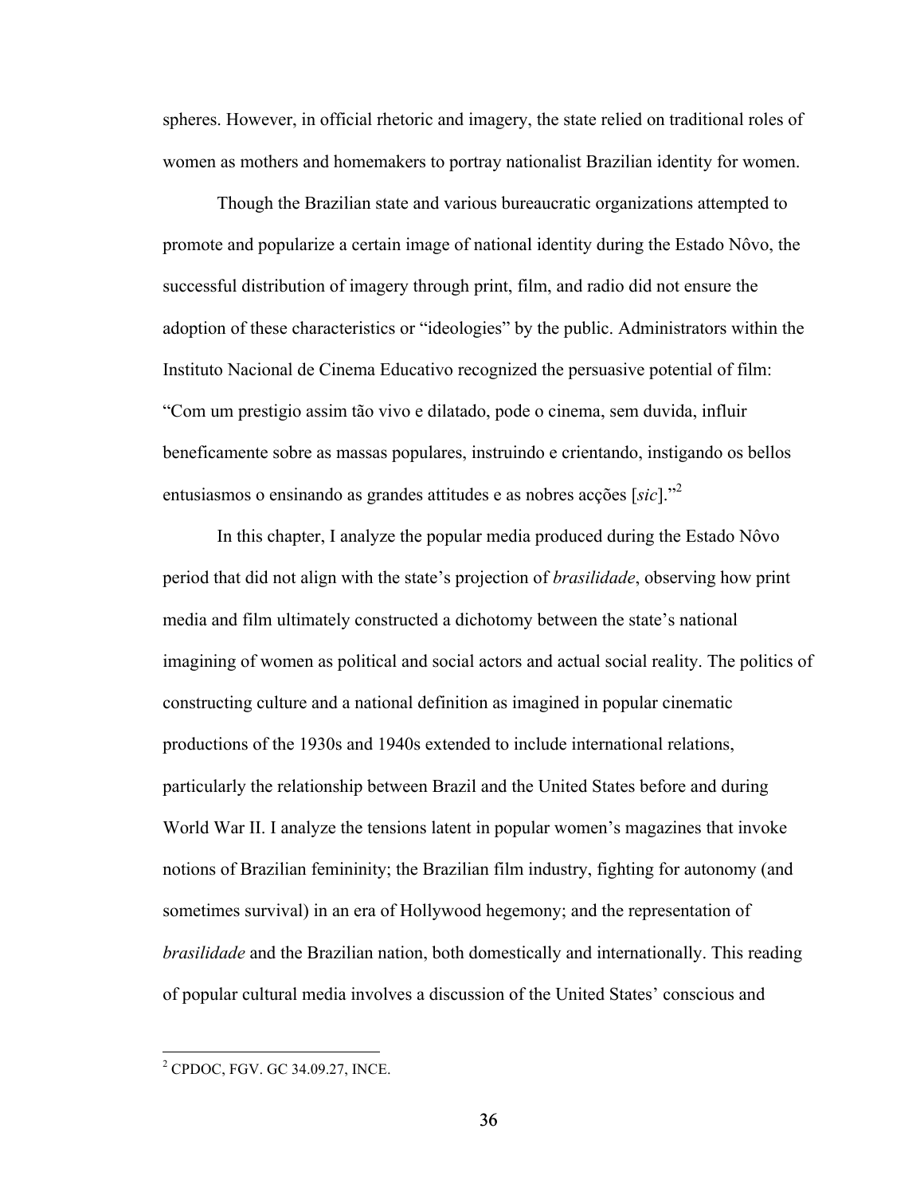spheres. However, in official rhetoric and imagery, the state relied on traditional roles of women as mothers and homemakers to portray nationalist Brazilian identity for women.

Though the Brazilian state and various bureaucratic organizations attempted to promote and popularize a certain image of national identity during the Estado Nôvo, the successful distribution of imagery through print, film, and radio did not ensure the adoption of these characteristics or "ideologies" by the public. Administrators within the Instituto Nacional de Cinema Educativo recognized the persuasive potential of film: "Com um prestigio assim tão vivo e dilatado, pode o cinema, sem duvida, influir beneficamente sobre as massas populares, instruindo e crientando, instigando os bellos entusiasmos o ensinando as grandes attitudes e as nobres acções [*sic*]."[2]

In this chapter, I analyze the popular media produced during the Estado Nôvo period that did not align with the state's projection of *brasilidade*, observing how print media and film ultimately constructed a dichotomy between the state's national imagining of women as political and social actors and actual social reality. The politics of constructing culture and a national definition as imagined in popular cinematic productions of the 1930s and 1940s extended to include international relations, particularly the relationship between Brazil and the United States before and during World War II. I analyze the tensions latent in popular women's magazines that invoke notions of Brazilian femininity; the Brazilian film industry, fighting for autonomy (and sometimes survival) in an era of Hollywood hegemony; and the representation of *brasilidade* and the Brazilian nation, both domestically and internationally. This reading of popular cultural media involves a discussion of the United States' conscious and

[2] CPDOC, FGV. GC 34.09.27, INCE.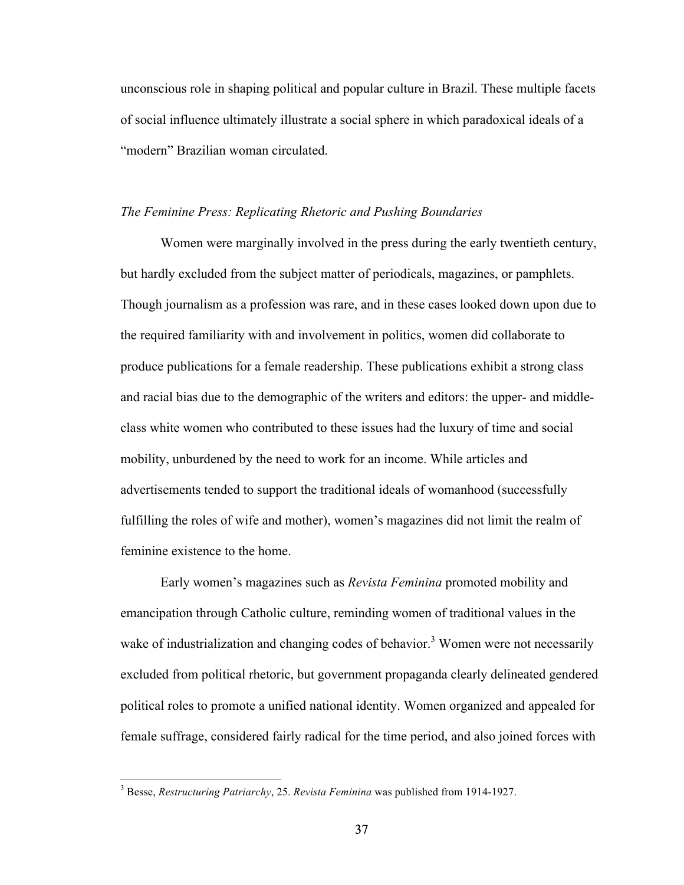unconscious role in shaping political and popular culture in Brazil. These multiple facets of social influence ultimately illustrate a social sphere in which paradoxical ideals of a "modern" Brazilian woman circulated.

### *The Feminine Press: Replicating Rhetoric and Pushing Boundaries*

Women were marginally involved in the press during the early twentieth century, but hardly excluded from the subject matter of periodicals, magazines, or pamphlets. Though journalism as a profession was rare, and in these cases looked down upon due to the required familiarity with and involvement in politics, women did collaborate to produce publications for a female readership. These publications exhibit a strong class and racial bias due to the demographic of the writers and editors: the upper- and middle-class white women who contributed to these issues had the luxury of time and social mobility, unburdened by the need to work for an income. While articles and advertisements tended to support the traditional ideals of womanhood (successfully fulfilling the roles of wife and mother), women's magazines did not limit the realm of feminine existence to the home.

Early women's magazines such as *Revista Feminina* promoted mobility and emancipation through Catholic culture, reminding women of traditional values in the wake of industrialization and changing codes of behavior.[3] Women were not necessarily excluded from political rhetoric, but government propaganda clearly delineated gendered political roles to promote a unified national identity. Women organized and appealed for female suffrage, considered fairly radical for the time period, and also joined forces with

[3] Besse, *Restructuring Patriarchy*, 25. *Revista Feminina* was published from 1914-1927.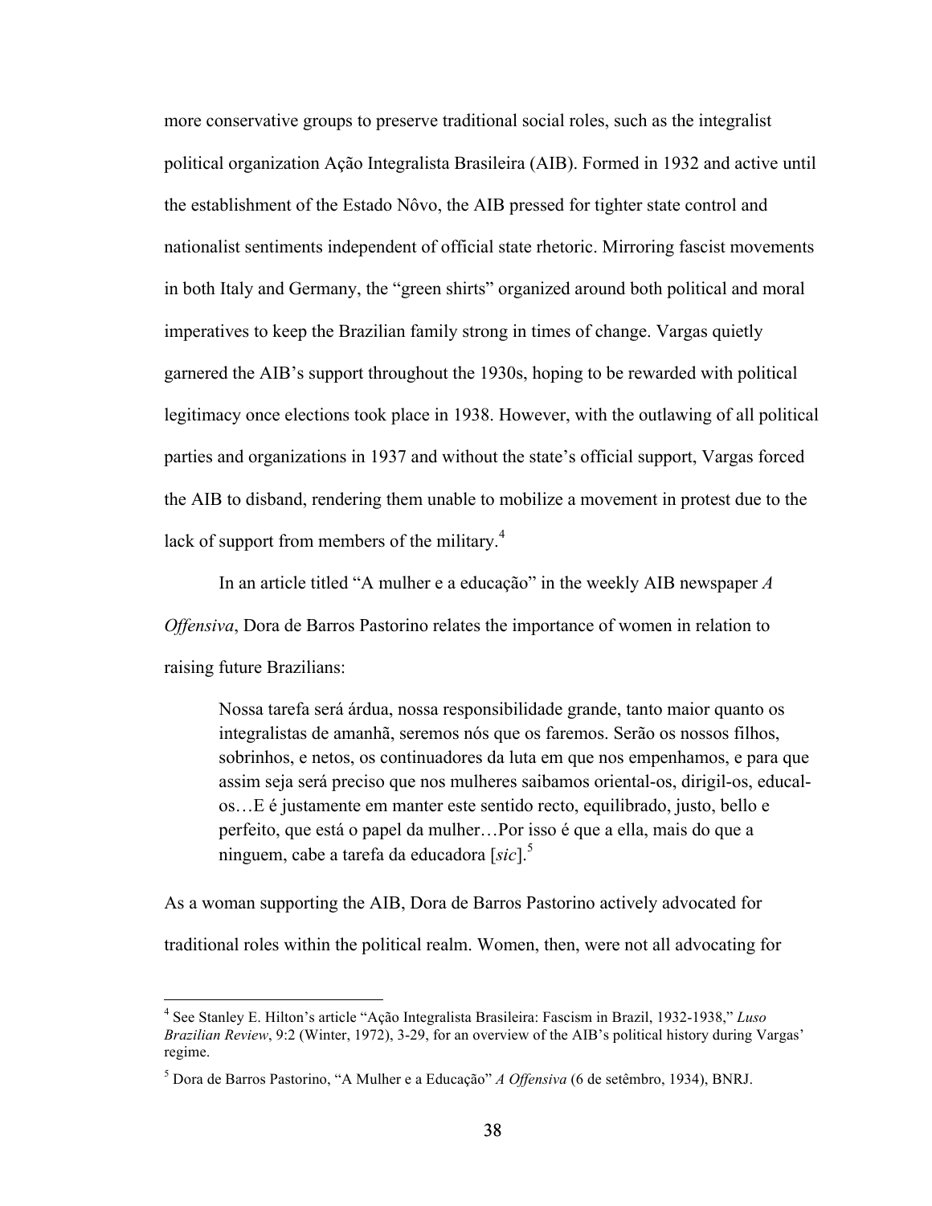more conservative groups to preserve traditional social roles, such as the integralist political organization Ação Integralista Brasileira (AIB). Formed in 1932 and active until the establishment of the Estado Nôvo, the AIB pressed for tighter state control and nationalist sentiments independent of official state rhetoric. Mirroring fascist movements in both Italy and Germany, the "green shirts" organized around both political and moral imperatives to keep the Brazilian family strong in times of change. Vargas quietly garnered the AIB's support throughout the 1930s, hoping to be rewarded with political legitimacy once elections took place in 1938. However, with the outlawing of all political parties and organizations in 1937 and without the state's official support, Vargas forced the AIB to disband, rendering them unable to mobilize a movement in protest due to the lack of support from members of the military.[4]

In an article titled "A mulher e a educação" in the weekly AIB newspaper *A Offensiva*, Dora de Barros Pastorino relates the importance of women in relation to raising future Brazilians:

> Nossa tarefa será árdua, nossa responsibilidade grande, tanto maior quanto os integralistas de amanhã, seremos nós que os faremos. Serão os nossos filhos, sobrinhos, e netos, os continuadores da luta em que nos empenhamos, e para que assim seja será preciso que nos mulheres saibamos oriental-os, dirigil-os, educal-os…E é justamente em manter este sentido recto, equilibrado, justo, bello e perfeito, que está o papel da mulher…Por isso é que a ella, mais do que a ninguem, cabe a tarefa da educadora [*sic*].[5]

As a woman supporting the AIB, Dora de Barros Pastorino actively advocated for traditional roles within the political realm. Women, then, were not all advocating for

---

[4] See Stanley E. Hilton's article "Ação Integralista Brasileira: Fascism in Brazil, 1932-1938," *Luso Brazilian Review*, 9:2 (Winter, 1972), 3-29, for an overview of the AIB's political history during Vargas' regime.

[5] Dora de Barros Pastorino, "A Mulher e a Educação" *A Offensiva* (6 de setêmbro, 1934), BNRJ.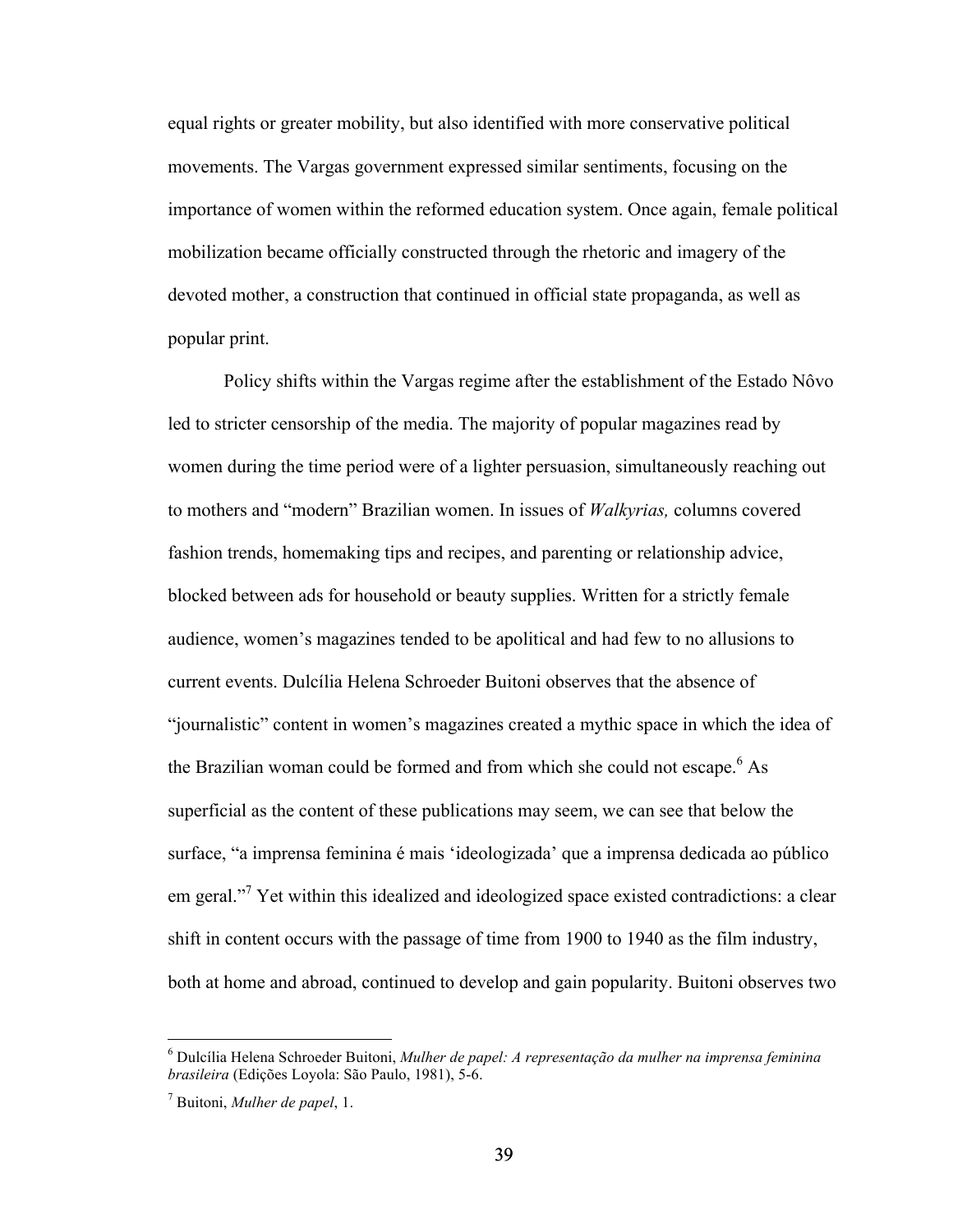equal rights or greater mobility, but also identified with more conservative political movements. The Vargas government expressed similar sentiments, focusing on the importance of women within the reformed education system. Once again, female political mobilization became officially constructed through the rhetoric and imagery of the devoted mother, a construction that continued in official state propaganda, as well as popular print.

Policy shifts within the Vargas regime after the establishment of the Estado Nôvo led to stricter censorship of the media. The majority of popular magazines read by women during the time period were of a lighter persuasion, simultaneously reaching out to mothers and "modern" Brazilian women. In issues of *Walkyrias,* columns covered fashion trends, homemaking tips and recipes, and parenting or relationship advice, blocked between ads for household or beauty supplies. Written for a strictly female audience, women's magazines tended to be apolitical and had few to no allusions to current events. Dulcília Helena Schroeder Buitoni observes that the absence of "journalistic" content in women's magazines created a mythic space in which the idea of the Brazilian woman could be formed and from which she could not escape.[6] As superficial as the content of these publications may seem, we can see that below the surface, "a imprensa feminina é mais 'ideologizada' que a imprensa dedicada ao público em geral."[7] Yet within this idealized and ideologized space existed contradictions: a clear shift in content occurs with the passage of time from 1900 to 1940 as the film industry, both at home and abroad, continued to develop and gain popularity. Buitoni observes two

---

[6] Dulcília Helena Schroeder Buitoni, *Mulher de papel: A representação da mulher na imprensa feminina brasileira* (Edições Loyola: São Paulo, 1981), 5-6.

[7] Buitoni, *Mulher de papel*, 1.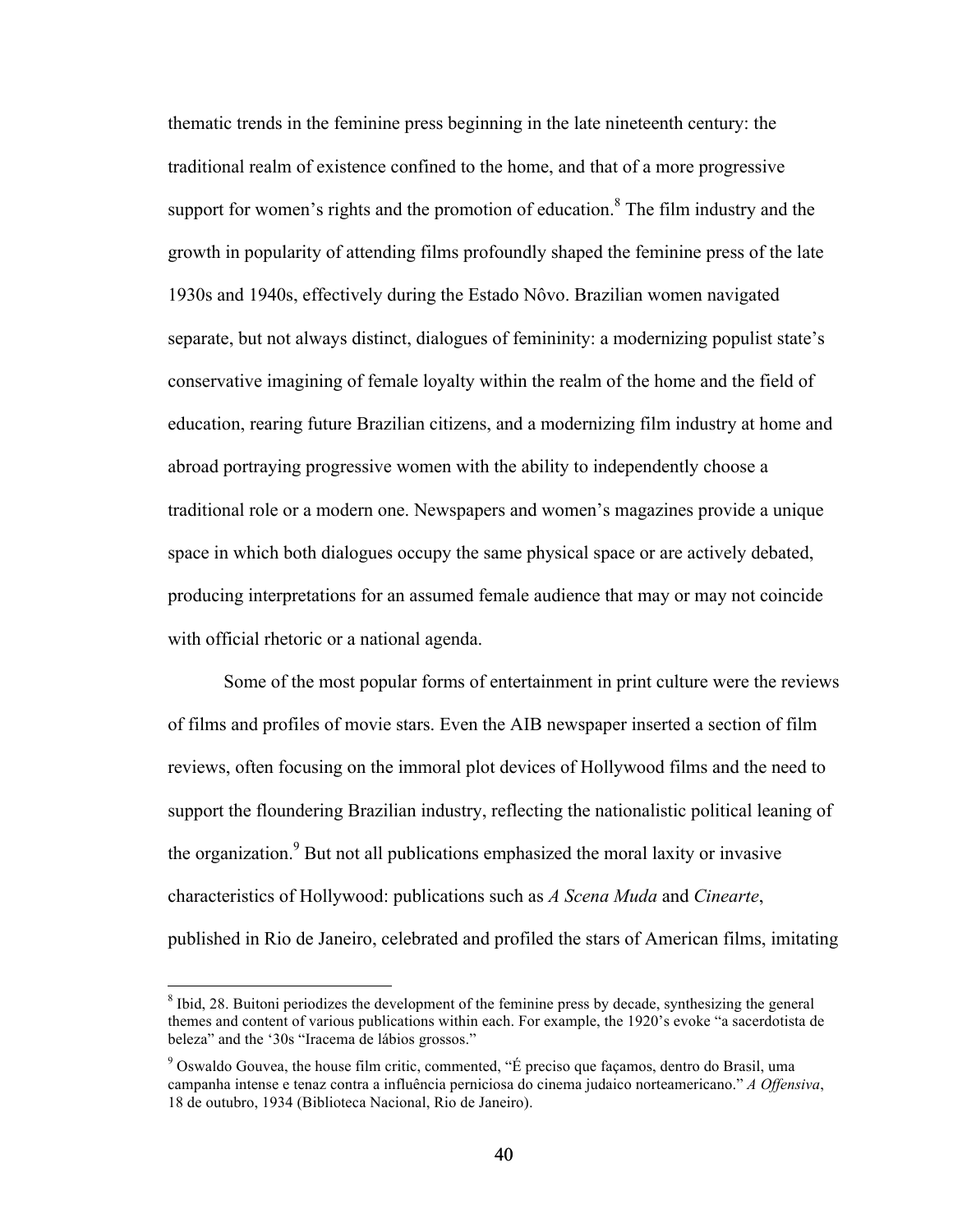thematic trends in the feminine press beginning in the late nineteenth century: the traditional realm of existence confined to the home, and that of a more progressive support for women's rights and the promotion of education.[8] The film industry and the growth in popularity of attending films profoundly shaped the feminine press of the late 1930s and 1940s, effectively during the Estado Nôvo. Brazilian women navigated separate, but not always distinct, dialogues of femininity: a modernizing populist state's conservative imagining of female loyalty within the realm of the home and the field of education, rearing future Brazilian citizens, and a modernizing film industry at home and abroad portraying progressive women with the ability to independently choose a traditional role or a modern one. Newspapers and women's magazines provide a unique space in which both dialogues occupy the same physical space or are actively debated, producing interpretations for an assumed female audience that may or may not coincide with official rhetoric or a national agenda.

Some of the most popular forms of entertainment in print culture were the reviews of films and profiles of movie stars. Even the AIB newspaper inserted a section of film reviews, often focusing on the immoral plot devices of Hollywood films and the need to support the floundering Brazilian industry, reflecting the nationalistic political leaning of the organization.[9] But not all publications emphasized the moral laxity or invasive characteristics of Hollywood: publications such as *A Scena Muda* and *Cinearte*, published in Rio de Janeiro, celebrated and profiled the stars of American films, imitating

---

[8] Ibid, 28. Buitoni periodizes the development of the feminine press by decade, synthesizing the general themes and content of various publications within each. For example, the 1920's evoke "a sacerdotista de beleza" and the '30s "Iracema de lábios grossos."

[9] Oswaldo Gouvea, the house film critic, commented, "É preciso que façamos, dentro do Brasil, uma campanha intense e tenaz contra a influência perniciosa do cinema judaico norteamericano." *A Offensiva*, 18 de outubro, 1934 (Biblioteca Nacional, Rio de Janeiro).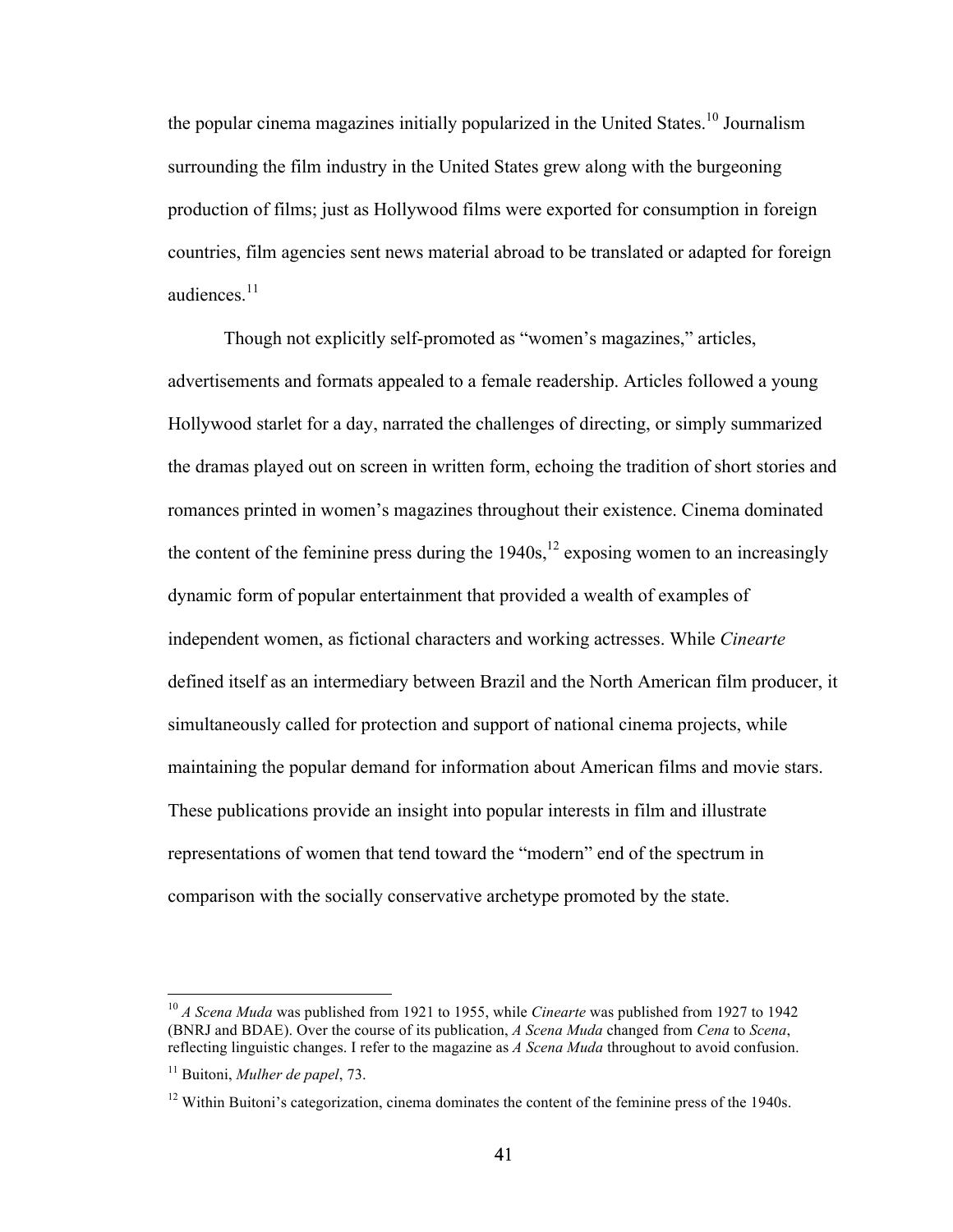the popular cinema magazines initially popularized in the United States.[10] Journalism surrounding the film industry in the United States grew along with the burgeoning production of films; just as Hollywood films were exported for consumption in foreign countries, film agencies sent news material abroad to be translated or adapted for foreign audiences.[11]

Though not explicitly self-promoted as "women's magazines," articles, advertisements and formats appealed to a female readership. Articles followed a young Hollywood starlet for a day, narrated the challenges of directing, or simply summarized the dramas played out on screen in written form, echoing the tradition of short stories and romances printed in women's magazines throughout their existence. Cinema dominated the content of the feminine press during the 1940s,[12] exposing women to an increasingly dynamic form of popular entertainment that provided a wealth of examples of independent women, as fictional characters and working actresses. While *Cinearte* defined itself as an intermediary between Brazil and the North American film producer, it simultaneously called for protection and support of national cinema projects, while maintaining the popular demand for information about American films and movie stars. These publications provide an insight into popular interests in film and illustrate representations of women that tend toward the "modern" end of the spectrum in comparison with the socially conservative archetype promoted by the state.

---

[10] *A Scena Muda* was published from 1921 to 1955, while *Cinearte* was published from 1927 to 1942 (BNRJ and BDAE). Over the course of its publication, *A Scena Muda* changed from *Cena* to *Scena*, reflecting linguistic changes. I refer to the magazine as *A Scena Muda* throughout to avoid confusion.

[11] Buitoni, *Mulher de papel*, 73.

[12] Within Buitoni's categorization, cinema dominates the content of the feminine press of the 1940s.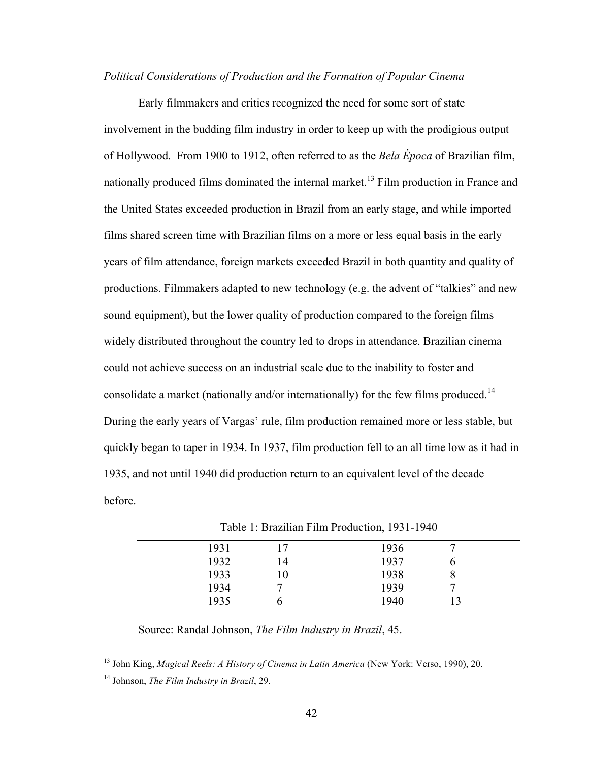*Political Considerations of Production and the Formation of Popular Cinema*

Early filmmakers and critics recognized the need for some sort of state involvement in the budding film industry in order to keep up with the prodigious output of Hollywood. From 1900 to 1912, often referred to as the *Bela Época* of Brazilian film, nationally produced films dominated the internal market.[13] Film production in France and the United States exceeded production in Brazil from an early stage, and while imported films shared screen time with Brazilian films on a more or less equal basis in the early years of film attendance, foreign markets exceeded Brazil in both quantity and quality of productions. Filmmakers adapted to new technology (e.g. the advent of "talkies" and new sound equipment), but the lower quality of production compared to the foreign films widely distributed throughout the country led to drops in attendance. Brazilian cinema could not achieve success on an industrial scale due to the inability to foster and consolidate a market (nationally and/or internationally) for the few films produced.[14] During the early years of Vargas' rule, film production remained more or less stable, but quickly began to taper in 1934. In 1937, film production fell to an all time low as it had in 1935, and not until 1940 did production return to an equivalent level of the decade before.

Table 1: Brazilian Film Production, 1931-1940

| | | | |
|---|---|---|---|
| 1931 | 17 | 1936 | 7 |
| 1932 | 14 | 1937 | 6 |
| 1933 | 10 | 1938 | 8 |
| 1934 | 7 | 1939 | 7 |
| 1935 | 6 | 1940 | 13 |

Source: Randal Johnson, *The Film Industry in Brazil*, 45.

[13] John King, *Magical Reels: A History of Cinema in Latin America* (New York: Verso, 1990), 20.

[14] Johnson, *The Film Industry in Brazil*, 29.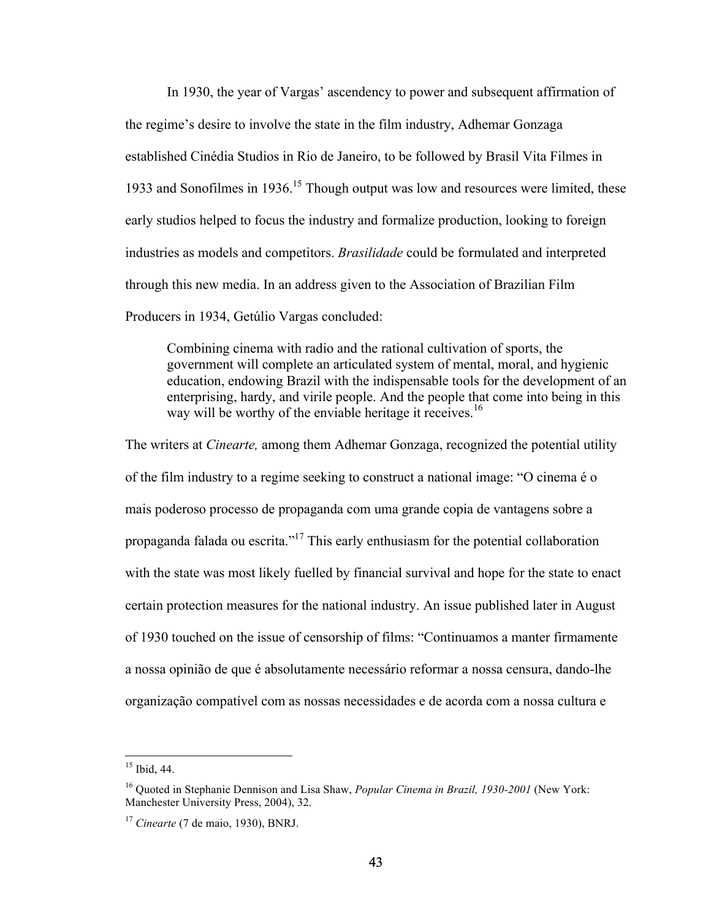In 1930, the year of Vargas' ascendency to power and subsequent affirmation of the regime's desire to involve the state in the film industry, Adhemar Gonzaga established Cinédia Studios in Rio de Janeiro, to be followed by Brasil Vita Filmes in 1933 and Sonofilmes in 1936.[15] Though output was low and resources were limited, these early studios helped to focus the industry and formalize production, looking to foreign industries as models and competitors. *Brasilidade* could be formulated and interpreted through this new media. In an address given to the Association of Brazilian Film Producers in 1934, Getúlio Vargas concluded:

> Combining cinema with radio and the rational cultivation of sports, the government will complete an articulated system of mental, moral, and hygienic education, endowing Brazil with the indispensable tools for the development of an enterprising, hardy, and virile people. And the people that come into being in this way will be worthy of the enviable heritage it receives.[16]

The writers at *Cinearte,* among them Adhemar Gonzaga, recognized the potential utility of the film industry to a regime seeking to construct a national image: "O cinema é o mais poderoso processo de propaganda com uma grande copia de vantagens sobre a propaganda falada ou escrita."[17] This early enthusiasm for the potential collaboration with the state was most likely fuelled by financial survival and hope for the state to enact certain protection measures for the national industry. An issue published later in August of 1930 touched on the issue of censorship of films: "Continuamos a manter firmamente a nossa opinião de que é absolutamente necessário reformar a nossa censura, dando-lhe organização compatível com as nossas necessidades e de acorda com a nossa cultura e

---

[15] Ibid, 44.

[16] Quoted in Stephanie Dennison and Lisa Shaw, *Popular Cinema in Brazil, 1930-2001* (New York: Manchester University Press, 2004), 32.

[17] *Cinearte* (7 de maio, 1930), BNRJ.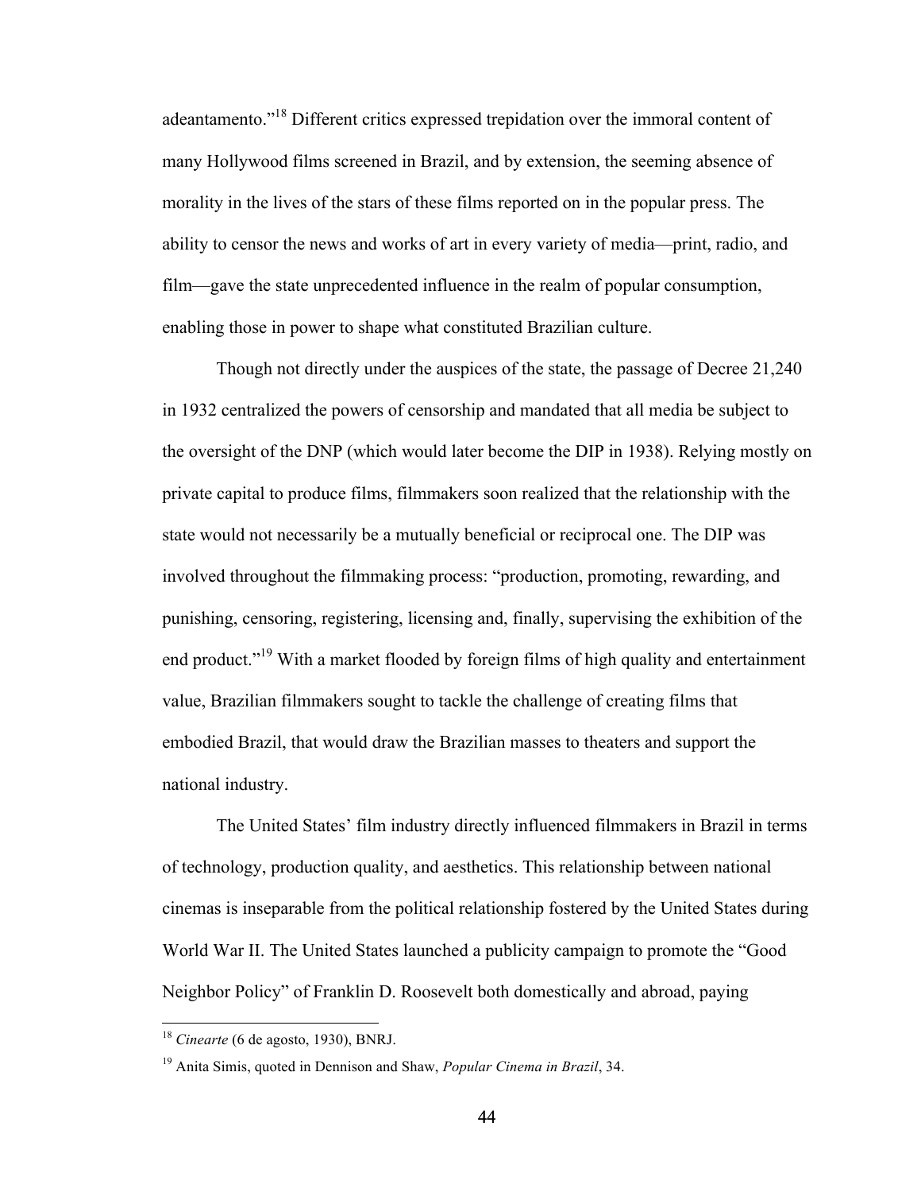adeantamento."[18] Different critics expressed trepidation over the immoral content of many Hollywood films screened in Brazil, and by extension, the seeming absence of morality in the lives of the stars of these films reported on in the popular press. The ability to censor the news and works of art in every variety of media—print, radio, and film—gave the state unprecedented influence in the realm of popular consumption, enabling those in power to shape what constituted Brazilian culture.

Though not directly under the auspices of the state, the passage of Decree 21,240 in 1932 centralized the powers of censorship and mandated that all media be subject to the oversight of the DNP (which would later become the DIP in 1938). Relying mostly on private capital to produce films, filmmakers soon realized that the relationship with the state would not necessarily be a mutually beneficial or reciprocal one. The DIP was involved throughout the filmmaking process: "production, promoting, rewarding, and punishing, censoring, registering, licensing and, finally, supervising the exhibition of the end product."[19] With a market flooded by foreign films of high quality and entertainment value, Brazilian filmmakers sought to tackle the challenge of creating films that embodied Brazil, that would draw the Brazilian masses to theaters and support the national industry.

The United States' film industry directly influenced filmmakers in Brazil in terms of technology, production quality, and aesthetics. This relationship between national cinemas is inseparable from the political relationship fostered by the United States during World War II. The United States launched a publicity campaign to promote the "Good Neighbor Policy" of Franklin D. Roosevelt both domestically and abroad, paying

---

[18] *Cinearte* (6 de agosto, 1930), BNRJ.

[19] Anita Simis, quoted in Dennison and Shaw, *Popular Cinema in Brazil*, 34.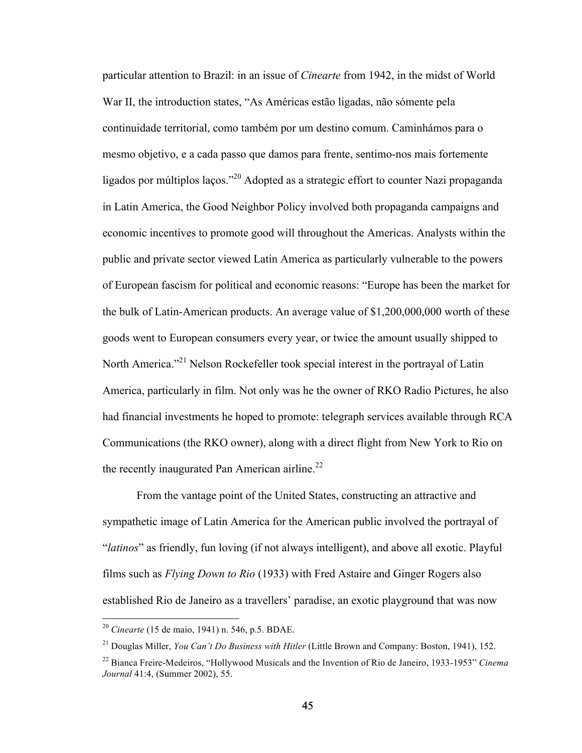particular attention to Brazil: in an issue of *Cinearte* from 1942, in the midst of World War II, the introduction states, "As Américas estão ligadas, não sómente pela continuidade territorial, como também por um destino comum. Caminhámos para o mesmo objetivo, e a cada passo que damos para frente, sentimo-nos mais fortemente ligados por múltiplos laços."[20] Adopted as a strategic effort to counter Nazi propaganda in Latin America, the Good Neighbor Policy involved both propaganda campaigns and economic incentives to promote good will throughout the Americas. Analysts within the public and private sector viewed Latin America as particularly vulnerable to the powers of European fascism for political and economic reasons: "Europe has been the market for the bulk of Latin-American products. An average value of $1,200,000,000 worth of these goods went to European consumers every year, or twice the amount usually shipped to North America."[21] Nelson Rockefeller took special interest in the portrayal of Latin America, particularly in film. Not only was he the owner of RKO Radio Pictures, he also had financial investments he hoped to promote: telegraph services available through RCA Communications (the RKO owner), along with a direct flight from New York to Rio on the recently inaugurated Pan American airline.[22]

From the vantage point of the United States, constructing an attractive and sympathetic image of Latin America for the American public involved the portrayal of "*latinos*" as friendly, fun loving (if not always intelligent), and above all exotic. Playful films such as *Flying Down to Rio* (1933) with Fred Astaire and Ginger Rogers also established Rio de Janeiro as a travellers' paradise, an exotic playground that was now

---

[20] *Cinearte* (15 de maio, 1941) n. 546, p.5. BDAE.

[21] Douglas Miller, *You Can't Do Business with Hitler* (Little Brown and Company: Boston, 1941), 152.

[22] Bianca Freire-Medeiros, "Hollywood Musicals and the Invention of Rio de Janeiro, 1933-1953" *Cinema Journal* 41:4, (Summer 2002), 55.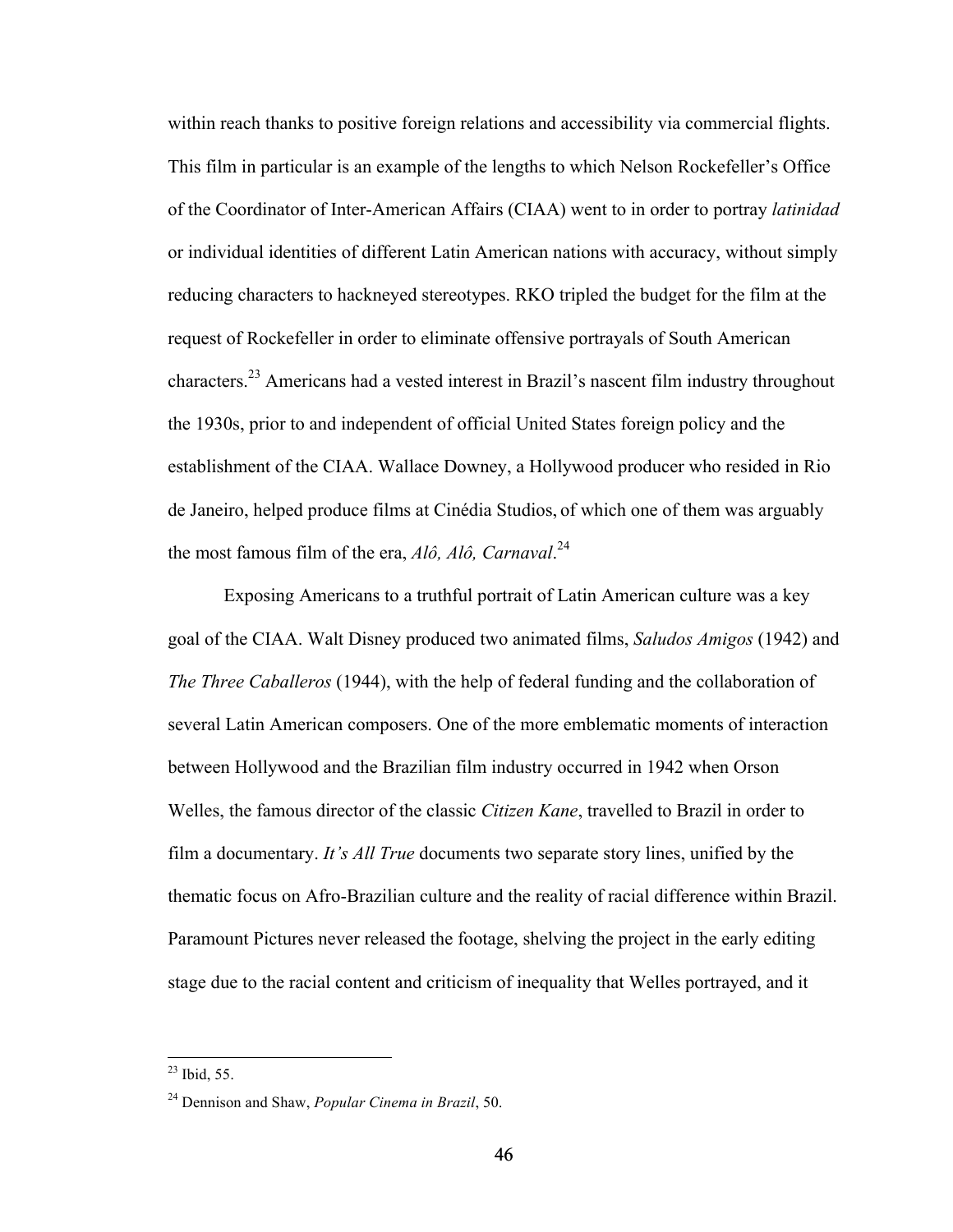within reach thanks to positive foreign relations and accessibility via commercial flights. This film in particular is an example of the lengths to which Nelson Rockefeller's Office of the Coordinator of Inter-American Affairs (CIAA) went to in order to portray *latinidad* or individual identities of different Latin American nations with accuracy, without simply reducing characters to hackneyed stereotypes. RKO tripled the budget for the film at the request of Rockefeller in order to eliminate offensive portrayals of South American characters.[23] Americans had a vested interest in Brazil's nascent film industry throughout the 1930s, prior to and independent of official United States foreign policy and the establishment of the CIAA. Wallace Downey, a Hollywood producer who resided in Rio de Janeiro, helped produce films at Cinédia Studios, of which one of them was arguably the most famous film of the era, *Alô, Alô, Carnaval*.[24]

Exposing Americans to a truthful portrait of Latin American culture was a key goal of the CIAA. Walt Disney produced two animated films, *Saludos Amigos* (1942) and *The Three Caballeros* (1944), with the help of federal funding and the collaboration of several Latin American composers. One of the more emblematic moments of interaction between Hollywood and the Brazilian film industry occurred in 1942 when Orson Welles, the famous director of the classic *Citizen Kane*, travelled to Brazil in order to film a documentary. *It's All True* documents two separate story lines, unified by the thematic focus on Afro-Brazilian culture and the reality of racial difference within Brazil. Paramount Pictures never released the footage, shelving the project in the early editing stage due to the racial content and criticism of inequality that Welles portrayed, and it

---

[23] Ibid, 55.

[24] Dennison and Shaw, *Popular Cinema in Brazil*, 50.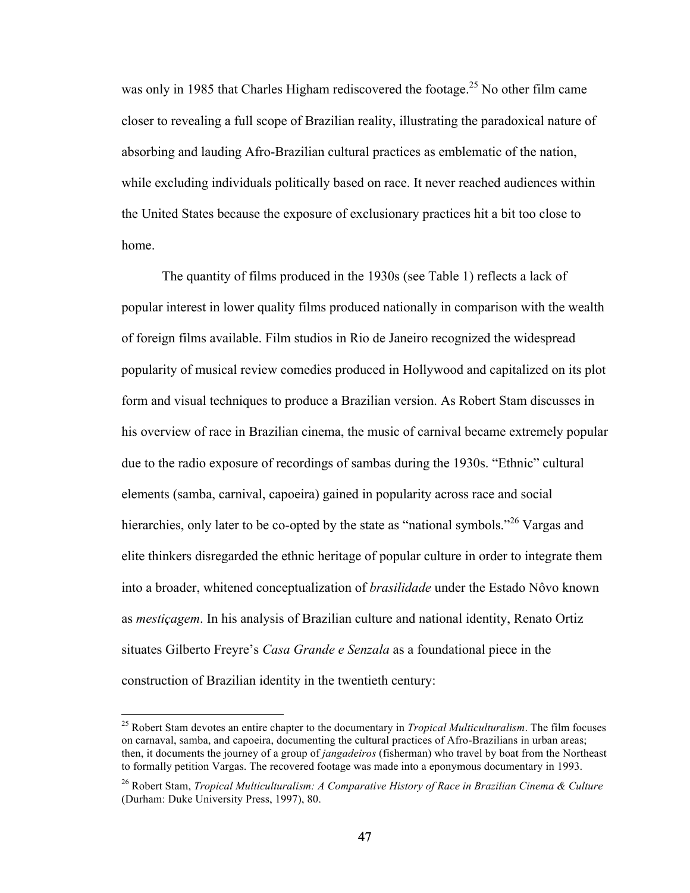was only in 1985 that Charles Higham rediscovered the footage.[25] No other film came closer to revealing a full scope of Brazilian reality, illustrating the paradoxical nature of absorbing and lauding Afro-Brazilian cultural practices as emblematic of the nation, while excluding individuals politically based on race. It never reached audiences within the United States because the exposure of exclusionary practices hit a bit too close to home.

The quantity of films produced in the 1930s (see Table 1) reflects a lack of popular interest in lower quality films produced nationally in comparison with the wealth of foreign films available. Film studios in Rio de Janeiro recognized the widespread popularity of musical review comedies produced in Hollywood and capitalized on its plot form and visual techniques to produce a Brazilian version. As Robert Stam discusses in his overview of race in Brazilian cinema, the music of carnival became extremely popular due to the radio exposure of recordings of sambas during the 1930s. "Ethnic" cultural elements (samba, carnival, capoeira) gained in popularity across race and social hierarchies, only later to be co-opted by the state as "national symbols."[26] Vargas and elite thinkers disregarded the ethnic heritage of popular culture in order to integrate them into a broader, whitened conceptualization of *brasilidade* under the Estado Nôvo known as *mestiçagem*. In his analysis of Brazilian culture and national identity, Renato Ortiz situates Gilberto Freyre's *Casa Grande e Senzala* as a foundational piece in the construction of Brazilian identity in the twentieth century:

---

[25] Robert Stam devotes an entire chapter to the documentary in *Tropical Multiculturalism*. The film focuses on carnaval, samba, and capoeira, documenting the cultural practices of Afro-Brazilians in urban areas; then, it documents the journey of a group of *jangadeiros* (fisherman) who travel by boat from the Northeast to formally petition Vargas. The recovered footage was made into a eponymous documentary in 1993.

[26] Robert Stam, *Tropical Multiculturalism: A Comparative History of Race in Brazilian Cinema & Culture* (Durham: Duke University Press, 1997), 80.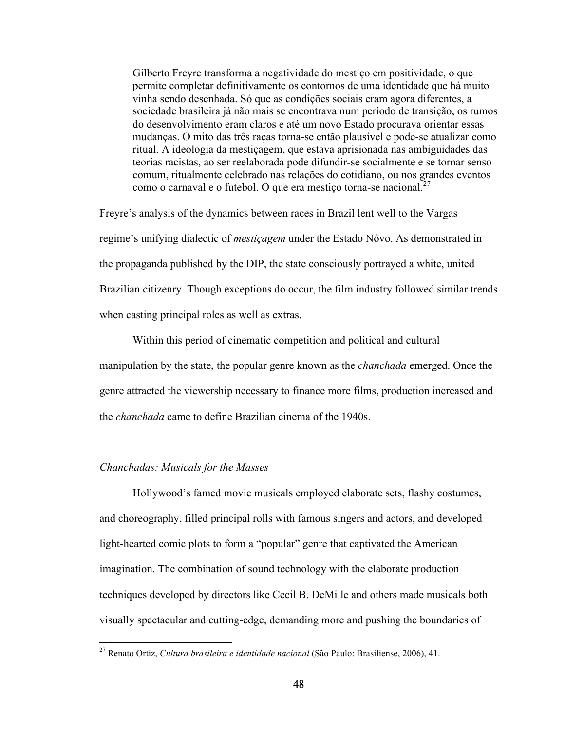> Gilberto Freyre transforma a negatividade do mestiço em positividade, o que permite completar definitivamente os contornos de uma identidade que há muito vinha sendo desenhada. Só que as condições sociais eram agora diferentes, a sociedade brasileira já não mais se encontrava num período de transição, os rumos do desenvolvimento eram claros e até um novo Estado procurava orientar essas mudanças. O mito das três raças torna-se então plausível e pode-se atualizar como ritual. A ideologia da mestiçagem, que estava aprisionada nas ambiguidades das teorias racistas, ao ser reelaborada pode difundir-se socialmente e se tornar senso comum, ritualmente celebrado nas relações do cotidiano, ou nos grandes eventos como o carnaval e o futebol. O que era mestiço torna-se nacional.[27]

Freyre's analysis of the dynamics between races in Brazil lent well to the Vargas regime's unifying dialectic of *mestiçagem* under the Estado Nôvo. As demonstrated in the propaganda published by the DIP, the state consciously portrayed a white, united Brazilian citizenry. Though exceptions do occur, the film industry followed similar trends when casting principal roles as well as extras.

Within this period of cinematic competition and political and cultural manipulation by the state, the popular genre known as the *chanchada* emerged. Once the genre attracted the viewership necessary to finance more films, production increased and the *chanchada* came to define Brazilian cinema of the 1940s.

### *Chanchadas: Musicals for the Masses*

Hollywood's famed movie musicals employed elaborate sets, flashy costumes, and choreography, filled principal rolls with famous singers and actors, and developed light-hearted comic plots to form a "popular" genre that captivated the American imagination. The combination of sound technology with the elaborate production techniques developed by directors like Cecil B. DeMille and others made musicals both visually spectacular and cutting-edge, demanding more and pushing the boundaries of

---

[27] Renato Ortiz, *Cultura brasileira e identidade nacional* (São Paulo: Brasiliense, 2006), 41.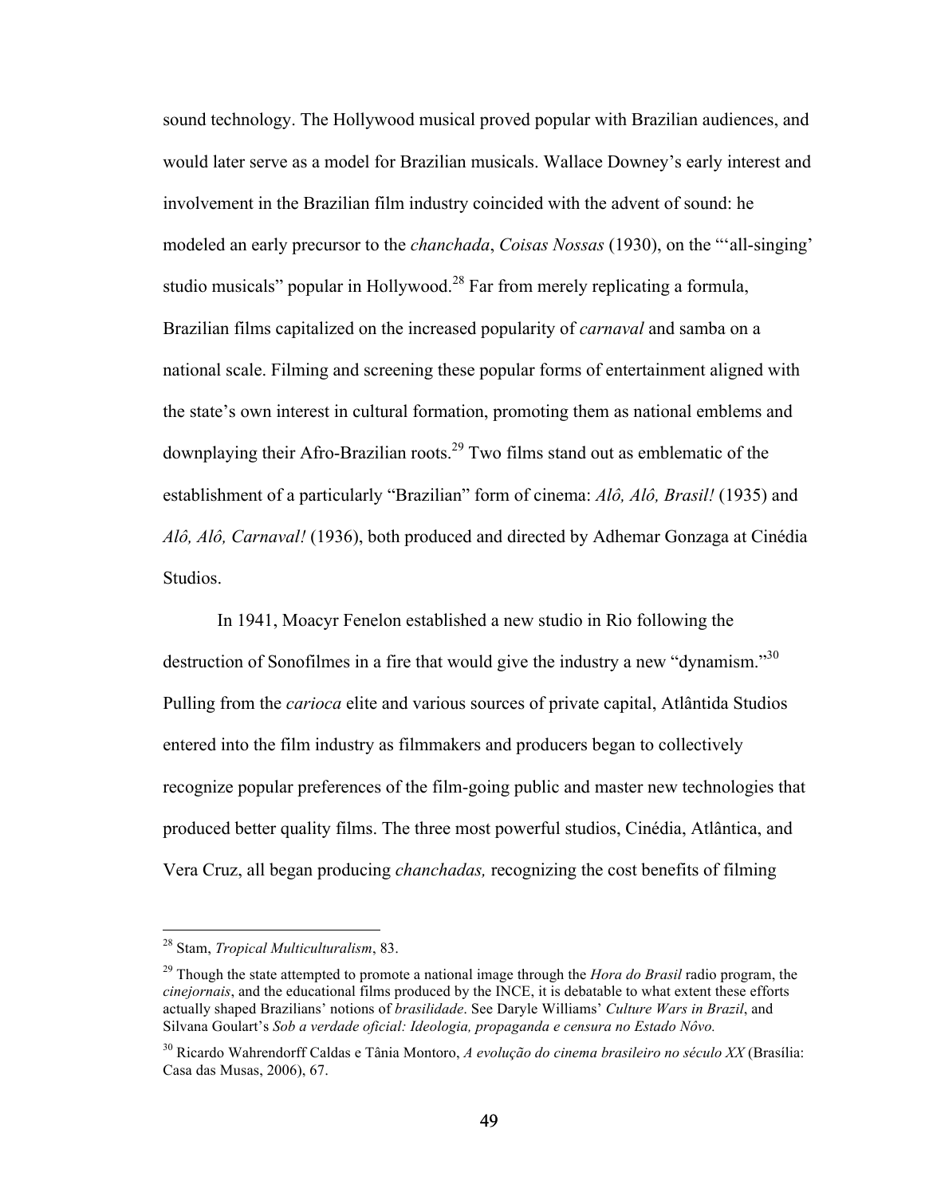sound technology. The Hollywood musical proved popular with Brazilian audiences, and would later serve as a model for Brazilian musicals. Wallace Downey's early interest and involvement in the Brazilian film industry coincided with the advent of sound: he modeled an early precursor to the *chanchada*, *Coisas Nossas* (1930), on the "'all-singing' studio musicals" popular in Hollywood.[28] Far from merely replicating a formula, Brazilian films capitalized on the increased popularity of *carnaval* and samba on a national scale. Filming and screening these popular forms of entertainment aligned with the state's own interest in cultural formation, promoting them as national emblems and downplaying their Afro-Brazilian roots.[29] Two films stand out as emblematic of the establishment of a particularly "Brazilian" form of cinema: *Alô, Alô, Brasil!* (1935) and *Alô, Alô, Carnaval!* (1936), both produced and directed by Adhemar Gonzaga at Cinédia Studios.

In 1941, Moacyr Fenelon established a new studio in Rio following the destruction of Sonofilmes in a fire that would give the industry a new "dynamism."[30] Pulling from the *carioca* elite and various sources of private capital, Atlântida Studios entered into the film industry as filmmakers and producers began to collectively recognize popular preferences of the film-going public and master new technologies that produced better quality films. The three most powerful studios, Cinédia, Atlântica, and Vera Cruz, all began producing *chanchadas,* recognizing the cost benefits of filming

---

[28] Stam, *Tropical Multiculturalism*, 83.

[29] Though the state attempted to promote a national image through the *Hora do Brasil* radio program, the *cinejornais*, and the educational films produced by the INCE, it is debatable to what extent these efforts actually shaped Brazilians' notions of *brasilidade*. See Daryle Williams' *Culture Wars in Brazil*, and Silvana Goulart's *Sob a verdade oficial: Ideologia, propaganda e censura no Estado Nôvo.*

[30] Ricardo Wahrendorff Caldas e Tânia Montoro, *A evolução do cinema brasileiro no século XX* (Brasília: Casa das Musas, 2006), 67.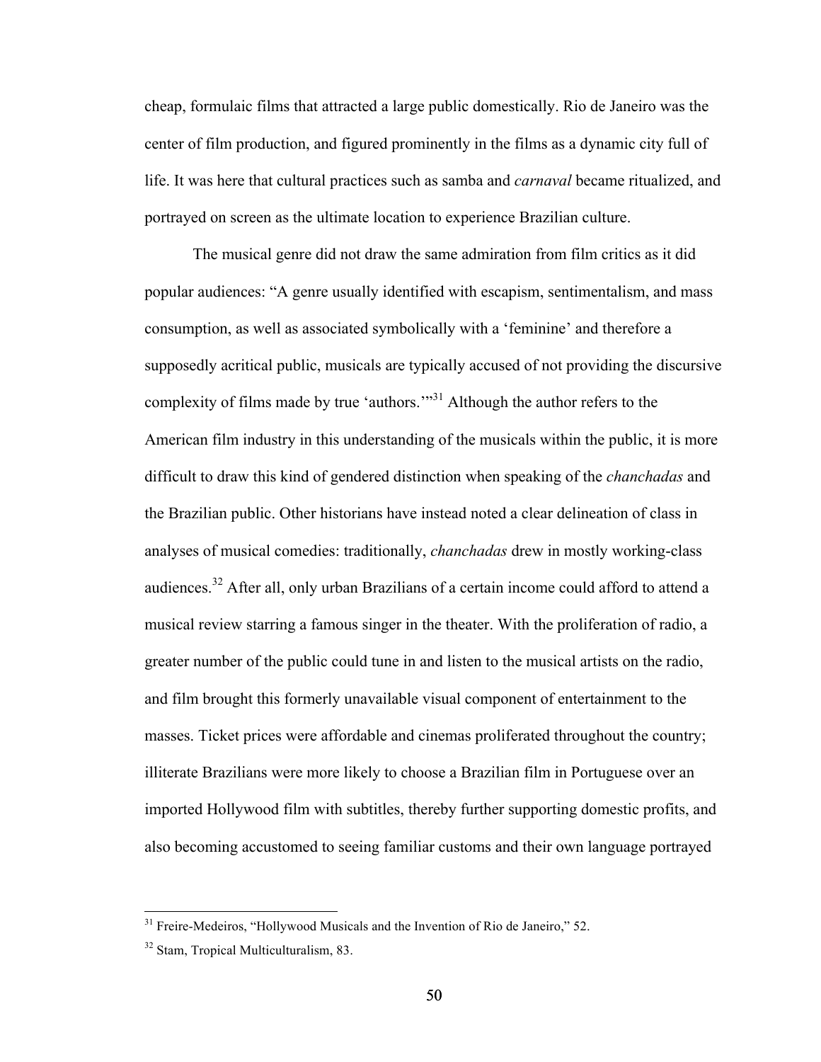cheap, formulaic films that attracted a large public domestically. Rio de Janeiro was the center of film production, and figured prominently in the films as a dynamic city full of life. It was here that cultural practices such as samba and *carnaval* became ritualized, and portrayed on screen as the ultimate location to experience Brazilian culture.

The musical genre did not draw the same admiration from film critics as it did popular audiences: "A genre usually identified with escapism, sentimentalism, and mass consumption, as well as associated symbolically with a 'feminine' and therefore a supposedly acritical public, musicals are typically accused of not providing the discursive complexity of films made by true 'authors.'"[31] Although the author refers to the American film industry in this understanding of the musicals within the public, it is more difficult to draw this kind of gendered distinction when speaking of the *chanchadas* and the Brazilian public. Other historians have instead noted a clear delineation of class in analyses of musical comedies: traditionally, *chanchadas* drew in mostly working-class audiences.[32] After all, only urban Brazilians of a certain income could afford to attend a musical review starring a famous singer in the theater. With the proliferation of radio, a greater number of the public could tune in and listen to the musical artists on the radio, and film brought this formerly unavailable visual component of entertainment to the masses. Ticket prices were affordable and cinemas proliferated throughout the country; illiterate Brazilians were more likely to choose a Brazilian film in Portuguese over an imported Hollywood film with subtitles, thereby further supporting domestic profits, and also becoming accustomed to seeing familiar customs and their own language portrayed

---

[31] Freire-Medeiros, "Hollywood Musicals and the Invention of Rio de Janeiro," 52.

[32] Stam, Tropical Multiculturalism, 83.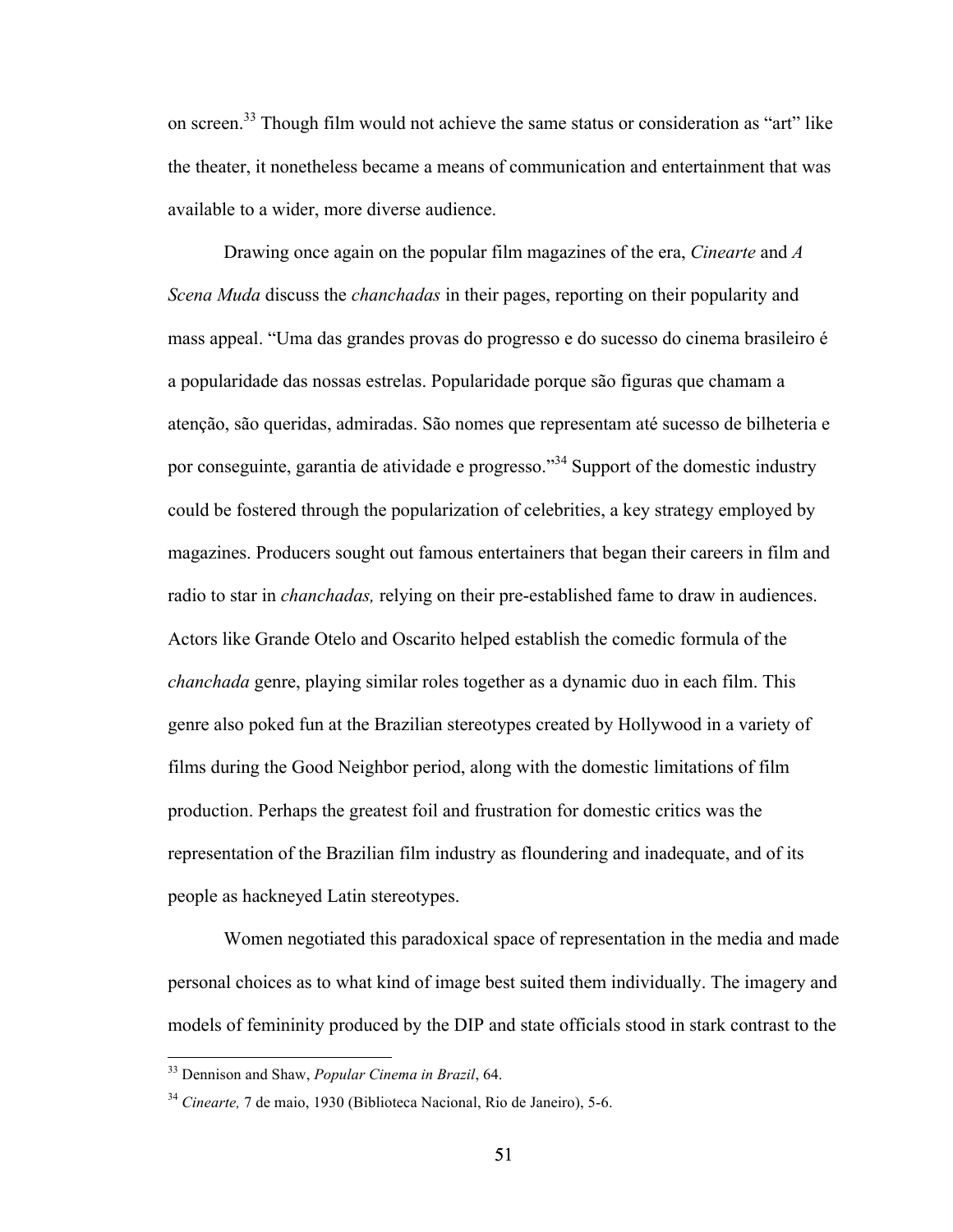on screen.[33] Though film would not achieve the same status or consideration as "art" like the theater, it nonetheless became a means of communication and entertainment that was available to a wider, more diverse audience.

Drawing once again on the popular film magazines of the era, *Cinearte* and *A Scena Muda* discuss the *chanchadas* in their pages, reporting on their popularity and mass appeal. "Uma das grandes provas do progresso e do sucesso do cinema brasileiro é a popularidade das nossas estrelas. Popularidade porque são figuras que chamam a atenção, são queridas, admiradas. São nomes que representam até sucesso de bilheteria e por conseguinte, garantia de atividade e progresso."[34] Support of the domestic industry could be fostered through the popularization of celebrities, a key strategy employed by magazines. Producers sought out famous entertainers that began their careers in film and radio to star in *chanchadas,* relying on their pre-established fame to draw in audiences. Actors like Grande Otelo and Oscarito helped establish the comedic formula of the *chanchada* genre, playing similar roles together as a dynamic duo in each film. This genre also poked fun at the Brazilian stereotypes created by Hollywood in a variety of films during the Good Neighbor period, along with the domestic limitations of film production. Perhaps the greatest foil and frustration for domestic critics was the representation of the Brazilian film industry as floundering and inadequate, and of its people as hackneyed Latin stereotypes.

Women negotiated this paradoxical space of representation in the media and made personal choices as to what kind of image best suited them individually. The imagery and models of femininity produced by the DIP and state officials stood in stark contrast to the

---

[33] Dennison and Shaw, *Popular Cinema in Brazil*, 64.

[34] *Cinearte,* 7 de maio, 1930 (Biblioteca Nacional, Rio de Janeiro), 5-6.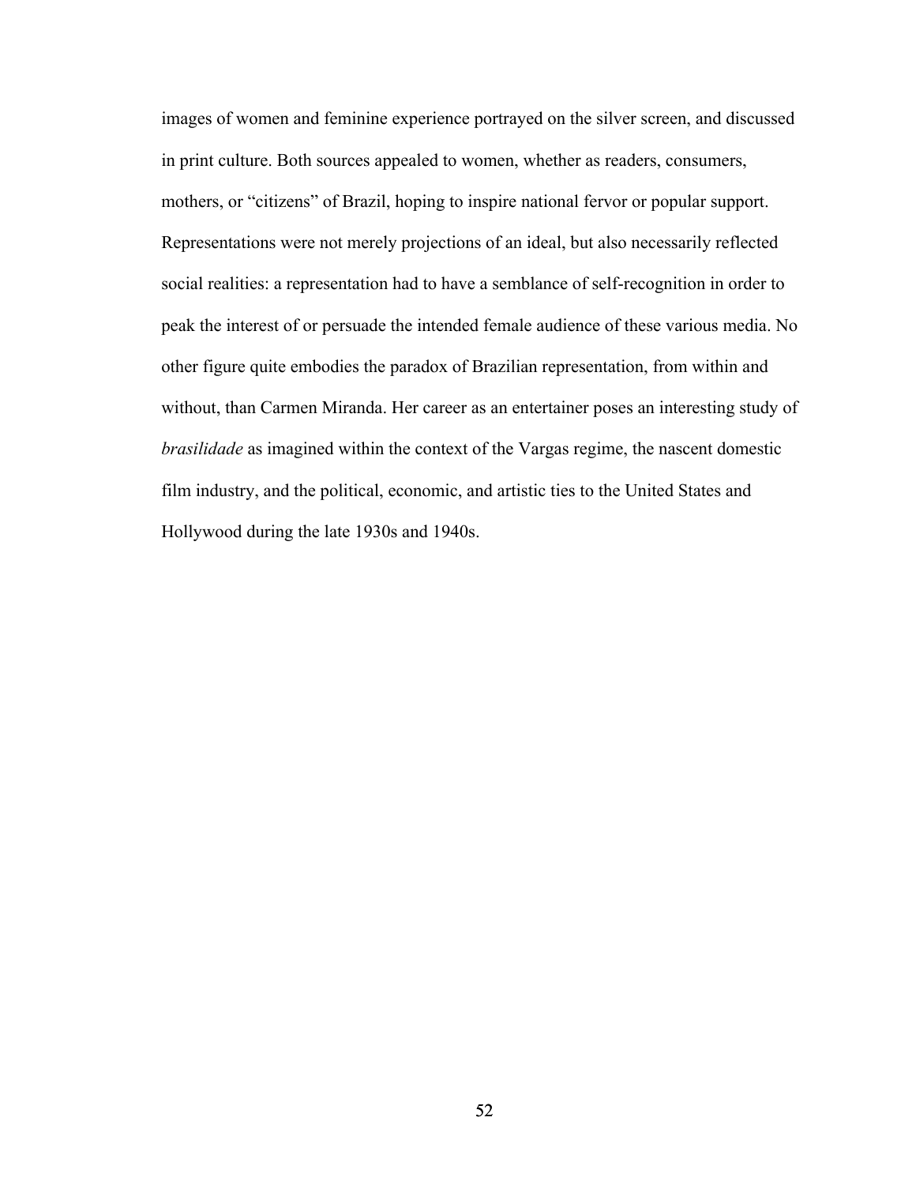images of women and feminine experience portrayed on the silver screen, and discussed in print culture. Both sources appealed to women, whether as readers, consumers, mothers, or "citizens" of Brazil, hoping to inspire national fervor or popular support. Representations were not merely projections of an ideal, but also necessarily reflected social realities: a representation had to have a semblance of self-recognition in order to peak the interest of or persuade the intended female audience of these various media. No other figure quite embodies the paradox of Brazilian representation, from within and without, than Carmen Miranda. Her career as an entertainer poses an interesting study of *brasilidade* as imagined within the context of the Vargas regime, the nascent domestic film industry, and the political, economic, and artistic ties to the United States and Hollywood during the late 1930s and 1940s.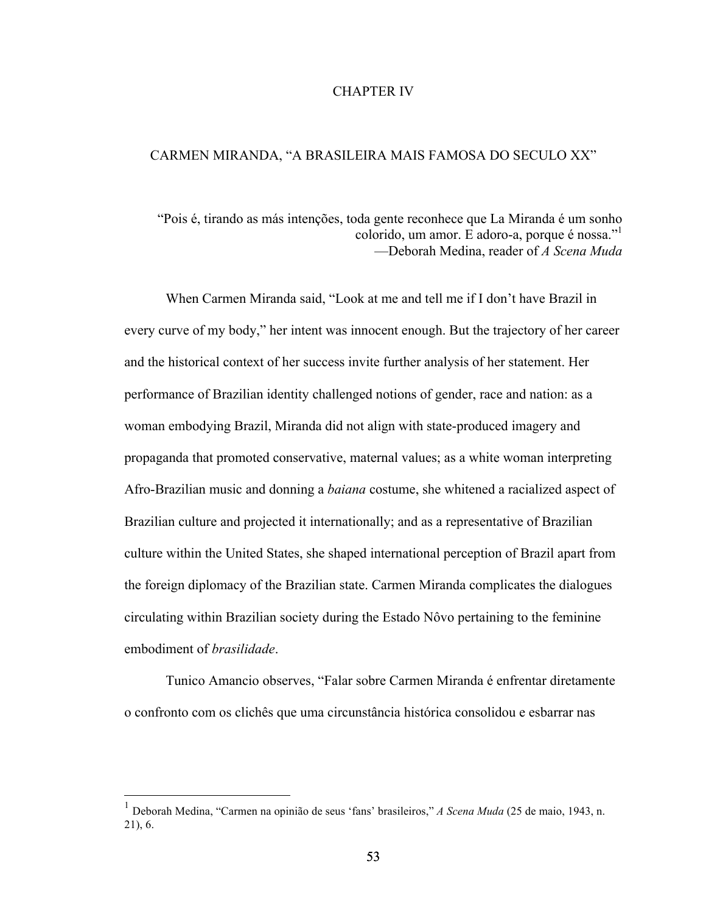# CHAPTER IV

## CARMEN MIRANDA, "A BRASILEIRA MAIS FAMOSA DO SECULO XX"

> "Pois é, tirando as más intenções, toda gente reconhece que La Miranda é um sonho colorido, um amor. E adoro-a, porque é nossa."[1]
>
> —Deborah Medina, reader of *A Scena Muda*

When Carmen Miranda said, "Look at me and tell me if I don't have Brazil in every curve of my body," her intent was innocent enough. But the trajectory of her career and the historical context of her success invite further analysis of her statement. Her performance of Brazilian identity challenged notions of gender, race and nation: as a woman embodying Brazil, Miranda did not align with state-produced imagery and propaganda that promoted conservative, maternal values; as a white woman interpreting Afro-Brazilian music and donning a *baiana* costume, she whitened a racialized aspect of Brazilian culture and projected it internationally; and as a representative of Brazilian culture within the United States, she shaped international perception of Brazil apart from the foreign diplomacy of the Brazilian state. Carmen Miranda complicates the dialogues circulating within Brazilian society during the Estado Nôvo pertaining to the feminine embodiment of *brasilidade*.

Tunico Amancio observes, "Falar sobre Carmen Miranda é enfrentar diretamente o confronto com os clichês que uma circunstância histórica consolidou e esbarrar nas

---

[1] Deborah Medina, "Carmen na opinião de seus 'fans' brasileiros," *A Scena Muda* (25 de maio, 1943, n. 21), 6.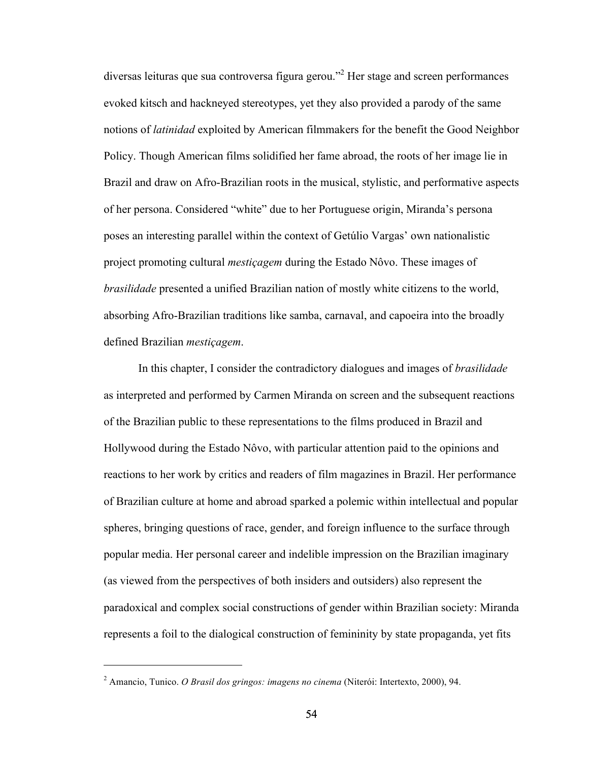diversas leituras que sua controversa figura gerou."[2] Her stage and screen performances evoked kitsch and hackneyed stereotypes, yet they also provided a parody of the same notions of *latinidad* exploited by American filmmakers for the benefit the Good Neighbor Policy. Though American films solidified her fame abroad, the roots of her image lie in Brazil and draw on Afro-Brazilian roots in the musical, stylistic, and performative aspects of her persona. Considered "white" due to her Portuguese origin, Miranda's persona poses an interesting parallel within the context of Getúlio Vargas' own nationalistic project promoting cultural *mestiçagem* during the Estado Nôvo. These images of *brasilidade* presented a unified Brazilian nation of mostly white citizens to the world, absorbing Afro-Brazilian traditions like samba, carnaval, and capoeira into the broadly defined Brazilian *mestiçagem*.

In this chapter, I consider the contradictory dialogues and images of *brasilidade* as interpreted and performed by Carmen Miranda on screen and the subsequent reactions of the Brazilian public to these representations to the films produced in Brazil and Hollywood during the Estado Nôvo, with particular attention paid to the opinions and reactions to her work by critics and readers of film magazines in Brazil. Her performance of Brazilian culture at home and abroad sparked a polemic within intellectual and popular spheres, bringing questions of race, gender, and foreign influence to the surface through popular media. Her personal career and indelible impression on the Brazilian imaginary (as viewed from the perspectives of both insiders and outsiders) also represent the paradoxical and complex social constructions of gender within Brazilian society: Miranda represents a foil to the dialogical construction of femininity by state propaganda, yet fits

---

[2] Amancio, Tunico. *O Brasil dos gringos: imagens no cinema* (Niterói: Intertexto, 2000), 94.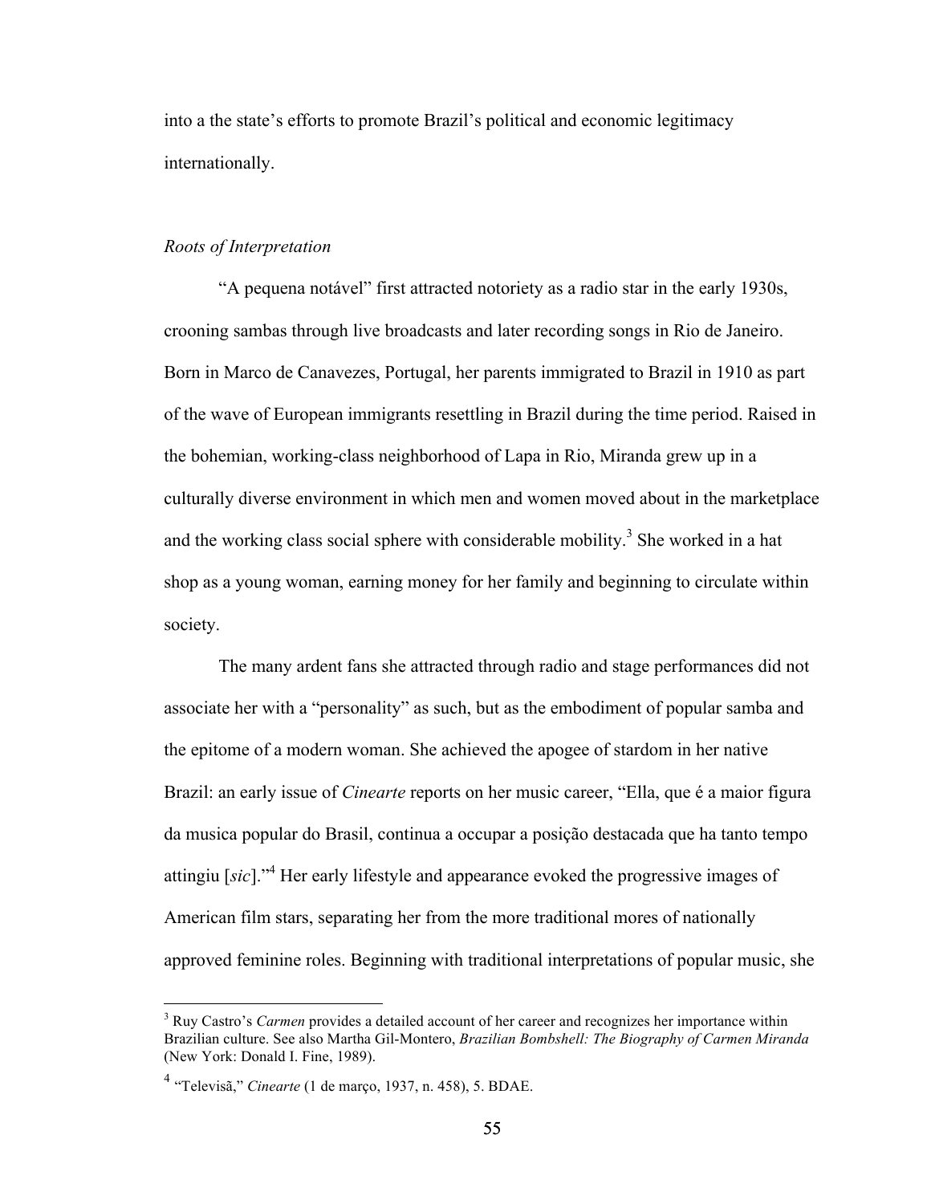into a the state's efforts to promote Brazil's political and economic legitimacy internationally.

*Roots of Interpretation*

"A pequena notável" first attracted notoriety as a radio star in the early 1930s, crooning sambas through live broadcasts and later recording songs in Rio de Janeiro. Born in Marco de Canavezes, Portugal, her parents immigrated to Brazil in 1910 as part of the wave of European immigrants resettling in Brazil during the time period. Raised in the bohemian, working-class neighborhood of Lapa in Rio, Miranda grew up in a culturally diverse environment in which men and women moved about in the marketplace and the working class social sphere with considerable mobility.[3] She worked in a hat shop as a young woman, earning money for her family and beginning to circulate within society.

The many ardent fans she attracted through radio and stage performances did not associate her with a "personality" as such, but as the embodiment of popular samba and the epitome of a modern woman. She achieved the apogee of stardom in her native Brazil: an early issue of *Cinearte* reports on her music career, "Ella, que é a maior figura da musica popular do Brasil, continua a occupar a posição destacada que ha tanto tempo attingiu [*sic*]."[4] Her early lifestyle and appearance evoked the progressive images of American film stars, separating her from the more traditional mores of nationally approved feminine roles. Beginning with traditional interpretations of popular music, she

---

[3] Ruy Castro's *Carmen* provides a detailed account of her career and recognizes her importance within Brazilian culture. See also Martha Gil-Montero, *Brazilian Bombshell: The Biography of Carmen Miranda* (New York: Donald I. Fine, 1989).

[4] "Televisã," *Cinearte* (1 de março, 1937, n. 458), 5. BDAE.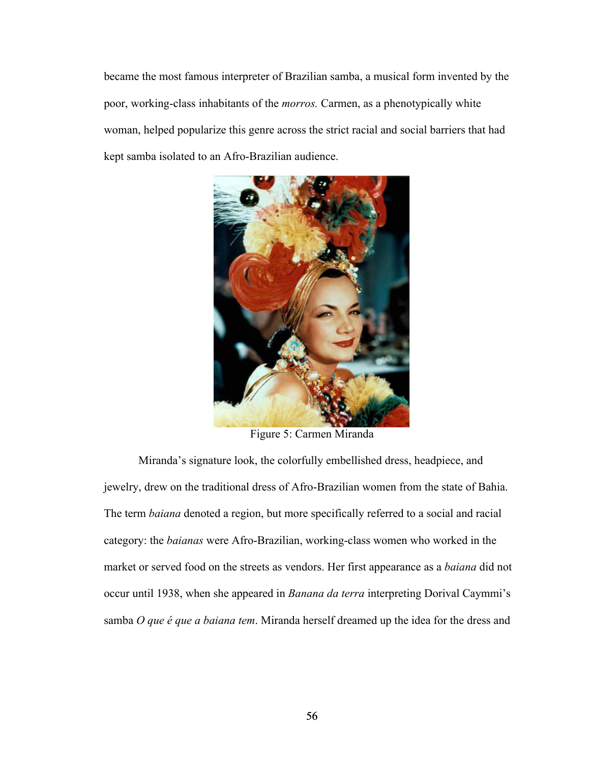became the most famous interpreter of Brazilian samba, a musical form invented by the poor, working-class inhabitants of the *morros.* Carmen, as a phenotypically white woman, helped popularize this genre across the strict racial and social barriers that had kept samba isolated to an Afro-Brazilian audience.

Figure 5: Carmen Miranda

Miranda's signature look, the colorfully embellished dress, headpiece, and jewelry, drew on the traditional dress of Afro-Brazilian women from the state of Bahia. The term *baiana* denoted a region, but more specifically referred to a social and racial category: the *baianas* were Afro-Brazilian, working-class women who worked in the market or served food on the streets as vendors. Her first appearance as a *baiana* did not occur until 1938, when she appeared in *Banana da terra* interpreting Dorival Caymmi's samba *O que é que a baiana tem*. Miranda herself dreamed up the idea for the dress and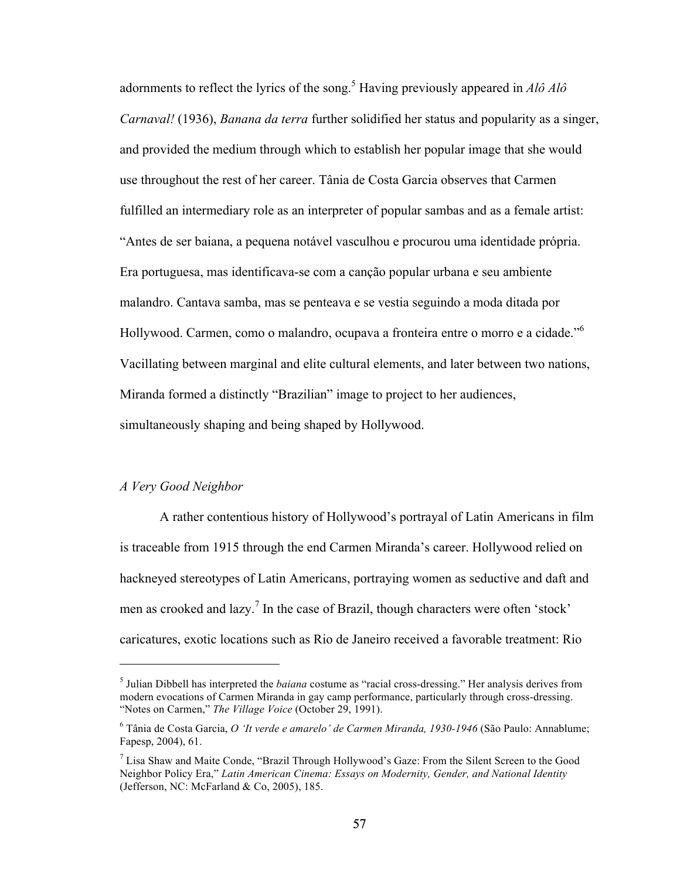adornments to reflect the lyrics of the song.[5] Having previously appeared in *Alô Alô Carnaval!* (1936), *Banana da terra* further solidified her status and popularity as a singer, and provided the medium through which to establish her popular image that she would use throughout the rest of her career. Tânia de Costa Garcia observes that Carmen fulfilled an intermediary role as an interpreter of popular sambas and as a female artist: "Antes de ser baiana, a pequena notável vasculhou e procurou uma identidade própria. Era portuguesa, mas identificava-se com a canção popular urbana e seu ambiente malandro. Cantava samba, mas se penteava e se vestia seguindo a moda ditada por Hollywood. Carmen, como o malandro, ocupava a fronteira entre o morro e a cidade."[6] Vacillating between marginal and elite cultural elements, and later between two nations, Miranda formed a distinctly "Brazilian" image to project to her audiences, simultaneously shaping and being shaped by Hollywood.

### *A Very Good Neighbor*

A rather contentious history of Hollywood's portrayal of Latin Americans in film is traceable from 1915 through the end Carmen Miranda's career. Hollywood relied on hackneyed stereotypes of Latin Americans, portraying women as seductive and daft and men as crooked and lazy.[7] In the case of Brazil, though characters were often 'stock' caricatures, exotic locations such as Rio de Janeiro received a favorable treatment: Rio

---

[5] Julian Dibbell has interpreted the *baiana* costume as "racial cross-dressing." Her analysis derives from modern evocations of Carmen Miranda in gay camp performance, particularly through cross-dressing. "Notes on Carmen," *The Village Voice* (October 29, 1991).

[6] Tânia de Costa Garcia, *O 'It verde e amarelo' de Carmen Miranda, 1930-1946* (São Paulo: Annablume; Fapesp, 2004), 61.

[7] Lisa Shaw and Maite Conde, "Brazil Through Hollywood's Gaze: From the Silent Screen to the Good Neighbor Policy Era," *Latin American Cinema: Essays on Modernity, Gender, and National Identity* (Jefferson, NC: McFarland & Co, 2005), 185.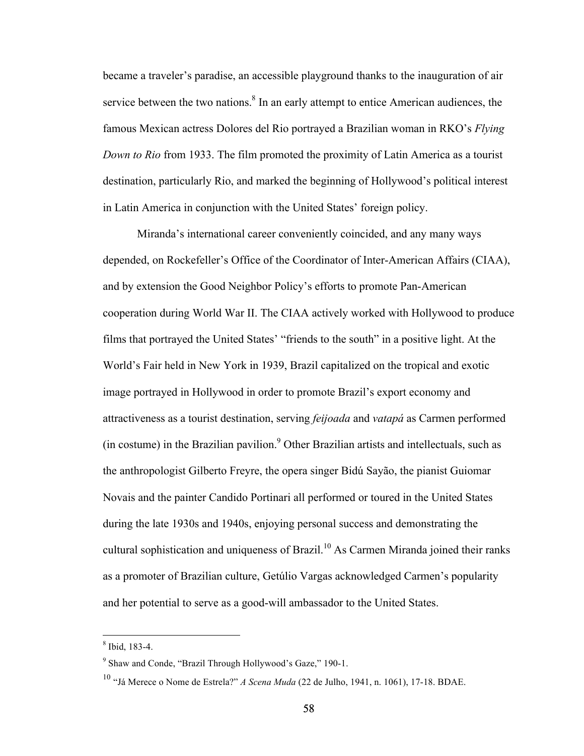became a traveler's paradise, an accessible playground thanks to the inauguration of air service between the two nations.[8] In an early attempt to entice American audiences, the famous Mexican actress Dolores del Rio portrayed a Brazilian woman in RKO's *Flying Down to Rio* from 1933. The film promoted the proximity of Latin America as a tourist destination, particularly Rio, and marked the beginning of Hollywood's political interest in Latin America in conjunction with the United States' foreign policy.

Miranda's international career conveniently coincided, and any many ways depended, on Rockefeller's Office of the Coordinator of Inter-American Affairs (CIAA), and by extension the Good Neighbor Policy's efforts to promote Pan-American cooperation during World War II. The CIAA actively worked with Hollywood to produce films that portrayed the United States' "friends to the south" in a positive light. At the World's Fair held in New York in 1939, Brazil capitalized on the tropical and exotic image portrayed in Hollywood in order to promote Brazil's export economy and attractiveness as a tourist destination, serving *feijoada* and *vatapá* as Carmen performed (in costume) in the Brazilian pavilion.[9] Other Brazilian artists and intellectuals, such as the anthropologist Gilberto Freyre, the opera singer Bidú Sayão, the pianist Guiomar Novais and the painter Candido Portinari all performed or toured in the United States during the late 1930s and 1940s, enjoying personal success and demonstrating the cultural sophistication and uniqueness of Brazil.[10] As Carmen Miranda joined their ranks as a promoter of Brazilian culture, Getúlio Vargas acknowledged Carmen's popularity and her potential to serve as a good-will ambassador to the United States.

---

[8] Ibid, 183-4.

[9] Shaw and Conde, "Brazil Through Hollywood's Gaze," 190-1.

[10] "Já Merece o Nome de Estrela?" *A Scena Muda* (22 de Julho, 1941, n. 1061), 17-18. BDAE.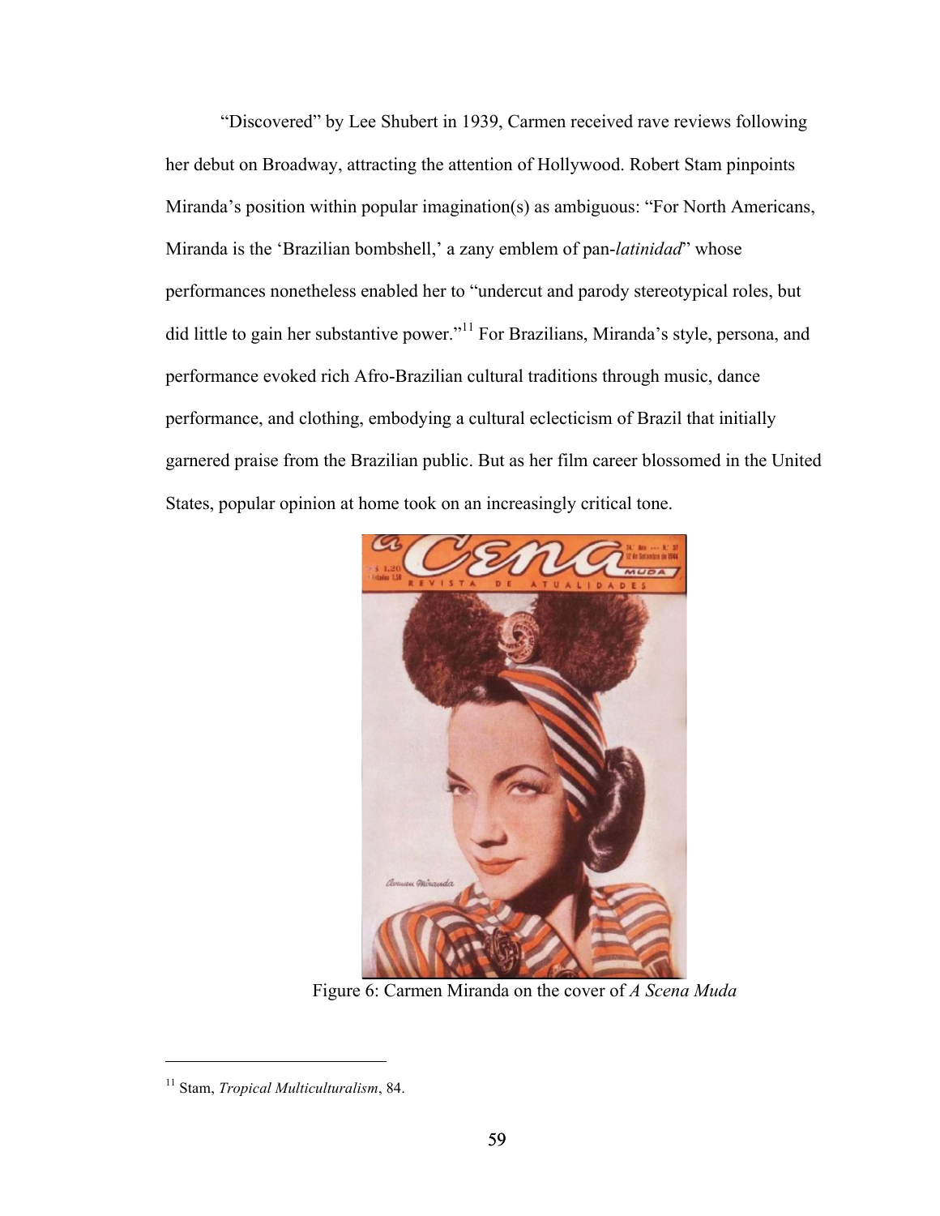"Discovered" by Lee Shubert in 1939, Carmen received rave reviews following her debut on Broadway, attracting the attention of Hollywood. Robert Stam pinpoints Miranda's position within popular imagination(s) as ambiguous: "For North Americans, Miranda is the 'Brazilian bombshell,' a zany emblem of pan-*latinidad*" whose performances nonetheless enabled her to "undercut and parody stereotypical roles, but did little to gain her substantive power."[11] For Brazilians, Miranda's style, persona, and performance evoked rich Afro-Brazilian cultural traditions through music, dance performance, and clothing, embodying a cultural eclecticism of Brazil that initially garnered praise from the Brazilian public. But as her film career blossomed in the United States, popular opinion at home took on an increasingly critical tone.

Figure 6: Carmen Miranda on the cover of *A Scena Muda*

---

[11] Stam, *Tropical Multiculturalism*, 84.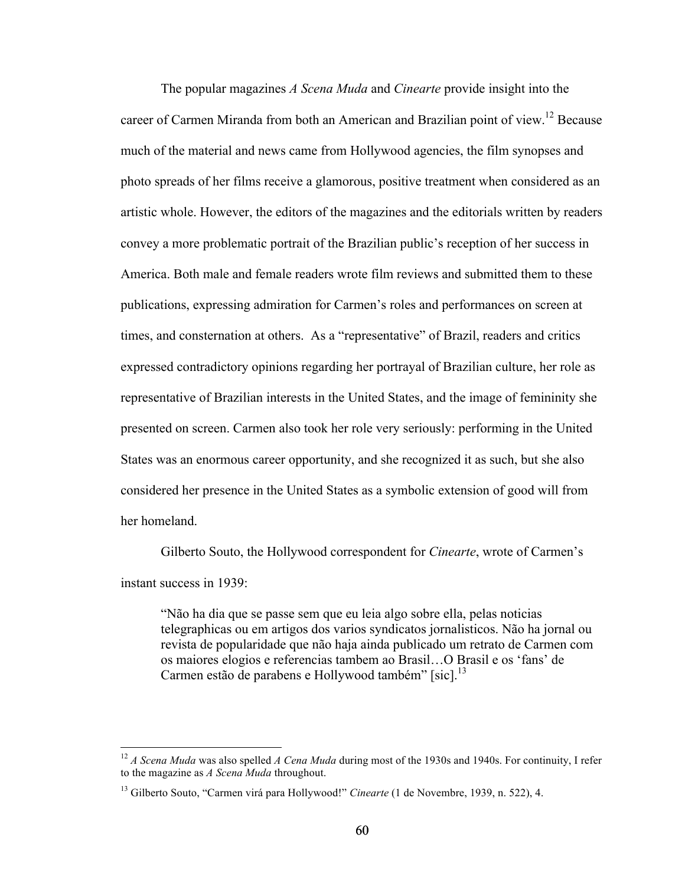The popular magazines *A Scena Muda* and *Cinearte* provide insight into the career of Carmen Miranda from both an American and Brazilian point of view.[12] Because much of the material and news came from Hollywood agencies, the film synopses and photo spreads of her films receive a glamorous, positive treatment when considered as an artistic whole. However, the editors of the magazines and the editorials written by readers convey a more problematic portrait of the Brazilian public's reception of her success in America. Both male and female readers wrote film reviews and submitted them to these publications, expressing admiration for Carmen's roles and performances on screen at times, and consternation at others. As a "representative" of Brazil, readers and critics expressed contradictory opinions regarding her portrayal of Brazilian culture, her role as representative of Brazilian interests in the United States, and the image of femininity she presented on screen. Carmen also took her role very seriously: performing in the United States was an enormous career opportunity, and she recognized it as such, but she also considered her presence in the United States as a symbolic extension of good will from her homeland.

Gilberto Souto, the Hollywood correspondent for *Cinearte*, wrote of Carmen's instant success in 1939:

> "Não ha dia que se passe sem que eu leia algo sobre ella, pelas noticias telegraphicas ou em artigos dos varios syndicatos jornalisticos. Não ha jornal ou revista de popularidade que não haja ainda publicado um retrato de Carmen com os maiores elogios e referencias tambem ao Brasil…O Brasil e os 'fans' de Carmen estão de parabens e Hollywood também" [sic].[13]

---

[12] *A Scena Muda* was also spelled *A Cena Muda* during most of the 1930s and 1940s. For continuity, I refer to the magazine as *A Scena Muda* throughout.

[13] Gilberto Souto, "Carmen virá para Hollywood!" *Cinearte* (1 de Novembre, 1939, n. 522), 4.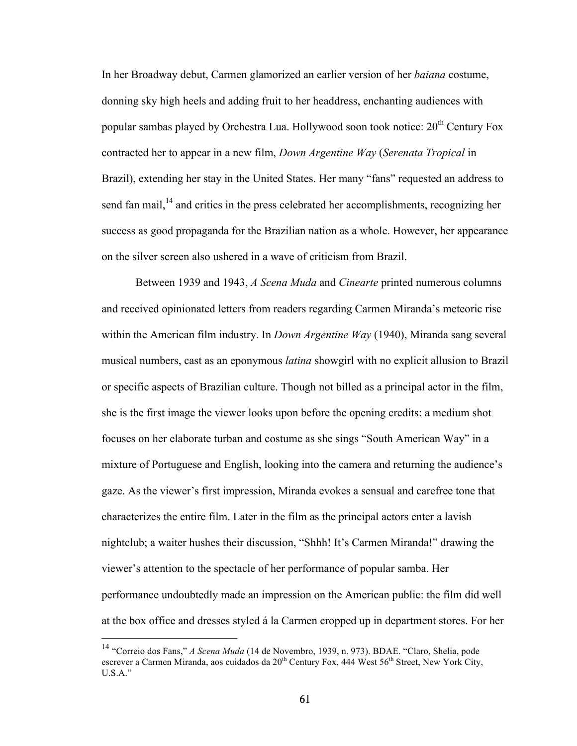In her Broadway debut, Carmen glamorized an earlier version of her *baiana* costume, donning sky high heels and adding fruit to her headdress, enchanting audiences with popular sambas played by Orchestra Lua. Hollywood soon took notice: 20th Century Fox contracted her to appear in a new film, *Down Argentine Way* (*Serenata Tropical* in Brazil), extending her stay in the United States. Her many "fans" requested an address to send fan mail,[14] and critics in the press celebrated her accomplishments, recognizing her success as good propaganda for the Brazilian nation as a whole. However, her appearance on the silver screen also ushered in a wave of criticism from Brazil.

Between 1939 and 1943, *A Scena Muda* and *Cinearte* printed numerous columns and received opinionated letters from readers regarding Carmen Miranda's meteoric rise within the American film industry. In *Down Argentine Way* (1940), Miranda sang several musical numbers, cast as an eponymous *latina* showgirl with no explicit allusion to Brazil or specific aspects of Brazilian culture. Though not billed as a principal actor in the film, she is the first image the viewer looks upon before the opening credits: a medium shot focuses on her elaborate turban and costume as she sings "South American Way" in a mixture of Portuguese and English, looking into the camera and returning the audience's gaze. As the viewer's first impression, Miranda evokes a sensual and carefree tone that characterizes the entire film. Later in the film as the principal actors enter a lavish nightclub; a waiter hushes their discussion, "Shhh! It's Carmen Miranda!" drawing the viewer's attention to the spectacle of her performance of popular samba. Her performance undoubtedly made an impression on the American public: the film did well at the box office and dresses styled á la Carmen cropped up in department stores. For her

[14] "Correio dos Fans," *A Scena Muda* (14 de Novembro, 1939, n. 973). BDAE. "Claro, Shelia, pode escrever a Carmen Miranda, aos cuidados da 20th Century Fox, 444 West 56th Street, New York City, U.S.A."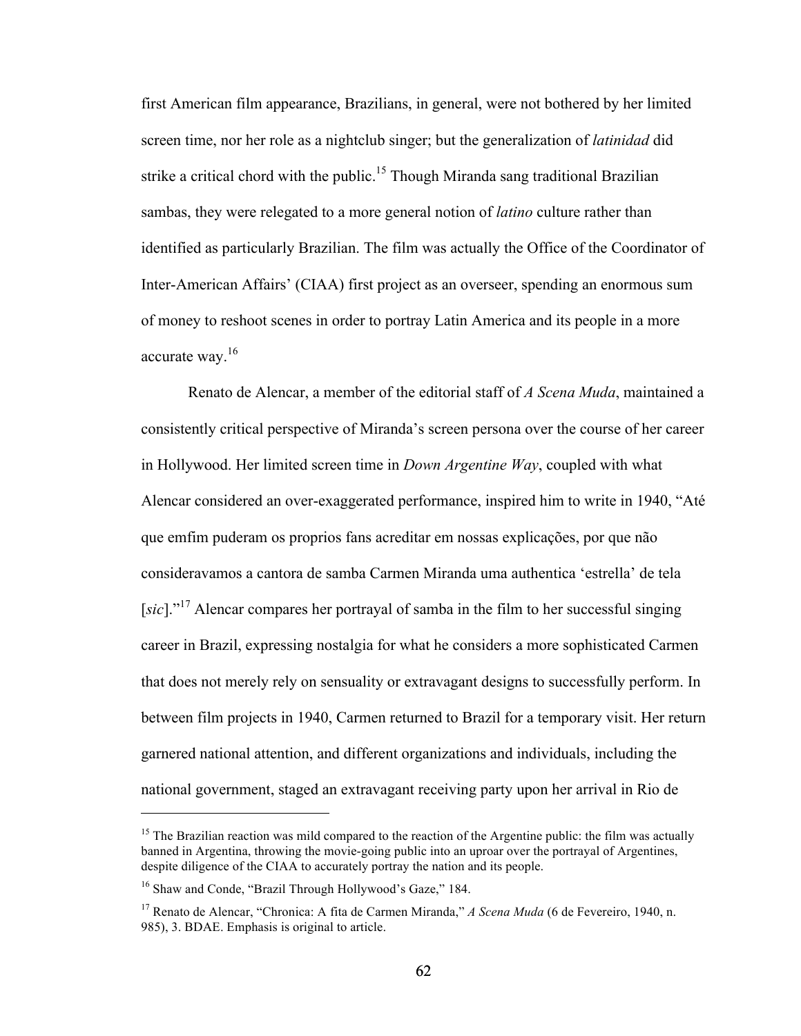first American film appearance, Brazilians, in general, were not bothered by her limited screen time, nor her role as a nightclub singer; but the generalization of *latinidad* did strike a critical chord with the public.[15] Though Miranda sang traditional Brazilian sambas, they were relegated to a more general notion of *latino* culture rather than identified as particularly Brazilian. The film was actually the Office of the Coordinator of Inter-American Affairs' (CIAA) first project as an overseer, spending an enormous sum of money to reshoot scenes in order to portray Latin America and its people in a more accurate way.[16]

Renato de Alencar, a member of the editorial staff of *A Scena Muda*, maintained a consistently critical perspective of Miranda's screen persona over the course of her career in Hollywood. Her limited screen time in *Down Argentine Way*, coupled with what Alencar considered an over-exaggerated performance, inspired him to write in 1940, "Até que emfim puderam os proprios fans acreditar em nossas explicações, por que não consideravamos a cantora de samba Carmen Miranda uma authentica 'estrella' de tela [*sic*]."[17] Alencar compares her portrayal of samba in the film to her successful singing career in Brazil, expressing nostalgia for what he considers a more sophisticated Carmen that does not merely rely on sensuality or extravagant designs to successfully perform. In between film projects in 1940, Carmen returned to Brazil for a temporary visit. Her return garnered national attention, and different organizations and individuals, including the national government, staged an extravagant receiving party upon her arrival in Rio de

---

[15] The Brazilian reaction was mild compared to the reaction of the Argentine public: the film was actually banned in Argentina, throwing the movie-going public into an uproar over the portrayal of Argentines, despite diligence of the CIAA to accurately portray the nation and its people.

[16] Shaw and Conde, "Brazil Through Hollywood's Gaze," 184.

[17] Renato de Alencar, "Chronica: A fita de Carmen Miranda," *A Scena Muda* (6 de Fevereiro, 1940, n. 985), 3. BDAE. Emphasis is original to article.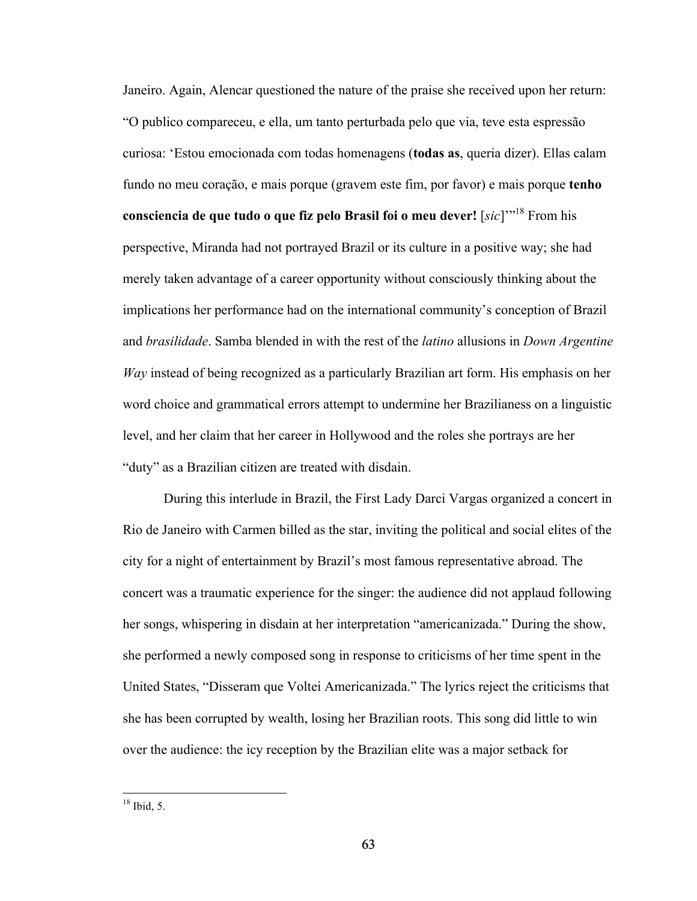Janeiro. Again, Alencar questioned the nature of the praise she received upon her return: "O publico compareceu, e ella, um tanto perturbada pelo que via, teve esta espressão curiosa: 'Estou emocionada com todas homenagens (**todas as**, queria dizer). Ellas calam fundo no meu coração, e mais porque (gravem este fim, por favor) e mais porque **tenho consciencia de que tudo o que fiz pelo Brasil foi o meu dever!** [*sic*]'"[18] From his perspective, Miranda had not portrayed Brazil or its culture in a positive way; she had merely taken advantage of a career opportunity without consciously thinking about the implications her performance had on the international community's conception of Brazil and *brasilidade*. Samba blended in with the rest of the *latino* allusions in *Down Argentine Way* instead of being recognized as a particularly Brazilian art form. His emphasis on her word choice and grammatical errors attempt to undermine her Brazilianess on a linguistic level, and her claim that her career in Hollywood and the roles she portrays are her "duty" as a Brazilian citizen are treated with disdain.

During this interlude in Brazil, the First Lady Darci Vargas organized a concert in Rio de Janeiro with Carmen billed as the star, inviting the political and social elites of the city for a night of entertainment by Brazil's most famous representative abroad. The concert was a traumatic experience for the singer: the audience did not applaud following her songs, whispering in disdain at her interpretation "americanizada." During the show, she performed a newly composed song in response to criticisms of her time spent in the United States, "Disseram que Voltei Americanizada." The lyrics reject the criticisms that she has been corrupted by wealth, losing her Brazilian roots. This song did little to win over the audience: the icy reception by the Brazilian elite was a major setback for

[18] Ibid, 5.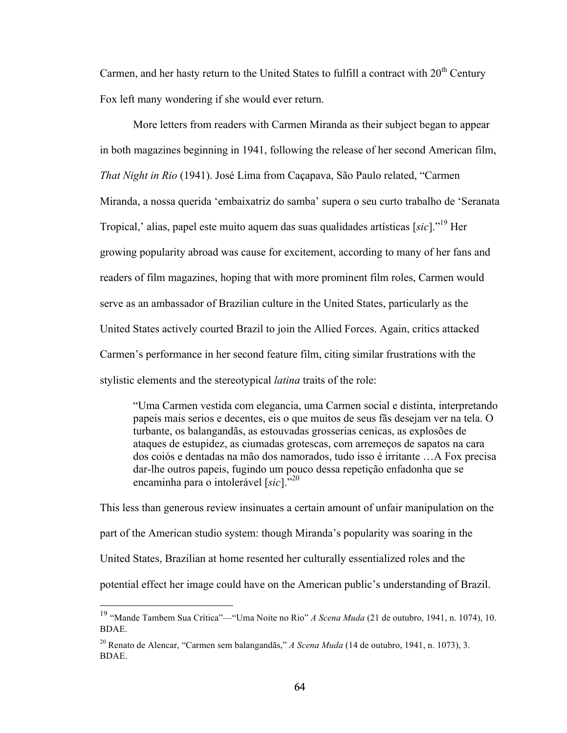Carmen, and her hasty return to the United States to fulfill a contract with 20th Century Fox left many wondering if she would ever return.

More letters from readers with Carmen Miranda as their subject began to appear in both magazines beginning in 1941, following the release of her second American film, *That Night in Rio* (1941). José Lima from Caçapava, São Paulo related, "Carmen Miranda, a nossa querida 'embaixatriz do samba' supera o seu curto trabalho de 'Seranata Tropical,' alias, papel este muito aquem das suas qualidades artísticas [*sic*]."[19] Her growing popularity abroad was cause for excitement, according to many of her fans and readers of film magazines, hoping that with more prominent film roles, Carmen would serve as an ambassador of Brazilian culture in the United States, particularly as the United States actively courted Brazil to join the Allied Forces. Again, critics attacked Carmen's performance in her second feature film, citing similar frustrations with the stylistic elements and the stereotypical *latina* traits of the role:

> "Uma Carmen vestida com elegancia, uma Carmen social e distinta, interpretando papeis mais serios e decentes, eis o que muitos de seus fãs desejam ver na tela. O turbante, os balangandãs, as estouvadas grosserias cenicas, as explosões de ataques de estupidez, as ciumadas grotescas, com arremeços de sapatos na cara dos coiós e dentadas na mão dos namorados, tudo isso é irritante …A Fox precisa dar-lhe outros papeis, fugindo um pouco dessa repetição enfadonha que se encaminha para o intolerável [*sic*]."[20]

This less than generous review insinuates a certain amount of unfair manipulation on the part of the American studio system: though Miranda's popularity was soaring in the United States, Brazilian at home resented her culturally essentialized roles and the potential effect her image could have on the American public's understanding of Brazil.

---

[19] "Mande Tambem Sua Crítica"—"Uma Noite no Rio" *A Scena Muda* (21 de outubro, 1941, n. 1074), 10. BDAE.

[20] Renato de Alencar, "Carmen sem balangandãs," *A Scena Muda* (14 de outubro, 1941, n. 1073), 3. BDAE.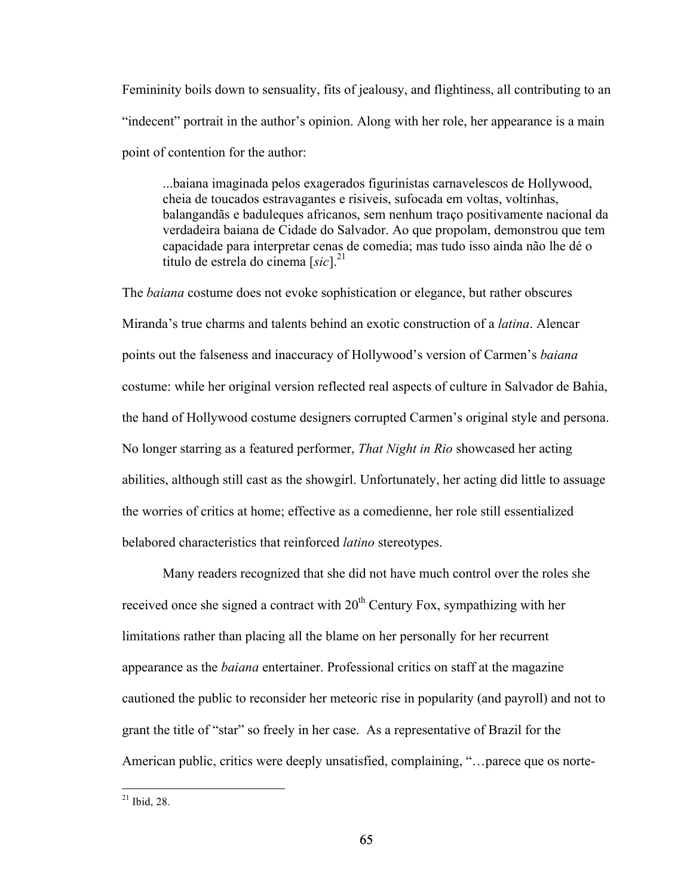Femininity boils down to sensuality, fits of jealousy, and flightiness, all contributing to an "indecent" portrait in the author's opinion. Along with her role, her appearance is a main point of contention for the author:

> ...baiana imaginada pelos exagerados figurinistas carnavelescos de Hollywood, cheia de toucados estravagantes e risiveis, sufocada em voltas, voltinhas, balangandãs e baduleques africanos, sem nenhum traço positivamente nacional da verdadeira baiana de Cidade do Salvador. Ao que propolam, demonstrou que tem capacidade para interpretar cenas de comedia; mas tudo isso ainda não lhe dé o titulo de estrela do cinema [*sic*].[21]

The *baiana* costume does not evoke sophistication or elegance, but rather obscures Miranda's true charms and talents behind an exotic construction of a *latina*. Alencar points out the falseness and inaccuracy of Hollywood's version of Carmen's *baiana* costume: while her original version reflected real aspects of culture in Salvador de Bahia, the hand of Hollywood costume designers corrupted Carmen's original style and persona. No longer starring as a featured performer, *That Night in Rio* showcased her acting abilities, although still cast as the showgirl. Unfortunately, her acting did little to assuage the worries of critics at home; effective as a comedienne, her role still essentialized belabored characteristics that reinforced *latino* stereotypes.

Many readers recognized that she did not have much control over the roles she received once she signed a contract with 20th Century Fox, sympathizing with her limitations rather than placing all the blame on her personally for her recurrent appearance as the *baiana* entertainer. Professional critics on staff at the magazine cautioned the public to reconsider her meteoric rise in popularity (and payroll) and not to grant the title of "star" so freely in her case. As a representative of Brazil for the American public, critics were deeply unsatisfied, complaining, "…parece que os norte-

---

[21] Ibid, 28.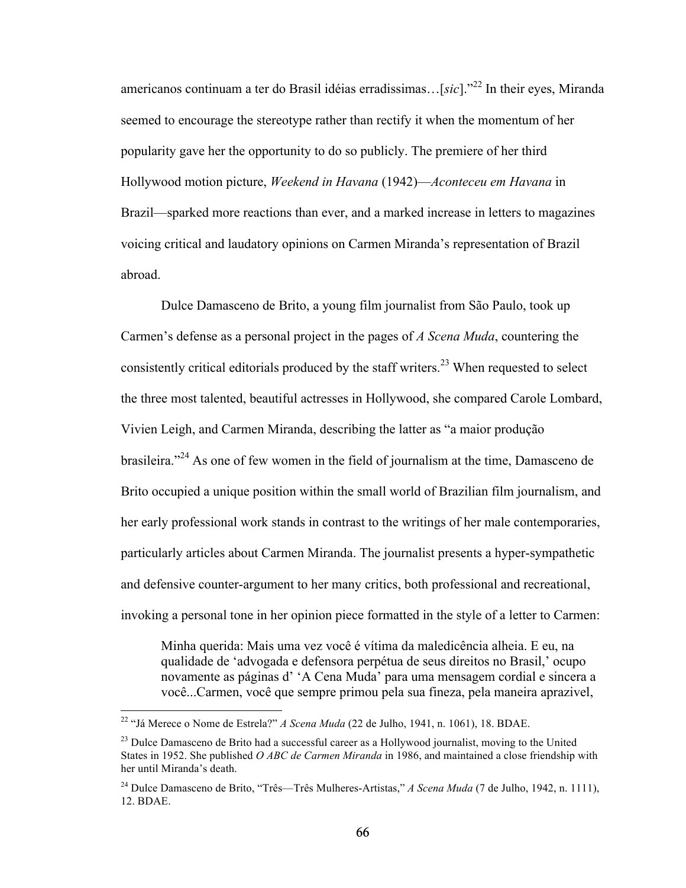americanos continuam a ter do Brasil idéias erradissimas…[*sic*]."[22] In their eyes, Miranda seemed to encourage the stereotype rather than rectify it when the momentum of her popularity gave her the opportunity to do so publicly. The premiere of her third Hollywood motion picture, *Weekend in Havana* (1942)—*Aconteceu em Havana* in Brazil—sparked more reactions than ever, and a marked increase in letters to magazines voicing critical and laudatory opinions on Carmen Miranda's representation of Brazil abroad.

Dulce Damasceno de Brito, a young film journalist from São Paulo, took up Carmen's defense as a personal project in the pages of *A Scena Muda*, countering the consistently critical editorials produced by the staff writers.[23] When requested to select the three most talented, beautiful actresses in Hollywood, she compared Carole Lombard, Vivien Leigh, and Carmen Miranda, describing the latter as "a maior produção brasileira."[24] As one of few women in the field of journalism at the time, Damasceno de Brito occupied a unique position within the small world of Brazilian film journalism, and her early professional work stands in contrast to the writings of her male contemporaries, particularly articles about Carmen Miranda. The journalist presents a hyper-sympathetic and defensive counter-argument to her many critics, both professional and recreational, invoking a personal tone in her opinion piece formatted in the style of a letter to Carmen:

> Minha querida: Mais uma vez você é vítima da maledicência alheia. E eu, na qualidade de 'advogada e defensora perpétua de seus direitos no Brasil,' ocupo novamente as páginas d' 'A Cena Muda' para uma mensagem cordial e sincera a você...Carmen, você que sempre primou pela sua fineza, pela maneira aprazivel,

---

[22] "Já Merece o Nome de Estrela?" *A Scena Muda* (22 de Julho, 1941, n. 1061), 18. BDAE.

[23] Dulce Damasceno de Brito had a successful career as a Hollywood journalist, moving to the United States in 1952. She published *O ABC de Carmen Miranda* in 1986, and maintained a close friendship with her until Miranda's death.

[24] Dulce Damasceno de Brito, "Três—Três Mulheres-Artistas," *A Scena Muda* (7 de Julho, 1942, n. 1111), 12. BDAE.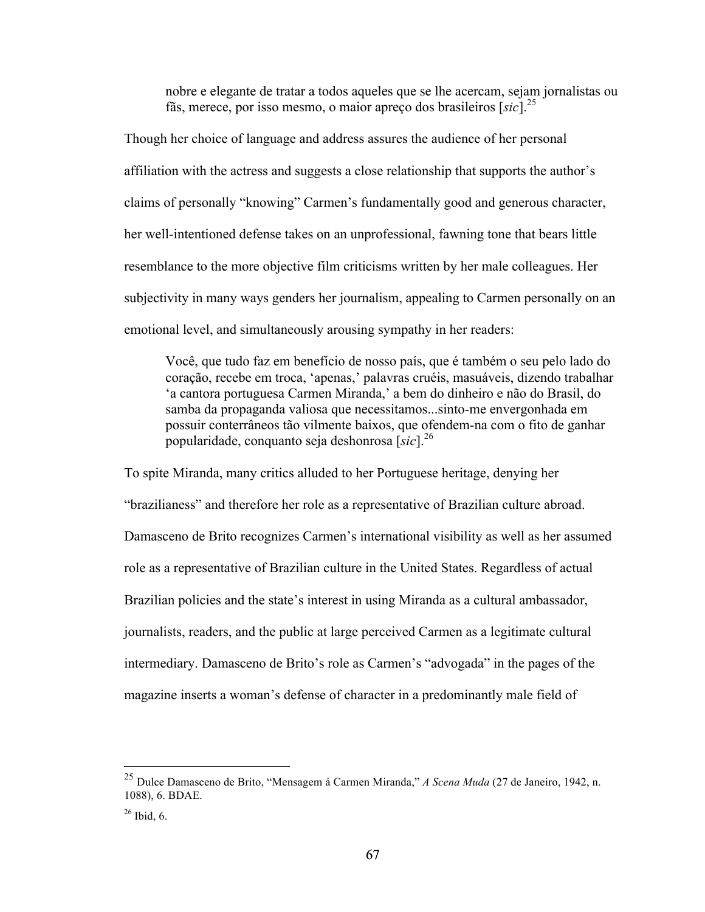> nobre e elegante de tratar a todos aqueles que se lhe acercam, sejam jornalistas ou fãs, merece, por isso mesmo, o maior apreço dos brasileiros [*sic*].[25]

Though her choice of language and address assures the audience of her personal affiliation with the actress and suggests a close relationship that supports the author's claims of personally "knowing" Carmen's fundamentally good and generous character, her well-intentioned defense takes on an unprofessional, fawning tone that bears little resemblance to the more objective film criticisms written by her male colleagues. Her subjectivity in many ways genders her journalism, appealing to Carmen personally on an emotional level, and simultaneously arousing sympathy in her readers:

> Você, que tudo faz em benefício de nosso país, que é também o seu pelo lado do coração, recebe em troca, 'apenas,' palavras cruéis, masuáveis, dizendo trabalhar 'a cantora portuguesa Carmen Miranda,' a bem do dinheiro e não do Brasil, do samba da propaganda valiosa que necessitamos...sinto-me envergonhada em possuir conterrâneos tão vilmente baixos, que ofendem-na com o fito de ganhar popularidade, conquanto seja deshonrosa [*sic*].[26]

To spite Miranda, many critics alluded to her Portuguese heritage, denying her "brazilianess" and therefore her role as a representative of Brazilian culture abroad. Damasceno de Brito recognizes Carmen's international visibility as well as her assumed role as a representative of Brazilian culture in the United States. Regardless of actual Brazilian policies and the state's interest in using Miranda as a cultural ambassador, journalists, readers, and the public at large perceived Carmen as a legitimate cultural intermediary. Damasceno de Brito's role as Carmen's "advogada" in the pages of the magazine inserts a woman's defense of character in a predominantly male field of

---

[25] Dulce Damasceno de Brito, "Mensagem á Carmen Miranda," *A Scena Muda* (27 de Janeiro, 1942, n. 1088), 6. BDAE.

[26] Ibid, 6.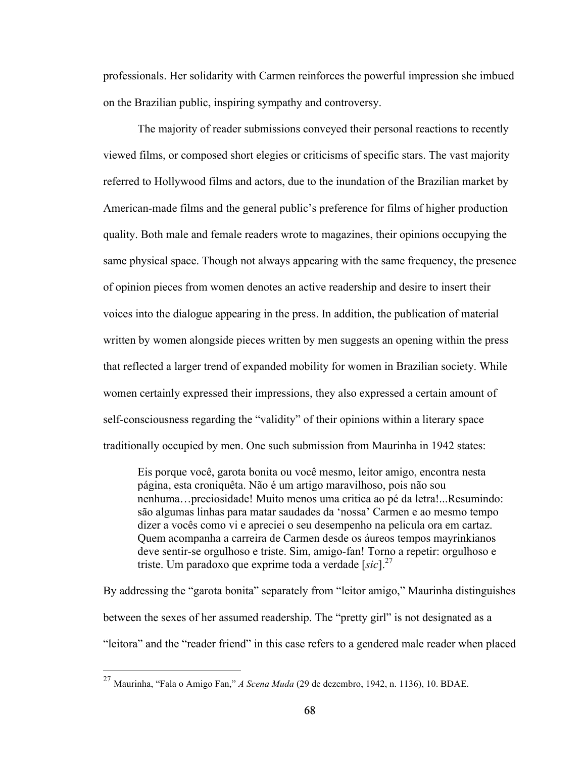professionals. Her solidarity with Carmen reinforces the powerful impression she imbued on the Brazilian public, inspiring sympathy and controversy.

The majority of reader submissions conveyed their personal reactions to recently viewed films, or composed short elegies or criticisms of specific stars. The vast majority referred to Hollywood films and actors, due to the inundation of the Brazilian market by American-made films and the general public's preference for films of higher production quality. Both male and female readers wrote to magazines, their opinions occupying the same physical space. Though not always appearing with the same frequency, the presence of opinion pieces from women denotes an active readership and desire to insert their voices into the dialogue appearing in the press. In addition, the publication of material written by women alongside pieces written by men suggests an opening within the press that reflected a larger trend of expanded mobility for women in Brazilian society. While women certainly expressed their impressions, they also expressed a certain amount of self-consciousness regarding the "validity" of their opinions within a literary space traditionally occupied by men. One such submission from Maurinha in 1942 states:

> Eis porque você, garota bonita ou você mesmo, leitor amigo, encontra nesta página, esta croniquêta. Não é um artigo maravilhoso, pois não sou nenhuma…preciosidade! Muito menos uma critica ao pé da letra!...Resumindo: são algumas linhas para matar saudades da 'nossa' Carmen e ao mesmo tempo dizer a vocês como vi e apreciei o seu desempenho na pelicula ora em cartaz. Quem acompanha a carreira de Carmen desde os áureos tempos mayrinkianos deve sentir-se orgulhoso e triste. Sim, amigo-fan! Torno a repetir: orgulhoso e triste. Um paradoxo que exprime toda a verdade [*sic*].[27]

By addressing the "garota bonita" separately from "leitor amigo," Maurinha distinguishes between the sexes of her assumed readership. The "pretty girl" is not designated as a "leitora" and the "reader friend" in this case refers to a gendered male reader when placed

---

[27] Maurinha, "Fala o Amigo Fan," *A Scena Muda* (29 de dezembro, 1942, n. 1136), 10. BDAE.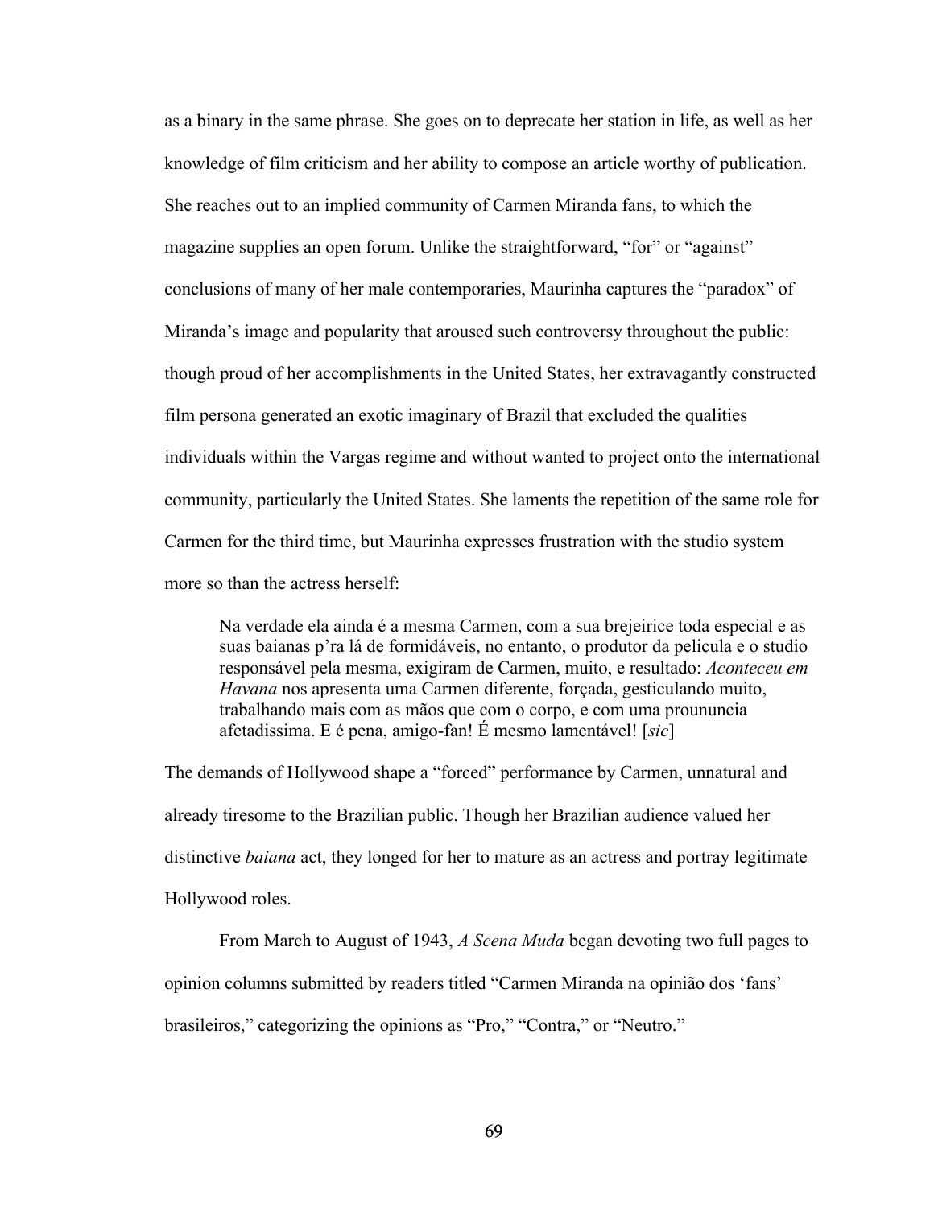as a binary in the same phrase. She goes on to deprecate her station in life, as well as her knowledge of film criticism and her ability to compose an article worthy of publication. She reaches out to an implied community of Carmen Miranda fans, to which the magazine supplies an open forum. Unlike the straightforward, "for" or "against" conclusions of many of her male contemporaries, Maurinha captures the "paradox" of Miranda's image and popularity that aroused such controversy throughout the public: though proud of her accomplishments in the United States, her extravagantly constructed film persona generated an exotic imaginary of Brazil that excluded the qualities individuals within the Vargas regime and without wanted to project onto the international community, particularly the United States. She laments the repetition of the same role for Carmen for the third time, but Maurinha expresses frustration with the studio system more so than the actress herself:

> Na verdade ela ainda é a mesma Carmen, com a sua brejeirice toda especial e as suas baianas p'ra lá de formidáveis, no entanto, o produtor da pelicula e o studio responsável pela mesma, exigiram de Carmen, muito, e resultado: *Aconteceu em Havana* nos apresenta uma Carmen diferente, forçada, gesticulando muito, trabalhando mais com as mãos que com o corpo, e com uma proununcia afetadissima. E é pena, amigo-fan! É mesmo lamentável! [*sic*]

The demands of Hollywood shape a "forced" performance by Carmen, unnatural and already tiresome to the Brazilian public. Though her Brazilian audience valued her distinctive *baiana* act, they longed for her to mature as an actress and portray legitimate Hollywood roles.

From March to August of 1943, *A Scena Muda* began devoting two full pages to opinion columns submitted by readers titled "Carmen Miranda na opinião dos 'fans' brasileiros," categorizing the opinions as "Pro," "Contra," or "Neutro."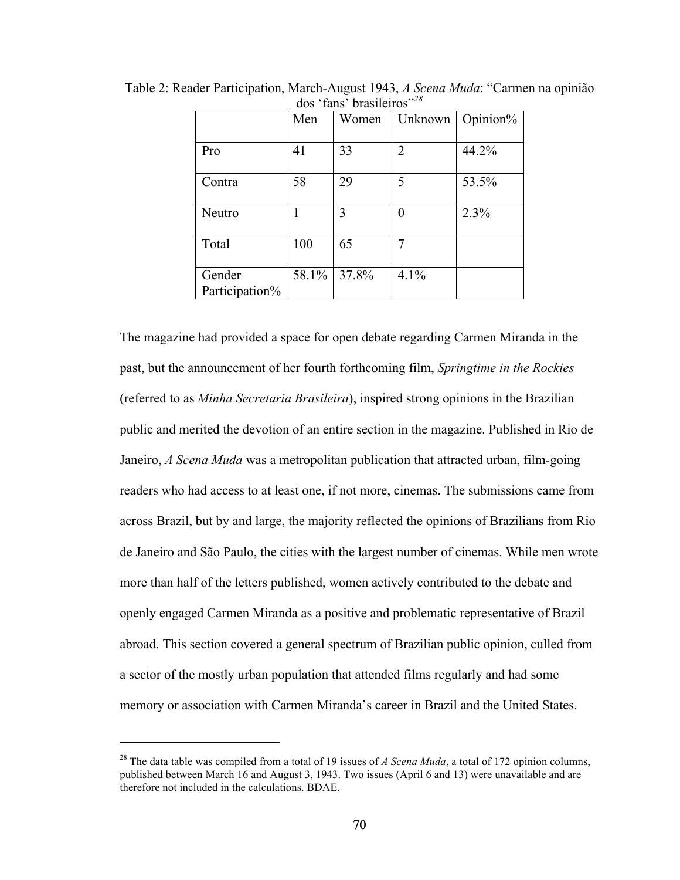Table 2: Reader Participation, March-August 1943, *A Scena Muda*: "Carmen na opinião dos 'fans' brasileiros"[28]

| | Men | Women | Unknown | Opinion% |
|---|---|---|---|---|
| Pro | 41 | 33 | 2 | 44.2% |
| Contra | 58 | 29 | 5 | 53.5% |
| Neutro | 1 | 3 | 0 | 2.3% |
| Total | 100 | 65 | 7 | |
| Gender Participation% | 58.1% | 37.8% | 4.1% | |

The magazine had provided a space for open debate regarding Carmen Miranda in the past, but the announcement of her fourth forthcoming film, *Springtime in the Rockies* (referred to as *Minha Secretaria Brasileira*), inspired strong opinions in the Brazilian public and merited the devotion of an entire section in the magazine. Published in Rio de Janeiro, *A Scena Muda* was a metropolitan publication that attracted urban, film-going readers who had access to at least one, if not more, cinemas. The submissions came from across Brazil, but by and large, the majority reflected the opinions of Brazilians from Rio de Janeiro and São Paulo, the cities with the largest number of cinemas. While men wrote more than half of the letters published, women actively contributed to the debate and openly engaged Carmen Miranda as a positive and problematic representative of Brazil abroad. This section covered a general spectrum of Brazilian public opinion, culled from a sector of the mostly urban population that attended films regularly and had some memory or association with Carmen Miranda's career in Brazil and the United States.

[28] The data table was compiled from a total of 19 issues of *A Scena Muda*, a total of 172 opinion columns, published between March 16 and August 3, 1943. Two issues (April 6 and 13) were unavailable and are therefore not included in the calculations. BDAE.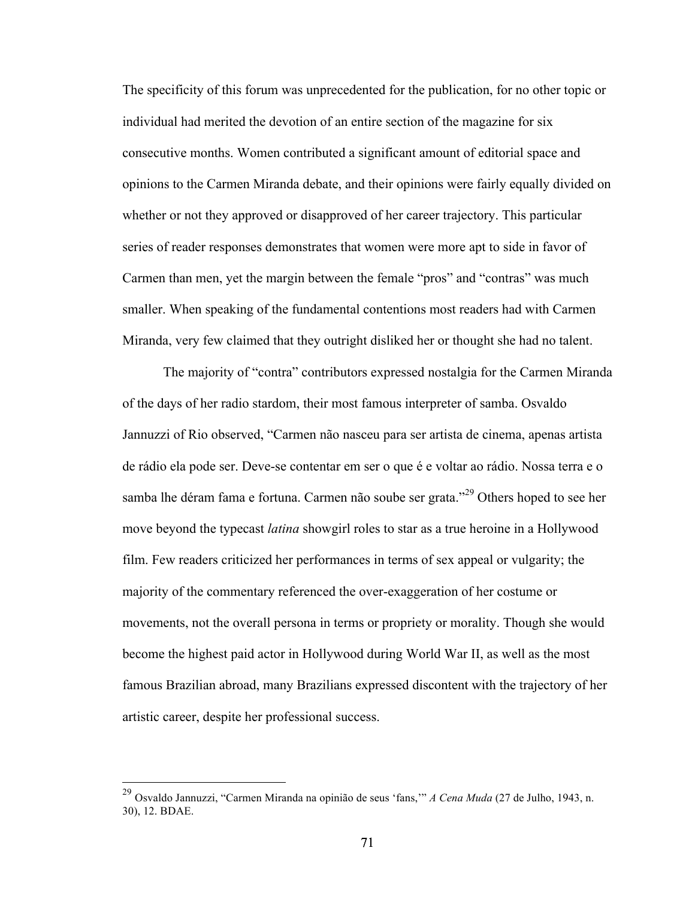The specificity of this forum was unprecedented for the publication, for no other topic or individual had merited the devotion of an entire section of the magazine for six consecutive months. Women contributed a significant amount of editorial space and opinions to the Carmen Miranda debate, and their opinions were fairly equally divided on whether or not they approved or disapproved of her career trajectory. This particular series of reader responses demonstrates that women were more apt to side in favor of Carmen than men, yet the margin between the female "pros" and "contras" was much smaller. When speaking of the fundamental contentions most readers had with Carmen Miranda, very few claimed that they outright disliked her or thought she had no talent.

The majority of "contra" contributors expressed nostalgia for the Carmen Miranda of the days of her radio stardom, their most famous interpreter of samba. Osvaldo Jannuzzi of Rio observed, "Carmen não nasceu para ser artista de cinema, apenas artista de rádio ela pode ser. Deve-se contentar em ser o que é e voltar ao rádio. Nossa terra e o samba lhe déram fama e fortuna. Carmen não soube ser grata."[29] Others hoped to see her move beyond the typecast *latina* showgirl roles to star as a true heroine in a Hollywood film. Few readers criticized her performances in terms of sex appeal or vulgarity; the majority of the commentary referenced the over-exaggeration of her costume or movements, not the overall persona in terms or propriety or morality. Though she would become the highest paid actor in Hollywood during World War II, as well as the most famous Brazilian abroad, many Brazilians expressed discontent with the trajectory of her artistic career, despite her professional success.

---

[29] Osvaldo Jannuzzi, "Carmen Miranda na opinião de seus 'fans,'" *A Cena Muda* (27 de Julho, 1943, n. 30), 12. BDAE.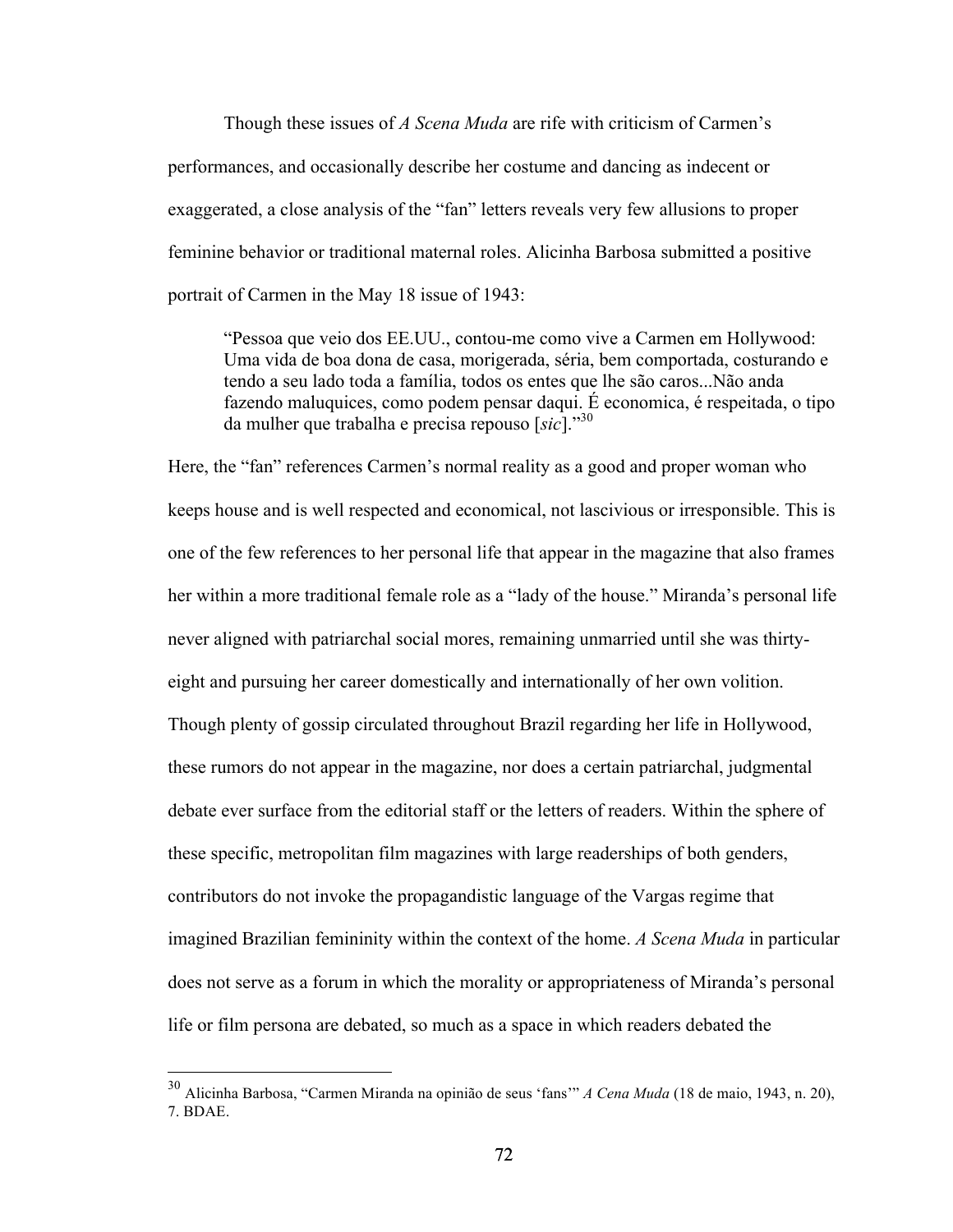Though these issues of *A Scena Muda* are rife with criticism of Carmen's performances, and occasionally describe her costume and dancing as indecent or exaggerated, a close analysis of the "fan" letters reveals very few allusions to proper feminine behavior or traditional maternal roles. Alicinha Barbosa submitted a positive portrait of Carmen in the May 18 issue of 1943:

> "Pessoa que veio dos EE.UU., contou-me como vive a Carmen em Hollywood: Uma vida de boa dona de casa, morigerada, séria, bem comportada, costurando e tendo a seu lado toda a família, todos os entes que lhe são caros...Não anda fazendo maluquices, como podem pensar daqui. É economica, é respeitada, o tipo da mulher que trabalha e precisa repouso [*sic*]."[30]

Here, the "fan" references Carmen's normal reality as a good and proper woman who keeps house and is well respected and economical, not lascivious or irresponsible. This is one of the few references to her personal life that appear in the magazine that also frames her within a more traditional female role as a "lady of the house." Miranda's personal life never aligned with patriarchal social mores, remaining unmarried until she was thirty-eight and pursuing her career domestically and internationally of her own volition. Though plenty of gossip circulated throughout Brazil regarding her life in Hollywood, these rumors do not appear in the magazine, nor does a certain patriarchal, judgmental debate ever surface from the editorial staff or the letters of readers. Within the sphere of these specific, metropolitan film magazines with large readerships of both genders, contributors do not invoke the propagandistic language of the Vargas regime that imagined Brazilian femininity within the context of the home. *A Scena Muda* in particular does not serve as a forum in which the morality or appropriateness of Miranda's personal life or film persona are debated, so much as a space in which readers debated the

---

[30] Alicinha Barbosa, "Carmen Miranda na opinião de seus 'fans'" *A Cena Muda* (18 de maio, 1943, n. 20), 7. BDAE.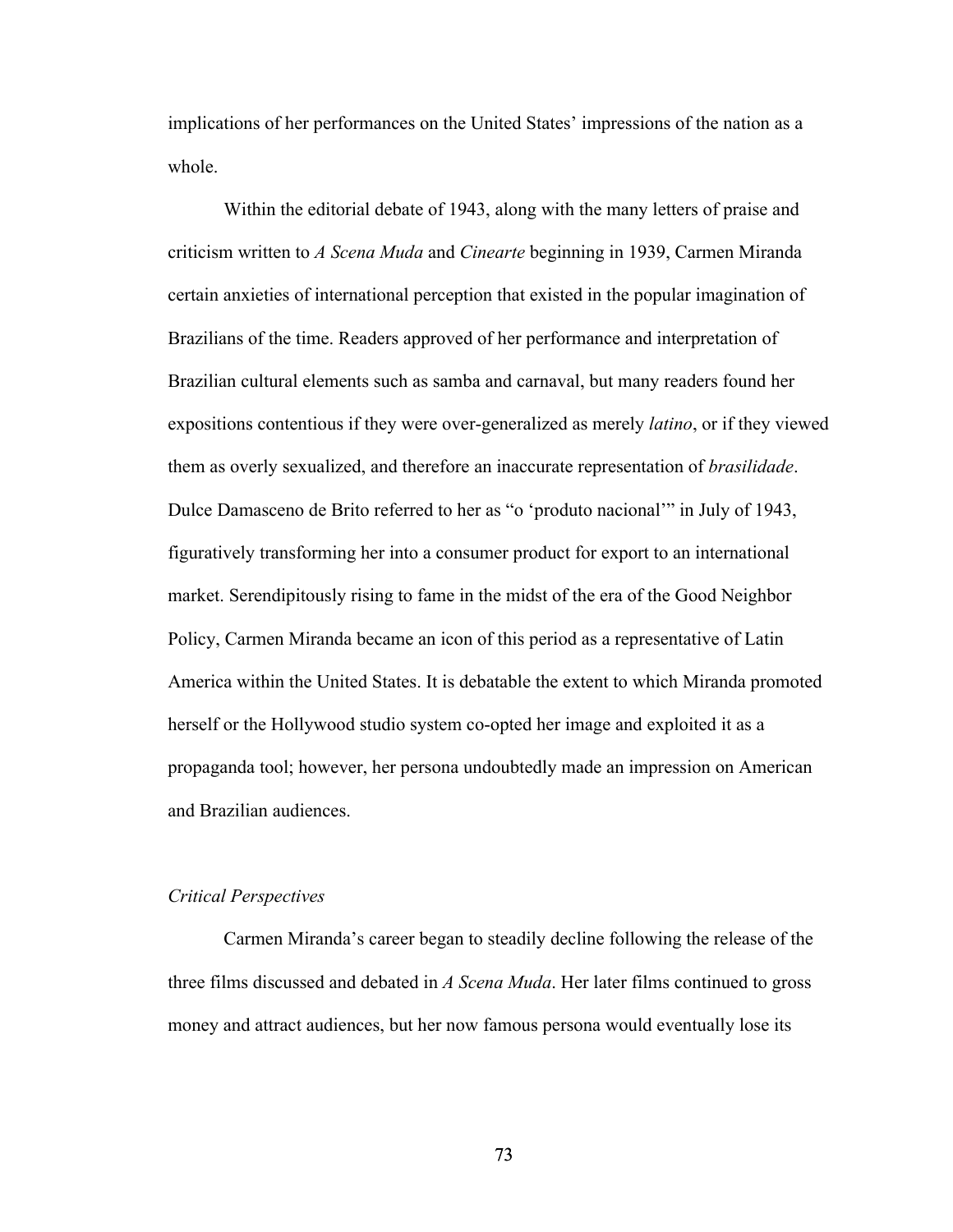implications of her performances on the United States' impressions of the nation as a whole.

Within the editorial debate of 1943, along with the many letters of praise and criticism written to *A Scena Muda* and *Cinearte* beginning in 1939, Carmen Miranda certain anxieties of international perception that existed in the popular imagination of Brazilians of the time. Readers approved of her performance and interpretation of Brazilian cultural elements such as samba and carnaval, but many readers found her expositions contentious if they were over-generalized as merely *latino*, or if they viewed them as overly sexualized, and therefore an inaccurate representation of *brasilidade*. Dulce Damasceno de Brito referred to her as "o 'produto nacional'" in July of 1943, figuratively transforming her into a consumer product for export to an international market. Serendipitously rising to fame in the midst of the era of the Good Neighbor Policy, Carmen Miranda became an icon of this period as a representative of Latin America within the United States. It is debatable the extent to which Miranda promoted herself or the Hollywood studio system co-opted her image and exploited it as a propaganda tool; however, her persona undoubtedly made an impression on American and Brazilian audiences.

*Critical Perspectives*

Carmen Miranda's career began to steadily decline following the release of the three films discussed and debated in *A Scena Muda*. Her later films continued to gross money and attract audiences, but her now famous persona would eventually lose its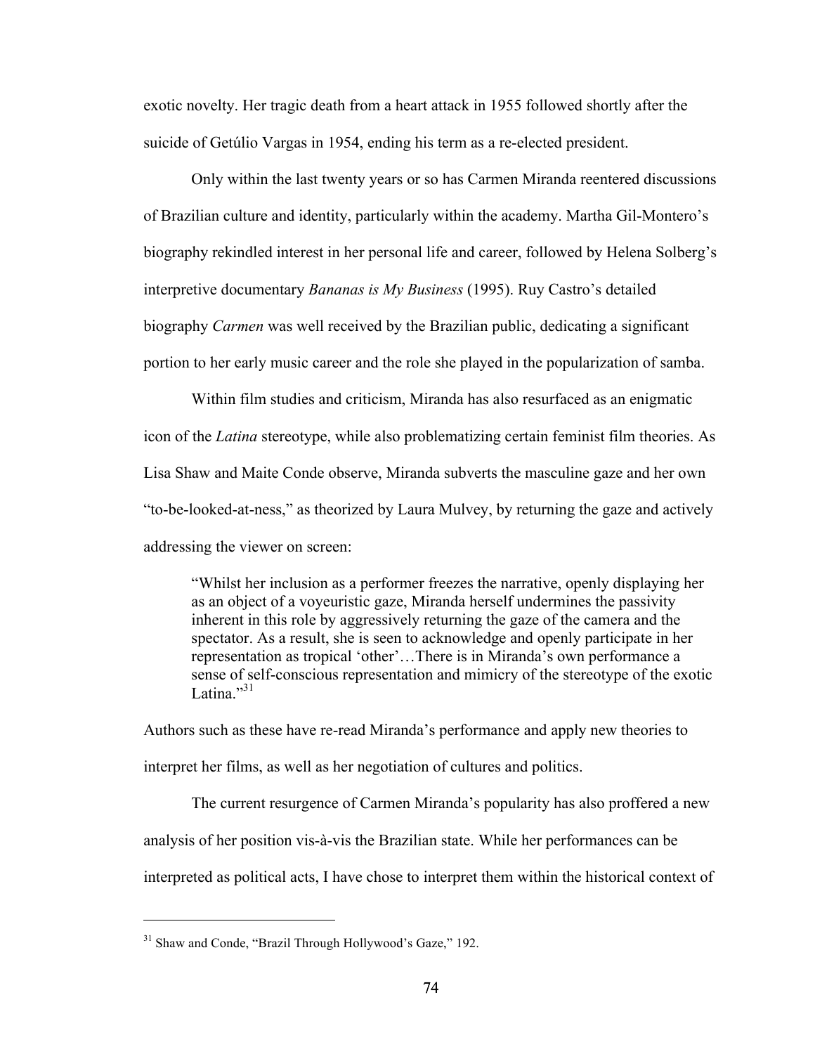exotic novelty. Her tragic death from a heart attack in 1955 followed shortly after the suicide of Getúlio Vargas in 1954, ending his term as a re-elected president.

Only within the last twenty years or so has Carmen Miranda reentered discussions of Brazilian culture and identity, particularly within the academy. Martha Gil-Montero's biography rekindled interest in her personal life and career, followed by Helena Solberg's interpretive documentary *Bananas is My Business* (1995). Ruy Castro's detailed biography *Carmen* was well received by the Brazilian public, dedicating a significant portion to her early music career and the role she played in the popularization of samba.

Within film studies and criticism, Miranda has also resurfaced as an enigmatic icon of the *Latina* stereotype, while also problematizing certain feminist film theories. As Lisa Shaw and Maite Conde observe, Miranda subverts the masculine gaze and her own "to-be-looked-at-ness," as theorized by Laura Mulvey, by returning the gaze and actively addressing the viewer on screen:

> "Whilst her inclusion as a performer freezes the narrative, openly displaying her as an object of a voyeuristic gaze, Miranda herself undermines the passivity inherent in this role by aggressively returning the gaze of the camera and the spectator. As a result, she is seen to acknowledge and openly participate in her representation as tropical 'other'…There is in Miranda's own performance a sense of self-conscious representation and mimicry of the stereotype of the exotic Latina."[31]

Authors such as these have re-read Miranda's performance and apply new theories to interpret her films, as well as her negotiation of cultures and politics.

The current resurgence of Carmen Miranda's popularity has also proffered a new analysis of her position vis-à-vis the Brazilian state. While her performances can be interpreted as political acts, I have chose to interpret them within the historical context of

---

[31] Shaw and Conde, "Brazil Through Hollywood's Gaze," 192.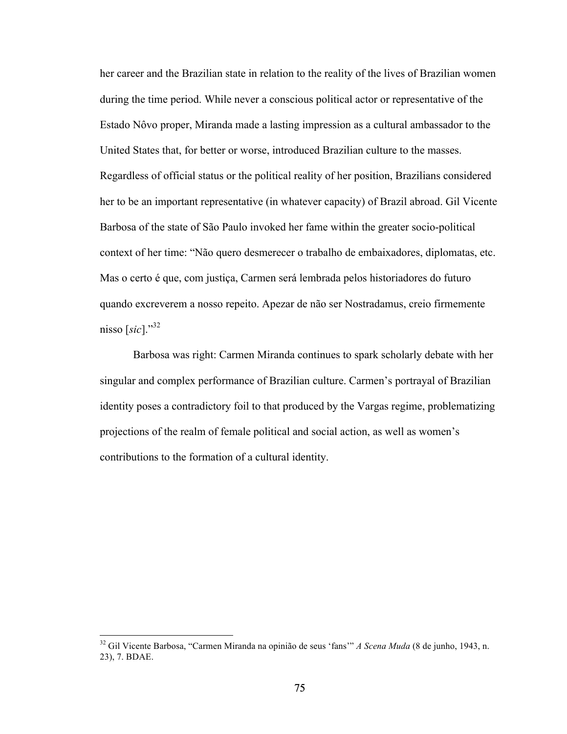her career and the Brazilian state in relation to the reality of the lives of Brazilian women during the time period. While never a conscious political actor or representative of the Estado Nôvo proper, Miranda made a lasting impression as a cultural ambassador to the United States that, for better or worse, introduced Brazilian culture to the masses. Regardless of official status or the political reality of her position, Brazilians considered her to be an important representative (in whatever capacity) of Brazil abroad. Gil Vicente Barbosa of the state of São Paulo invoked her fame within the greater socio-political context of her time: "Não quero desmerecer o trabalho de embaixadores, diplomatas, etc. Mas o certo é que, com justiça, Carmen será lembrada pelos historiadores do futuro quando excreverem a nosso repeito. Apezar de não ser Nostradamus, creio firmemente nisso [*sic*]."[32]

Barbosa was right: Carmen Miranda continues to spark scholarly debate with her singular and complex performance of Brazilian culture. Carmen's portrayal of Brazilian identity poses a contradictory foil to that produced by the Vargas regime, problematizing projections of the realm of female political and social action, as well as women's contributions to the formation of a cultural identity.

---

[32] Gil Vicente Barbosa, "Carmen Miranda na opinião de seus 'fans'" *A Scena Muda* (8 de junho, 1943, n. 23), 7. BDAE.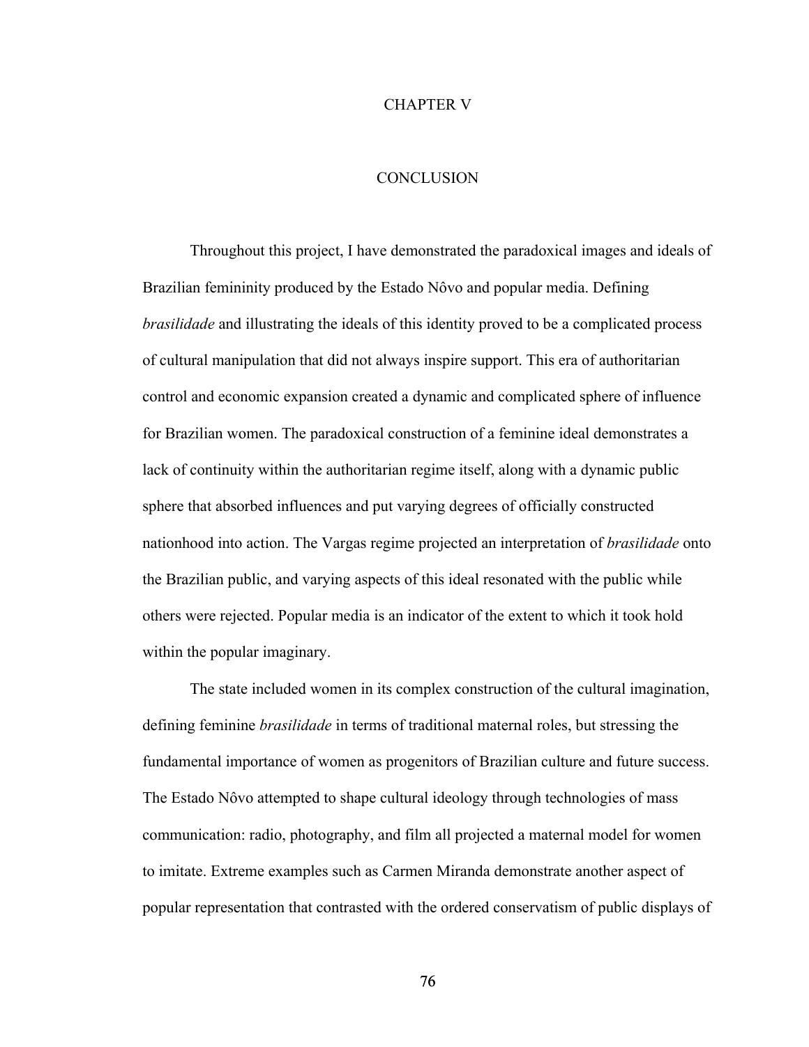# CHAPTER V

# CONCLUSION

Throughout this project, I have demonstrated the paradoxical images and ideals of Brazilian femininity produced by the Estado Nôvo and popular media. Defining *brasilidade* and illustrating the ideals of this identity proved to be a complicated process of cultural manipulation that did not always inspire support. This era of authoritarian control and economic expansion created a dynamic and complicated sphere of influence for Brazilian women. The paradoxical construction of a feminine ideal demonstrates a lack of continuity within the authoritarian regime itself, along with a dynamic public sphere that absorbed influences and put varying degrees of officially constructed nationhood into action. The Vargas regime projected an interpretation of *brasilidade* onto the Brazilian public, and varying aspects of this ideal resonated with the public while others were rejected. Popular media is an indicator of the extent to which it took hold within the popular imaginary.

The state included women in its complex construction of the cultural imagination, defining feminine *brasilidade* in terms of traditional maternal roles, but stressing the fundamental importance of women as progenitors of Brazilian culture and future success. The Estado Nôvo attempted to shape cultural ideology through technologies of mass communication: radio, photography, and film all projected a maternal model for women to imitate. Extreme examples such as Carmen Miranda demonstrate another aspect of popular representation that contrasted with the ordered conservatism of public displays of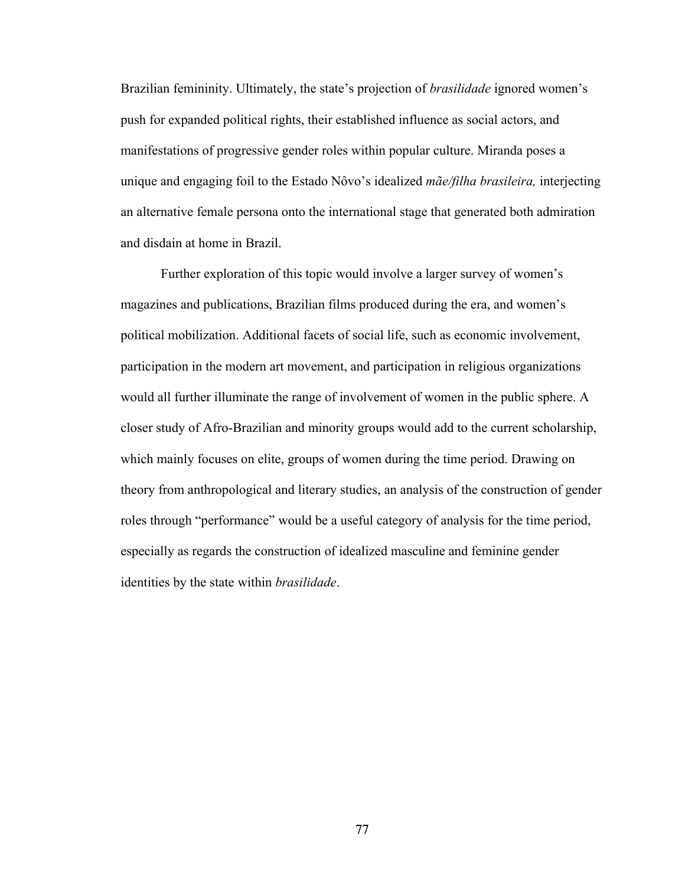Brazilian femininity. Ultimately, the state's projection of *brasilidade* ignored women's push for expanded political rights, their established influence as social actors, and manifestations of progressive gender roles within popular culture. Miranda poses a unique and engaging foil to the Estado Nôvo's idealized *mãe/filha brasileira,* interjecting an alternative female persona onto the international stage that generated both admiration and disdain at home in Brazil.

Further exploration of this topic would involve a larger survey of women's magazines and publications, Brazilian films produced during the era, and women's political mobilization. Additional facets of social life, such as economic involvement, participation in the modern art movement, and participation in religious organizations would all further illuminate the range of involvement of women in the public sphere. A closer study of Afro-Brazilian and minority groups would add to the current scholarship, which mainly focuses on elite, groups of women during the time period. Drawing on theory from anthropological and literary studies, an analysis of the construction of gender roles through "performance" would be a useful category of analysis for the time period, especially as regards the construction of idealized masculine and feminine gender identities by the state within *brasilidade*.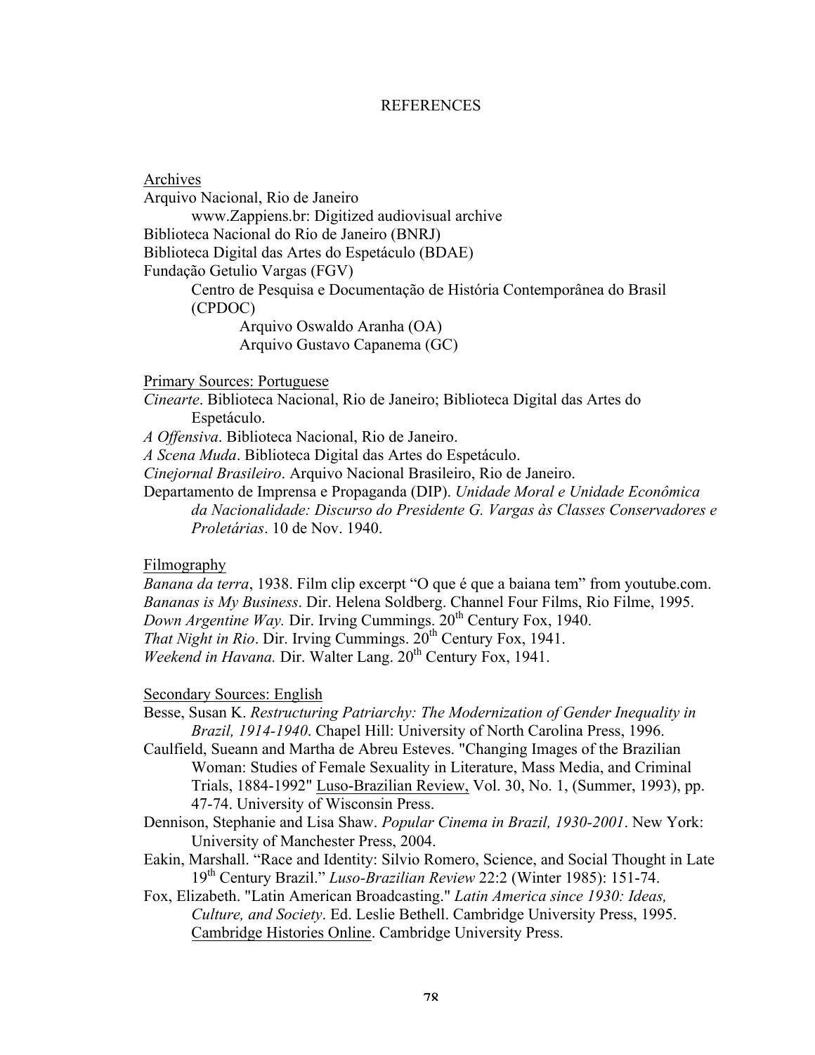# REFERENCES

## Archives

Arquivo Nacional, Rio de Janeiro
    www.Zappiens.br: Digitized audiovisual archive
Biblioteca Nacional do Rio de Janeiro (BNRJ)
Biblioteca Digital das Artes do Espetáculo (BDAE)
Fundação Getulio Vargas (FGV)
    Centro de Pesquisa e Documentação de História Contemporânea do Brasil (CPDOC)
        Arquivo Oswaldo Aranha (OA)
        Arquivo Gustavo Capanema (GC)

## Primary Sources: Portuguese

*Cinearte*. Biblioteca Nacional, Rio de Janeiro; Biblioteca Digital das Artes do Espetáculo.

*A Offensiva*. Biblioteca Nacional, Rio de Janeiro.

*A Scena Muda*. Biblioteca Digital das Artes do Espetáculo.

*Cinejornal Brasileiro*. Arquivo Nacional Brasileiro, Rio de Janeiro.

Departamento de Imprensa e Propaganda (DIP). *Unidade Moral e Unidade Econômica da Nacionalidade: Discurso do Presidente G. Vargas às Classes Conservadores e Proletárias*. 10 de Nov. 1940.

## Filmography

*Banana da terra*, 1938. Film clip excerpt "O que é que a baiana tem" from youtube.com.

*Bananas is My Business*. Dir. Helena Soldberg. Channel Four Films, Rio Filme, 1995.

*Down Argentine Way.* Dir. Irving Cummings. 20th Century Fox, 1940.

*That Night in Rio*. Dir. Irving Cummings. 20th Century Fox, 1941.

*Weekend in Havana.* Dir. Walter Lang. 20th Century Fox, 1941.

## Secondary Sources: English

Besse, Susan K. *Restructuring Patriarchy: The Modernization of Gender Inequality in Brazil, 1914-1940*. Chapel Hill: University of North Carolina Press, 1996.

Caulfield, Sueann and Martha de Abreu Esteves. "Changing Images of the Brazilian Woman: Studies of Female Sexuality in Literature, Mass Media, and Criminal Trials, 1884-1992" Luso-Brazilian Review, Vol. 30, No. 1, (Summer, 1993), pp. 47-74. University of Wisconsin Press.

Dennison, Stephanie and Lisa Shaw. *Popular Cinema in Brazil, 1930-2001*. New York: University of Manchester Press, 2004.

Eakin, Marshall. "Race and Identity: Silvio Romero, Science, and Social Thought in Late 19th Century Brazil." *Luso-Brazilian Review* 22:2 (Winter 1985): 151-74.

Fox, Elizabeth. "Latin American Broadcasting." *Latin America since 1930: Ideas, Culture, and Society*. Ed. Leslie Bethell. Cambridge University Press, 1995. Cambridge Histories Online. Cambridge University Press.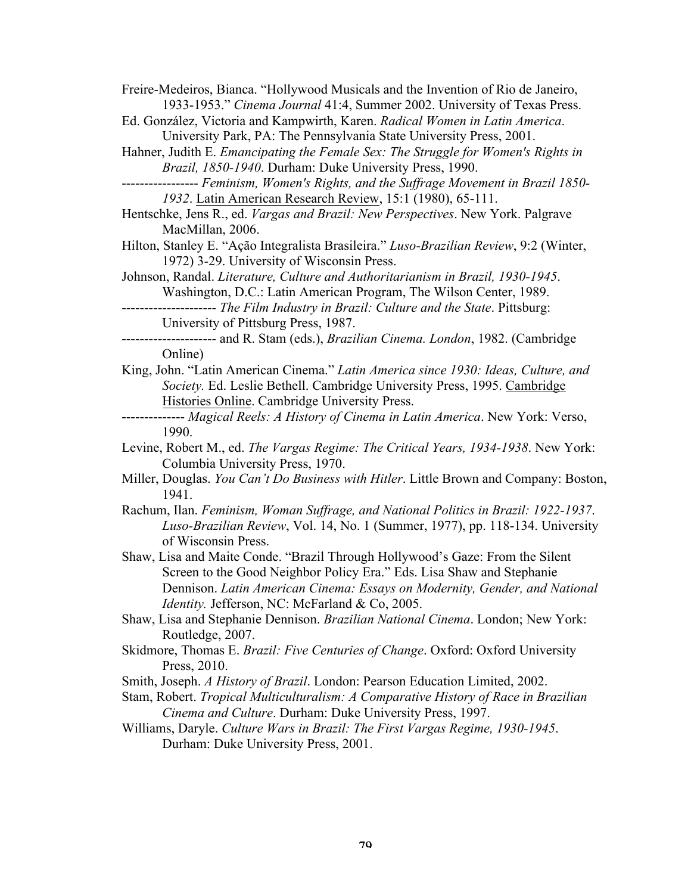Freire-Medeiros, Bianca. “Hollywood Musicals and the Invention of Rio de Janeiro, 1933-1953.” *Cinema Journal* 41:4, Summer 2002. University of Texas Press.

Ed. González, Victoria and Kampwirth, Karen. *Radical Women in Latin America*. University Park, PA: The Pennsylvania State University Press, 2001.

Hahner, Judith E. *Emancipating the Female Sex: The Struggle for Women's Rights in Brazil, 1850-1940*. Durham: Duke University Press, 1990.

----------------- *Feminism, Women's Rights, and the Suffrage Movement in Brazil 1850-1932*. Latin American Research Review, 15:1 (1980), 65-111.

Hentschke, Jens R., ed. *Vargas and Brazil: New Perspectives*. New York. Palgrave MacMillan, 2006.

Hilton, Stanley E. “Ação Integralista Brasileira.” *Luso-Brazilian Review*, 9:2 (Winter, 1972) 3-29. University of Wisconsin Press.

Johnson, Randal. *Literature, Culture and Authoritarianism in Brazil, 1930-1945*. Washington, D.C.: Latin American Program, The Wilson Center, 1989.

--------------------- *The Film Industry in Brazil: Culture and the State*. Pittsburg: University of Pittsburg Press, 1987.

--------------------- and R. Stam (eds.), *Brazilian Cinema. London*, 1982. (Cambridge Online)

King, John. “Latin American Cinema.” *Latin America since 1930: Ideas, Culture, and Society.* Ed. Leslie Bethell. Cambridge University Press, 1995. Cambridge Histories Online. Cambridge University Press.

-------------- *Magical Reels: A History of Cinema in Latin America*. New York: Verso, 1990.

Levine, Robert M., ed. *The Vargas Regime: The Critical Years, 1934-1938*. New York: Columbia University Press, 1970.

Miller, Douglas. *You Can't Do Business with Hitler*. Little Brown and Company: Boston, 1941.

Rachum, Ilan. *Feminism, Woman Suffrage, and National Politics in Brazil: 1922-1937*. *Luso-Brazilian Review*, Vol. 14, No. 1 (Summer, 1977), pp. 118-134. University of Wisconsin Press.

Shaw, Lisa and Maite Conde. “Brazil Through Hollywood's Gaze: From the Silent Screen to the Good Neighbor Policy Era.” Eds. Lisa Shaw and Stephanie Dennison. *Latin American Cinema: Essays on Modernity, Gender, and National Identity.* Jefferson, NC: McFarland & Co, 2005.

Shaw, Lisa and Stephanie Dennison. *Brazilian National Cinema*. London; New York: Routledge, 2007.

Skidmore, Thomas E. *Brazil: Five Centuries of Change*. Oxford: Oxford University Press, 2010.

Smith, Joseph. *A History of Brazil*. London: Pearson Education Limited, 2002.

Stam, Robert. *Tropical Multiculturalism: A Comparative History of Race in Brazilian Cinema and Culture*. Durham: Duke University Press, 1997.

Williams, Daryle. *Culture Wars in Brazil: The First Vargas Regime, 1930-1945*. Durham: Duke University Press, 2001.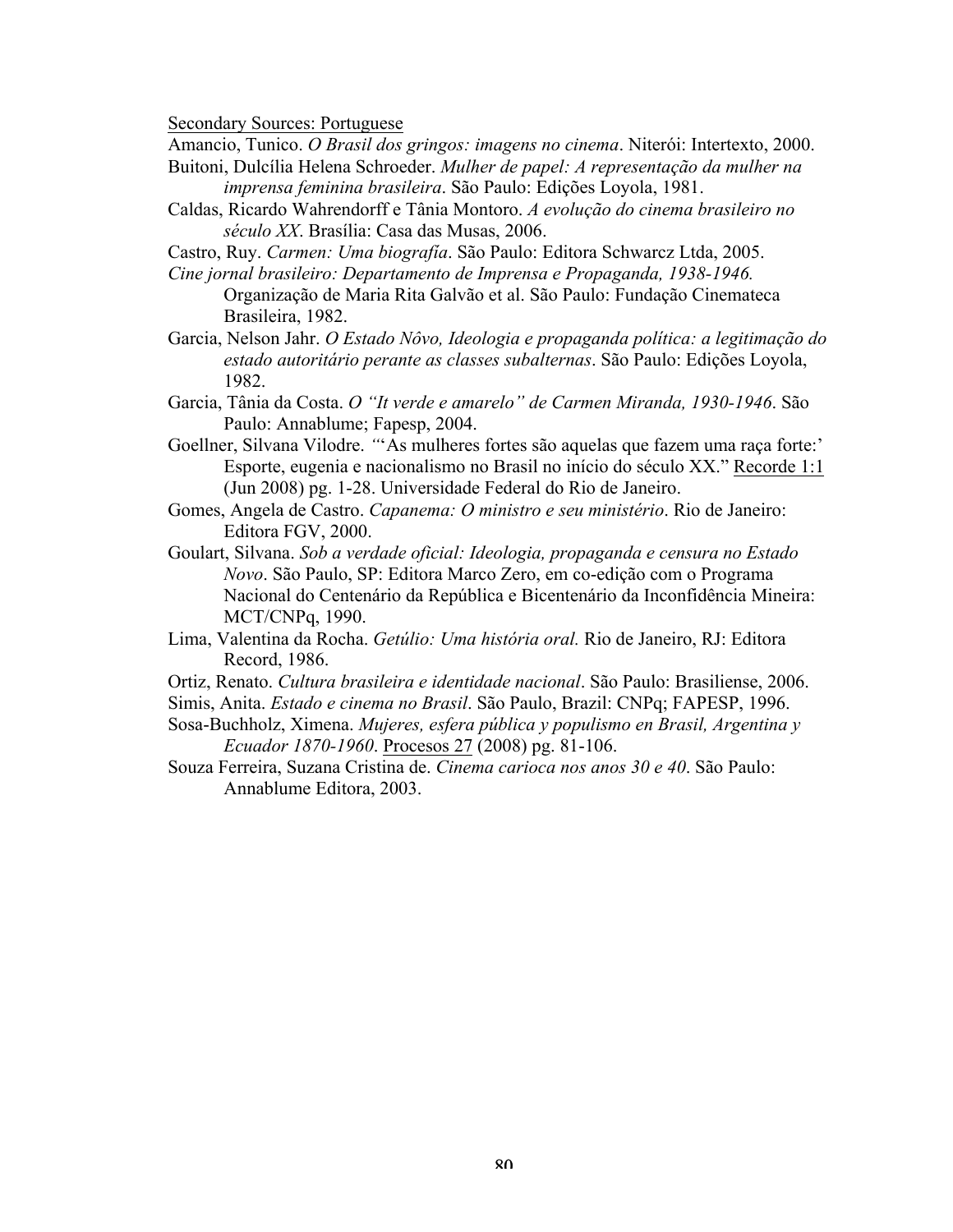Secondary Sources: Portuguese

Amancio, Tunico. *O Brasil dos gringos: imagens no cinema*. Niterói: Intertexto, 2000.

Buitoni, Dulcília Helena Schroeder. *Mulher de papel: A representação da mulher na imprensa feminina brasileira*. São Paulo: Edições Loyola, 1981.

Caldas, Ricardo Wahrendorff e Tânia Montoro. *A evolução do cinema brasileiro no século XX*. Brasília: Casa das Musas, 2006.

Castro, Ruy. *Carmen: Uma biografia*. São Paulo: Editora Schwarcz Ltda, 2005.

*Cine jornal brasileiro: Departamento de Imprensa e Propaganda, 1938-1946.* Organização de Maria Rita Galvão et al. São Paulo: Fundação Cinemateca Brasileira, 1982.

Garcia, Nelson Jahr. *O Estado Nôvo, Ideologia e propaganda política: a legitimação do estado autoritário perante as classes subalternas*. São Paulo: Edições Loyola, 1982.

Garcia, Tânia da Costa. *O "It verde e amarelo" de Carmen Miranda, 1930-1946*. São Paulo: Annablume; Fapesp, 2004.

Goellner, Silvana Vilodre. "'As mulheres fortes são aquelas que fazem uma raça forte:' Esporte, eugenia e nacionalismo no Brasil no início do século XX." Recorde 1:1 (Jun 2008) pg. 1-28. Universidade Federal do Rio de Janeiro.

Gomes, Angela de Castro. *Capanema: O ministro e seu ministério*. Rio de Janeiro: Editora FGV, 2000.

Goulart, Silvana. *Sob a verdade oficial: Ideologia, propaganda e censura no Estado Novo*. São Paulo, SP: Editora Marco Zero, em co-edição com o Programa Nacional do Centenário da República e Bicentenário da Inconfidência Mineira: MCT/CNPq, 1990.

Lima, Valentina da Rocha. *Getúlio: Uma história oral.* Rio de Janeiro, RJ: Editora Record, 1986.

Ortiz, Renato. *Cultura brasileira e identidade nacional*. São Paulo: Brasiliense, 2006.

Simis, Anita. *Estado e cinema no Brasil*. São Paulo, Brazil: CNPq; FAPESP, 1996.

Sosa-Buchholz, Ximena. *Mujeres, esfera pública y populismo en Brasil, Argentina y Ecuador 1870-1960*. Procesos 27 (2008) pg. 81-106.

Souza Ferreira, Suzana Cristina de. *Cinema carioca nos anos 30 e 40*. São Paulo: Annablume Editora, 2003.